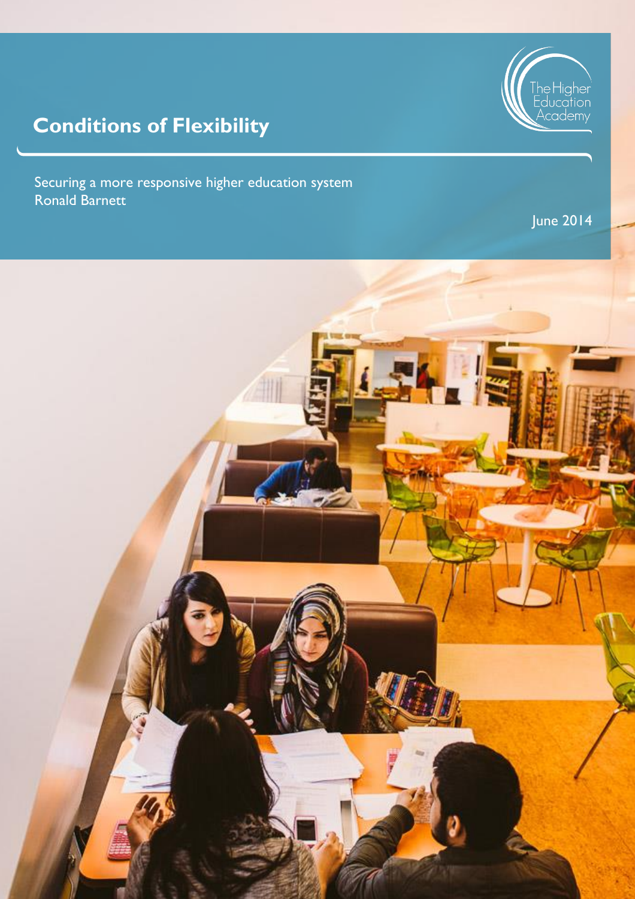# Conditions of Flexibility

The Higher Education Academy

Securing a more responsive higher education system
Ronald Barnett

June 2014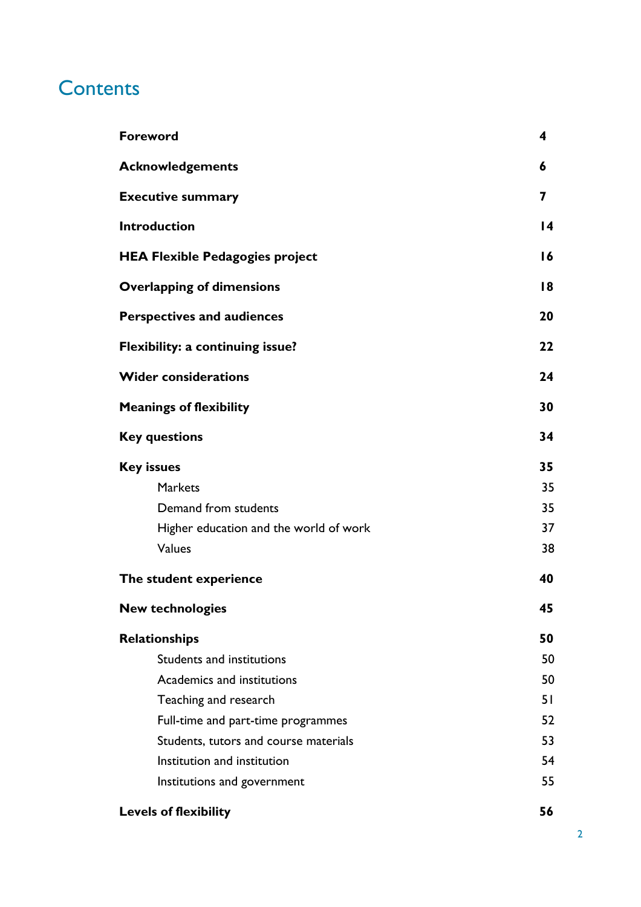# Contents

| | |
|---|---|
| **Foreword** | **4** |
| **Acknowledgements** | **6** |
| **Executive summary** | **7** |
| **Introduction** | **14** |
| **HEA Flexible Pedagogies project** | **16** |
| **Overlapping of dimensions** | **18** |
| **Perspectives and audiences** | **20** |
| **Flexibility: a continuing issue?** | **22** |
| **Wider considerations** | **24** |
| **Meanings of flexibility** | **30** |
| **Key questions** | **34** |
| **Key issues** | **35** |
| Markets | 35 |
| Demand from students | 35 |
| Higher education and the world of work | 37 |
| Values | 38 |
| **The student experience** | **40** |
| **New technologies** | **45** |
| **Relationships** | **50** |
| Students and institutions | 50 |
| Academics and institutions | 50 |
| Teaching and research | 51 |
| Full-time and part-time programmes | 52 |
| Students, tutors and course materials | 53 |
| Institution and institution | 54 |
| Institutions and government | 55 |
| **Levels of flexibility** | **56** |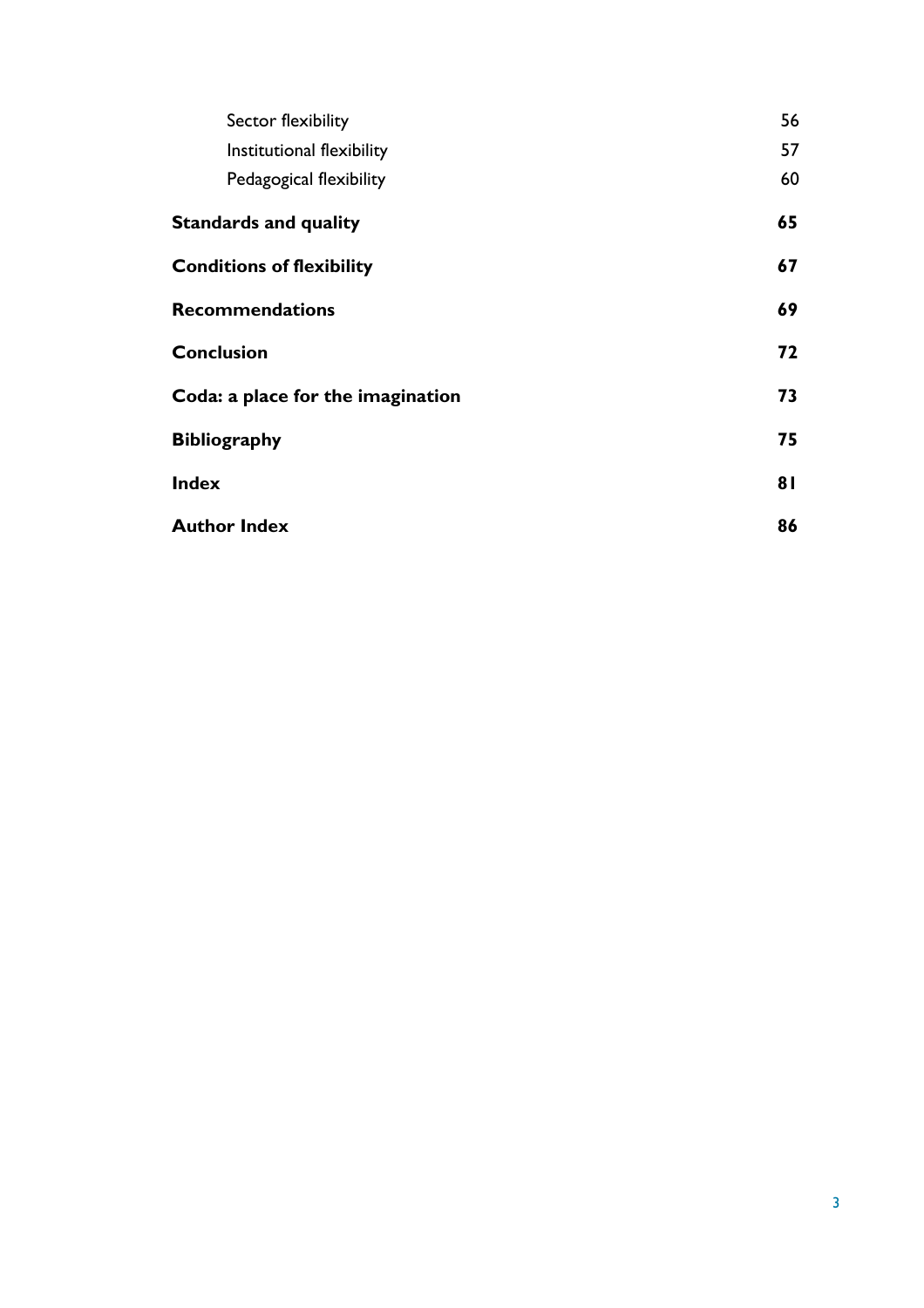| | |
|---|---|
| Sector flexibility | 56 |
| Institutional flexibility | 57 |
| Pedagogical flexibility | 60 |
| **Standards and quality** | **65** |
| **Conditions of flexibility** | **67** |
| **Recommendations** | **69** |
| **Conclusion** | **72** |
| **Coda: a place for the imagination** | **73** |
| **Bibliography** | **75** |
| **Index** | **81** |
| **Author Index** | **86** |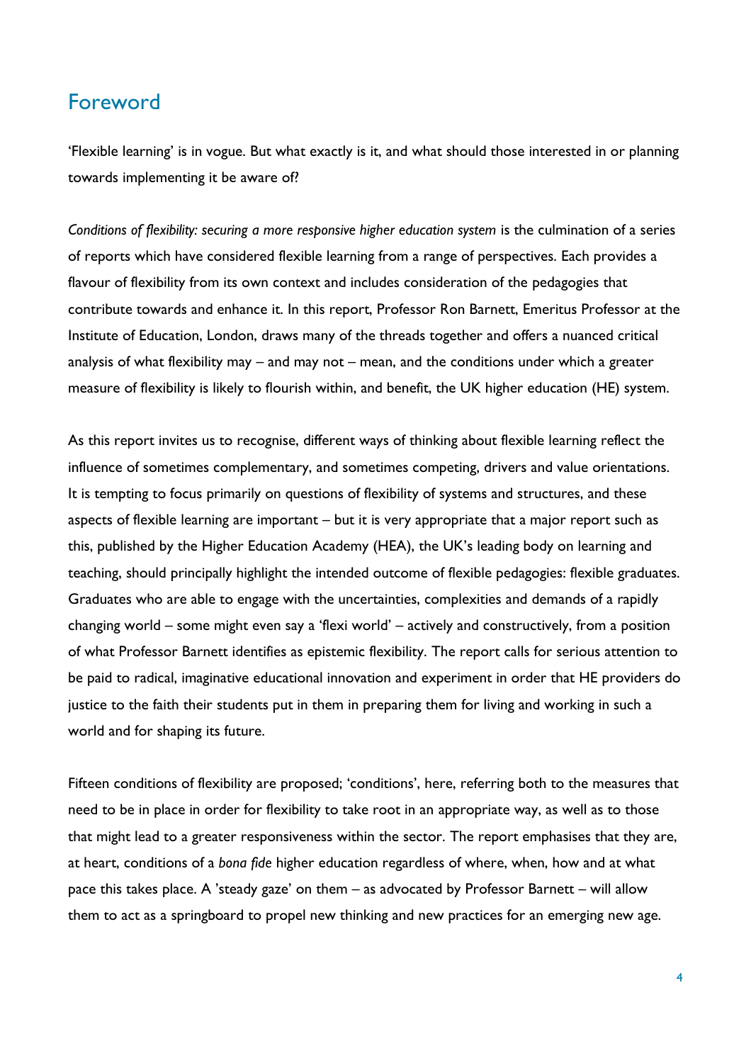## Foreword

'Flexible learning' is in vogue. But what exactly is it, and what should those interested in or planning towards implementing it be aware of?

*Conditions of flexibility: securing a more responsive higher education system* is the culmination of a series of reports which have considered flexible learning from a range of perspectives. Each provides a flavour of flexibility from its own context and includes consideration of the pedagogies that contribute towards and enhance it. In this report, Professor Ron Barnett, Emeritus Professor at the Institute of Education, London, draws many of the threads together and offers a nuanced critical analysis of what flexibility may – and may not – mean, and the conditions under which a greater measure of flexibility is likely to flourish within, and benefit, the UK higher education (HE) system.

As this report invites us to recognise, different ways of thinking about flexible learning reflect the influence of sometimes complementary, and sometimes competing, drivers and value orientations. It is tempting to focus primarily on questions of flexibility of systems and structures, and these aspects of flexible learning are important – but it is very appropriate that a major report such as this, published by the Higher Education Academy (HEA), the UK's leading body on learning and teaching, should principally highlight the intended outcome of flexible pedagogies: flexible graduates. Graduates who are able to engage with the uncertainties, complexities and demands of a rapidly changing world – some might even say a 'flexi world' – actively and constructively, from a position of what Professor Barnett identifies as epistemic flexibility. The report calls for serious attention to be paid to radical, imaginative educational innovation and experiment in order that HE providers do justice to the faith their students put in them in preparing them for living and working in such a world and for shaping its future.

Fifteen conditions of flexibility are proposed; 'conditions', here, referring both to the measures that need to be in place in order for flexibility to take root in an appropriate way, as well as to those that might lead to a greater responsiveness within the sector. The report emphasises that they are, at heart, conditions of a *bona fide* higher education regardless of where, when, how and at what pace this takes place. A 'steady gaze' on them – as advocated by Professor Barnett – will allow them to act as a springboard to propel new thinking and new practices for an emerging new age.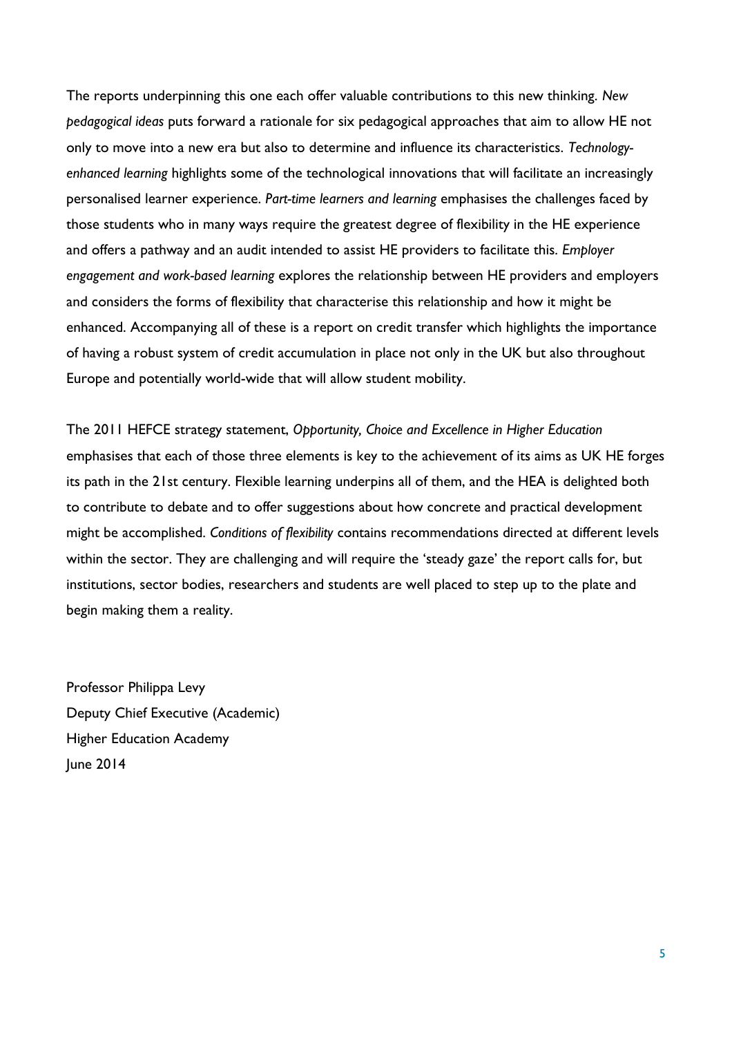The reports underpinning this one each offer valuable contributions to this new thinking. *New pedagogical ideas* puts forward a rationale for six pedagogical approaches that aim to allow HE not only to move into a new era but also to determine and influence its characteristics. *Technology-enhanced learning* highlights some of the technological innovations that will facilitate an increasingly personalised learner experience. *Part-time learners and learning* emphasises the challenges faced by those students who in many ways require the greatest degree of flexibility in the HE experience and offers a pathway and an audit intended to assist HE providers to facilitate this. *Employer engagement and work-based learning* explores the relationship between HE providers and employers and considers the forms of flexibility that characterise this relationship and how it might be enhanced. Accompanying all of these is a report on credit transfer which highlights the importance of having a robust system of credit accumulation in place not only in the UK but also throughout Europe and potentially world-wide that will allow student mobility.

The 2011 HEFCE strategy statement, *Opportunity, Choice and Excellence in Higher Education* emphasises that each of those three elements is key to the achievement of its aims as UK HE forges its path in the 21st century. Flexible learning underpins all of them, and the HEA is delighted both to contribute to debate and to offer suggestions about how concrete and practical development might be accomplished. *Conditions of flexibility* contains recommendations directed at different levels within the sector. They are challenging and will require the 'steady gaze' the report calls for, but institutions, sector bodies, researchers and students are well placed to step up to the plate and begin making them a reality.

Professor Philippa Levy
Deputy Chief Executive (Academic)
Higher Education Academy
June 2014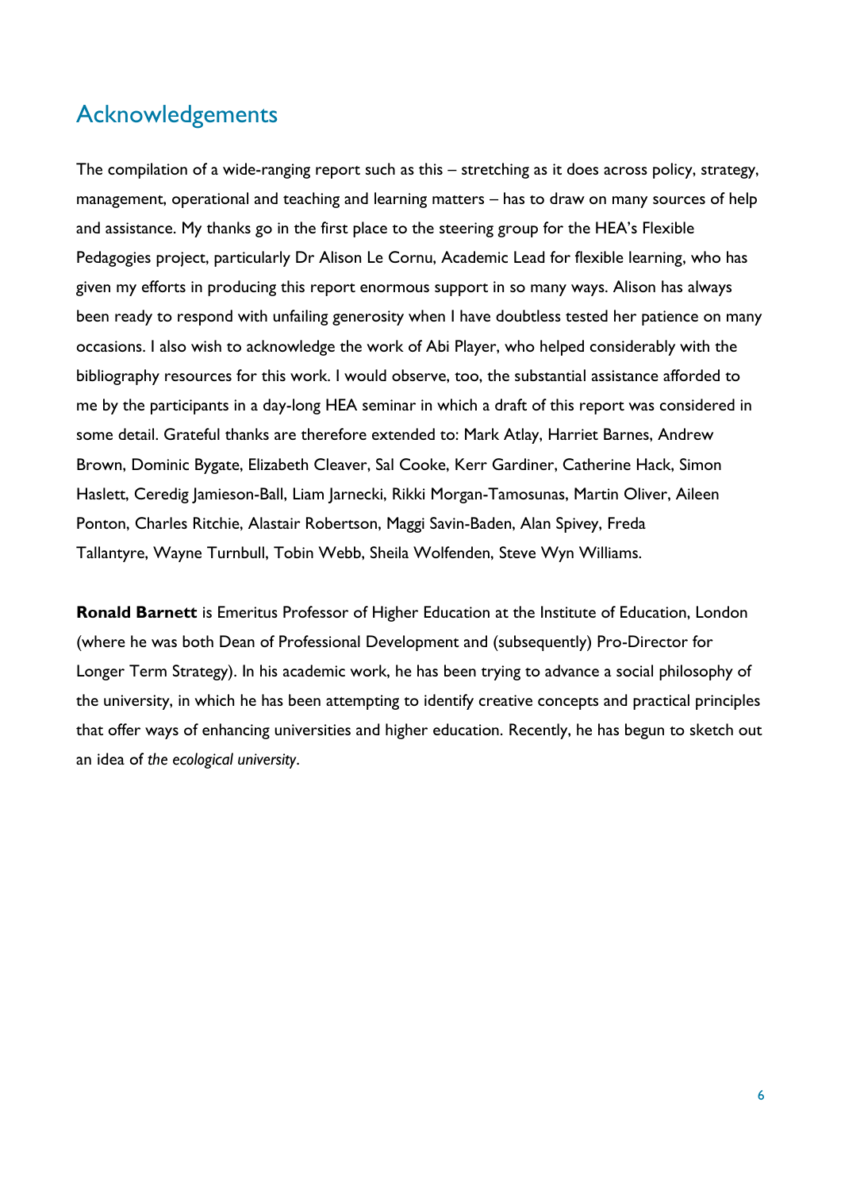## Acknowledgements

The compilation of a wide-ranging report such as this – stretching as it does across policy, strategy, management, operational and teaching and learning matters – has to draw on many sources of help and assistance. My thanks go in the first place to the steering group for the HEA's Flexible Pedagogies project, particularly Dr Alison Le Cornu, Academic Lead for flexible learning, who has given my efforts in producing this report enormous support in so many ways. Alison has always been ready to respond with unfailing generosity when I have doubtless tested her patience on many occasions. I also wish to acknowledge the work of Abi Player, who helped considerably with the bibliography resources for this work. I would observe, too, the substantial assistance afforded to me by the participants in a day-long HEA seminar in which a draft of this report was considered in some detail. Grateful thanks are therefore extended to: Mark Atlay, Harriet Barnes, Andrew Brown, Dominic Bygate, Elizabeth Cleaver, Sal Cooke, Kerr Gardiner, Catherine Hack, Simon Haslett, Ceredig Jamieson-Ball, Liam Jarnecki, Rikki Morgan-Tamosunas, Martin Oliver, Aileen Ponton, Charles Ritchie, Alastair Robertson, Maggi Savin-Baden, Alan Spivey, Freda Tallantyre, Wayne Turnbull, Tobin Webb, Sheila Wolfenden, Steve Wyn Williams.

**Ronald Barnett** is Emeritus Professor of Higher Education at the Institute of Education, London (where he was both Dean of Professional Development and (subsequently) Pro-Director for Longer Term Strategy). In his academic work, he has been trying to advance a social philosophy of the university, in which he has been attempting to identify creative concepts and practical principles that offer ways of enhancing universities and higher education. Recently, he has begun to sketch out an idea of *the ecological university*.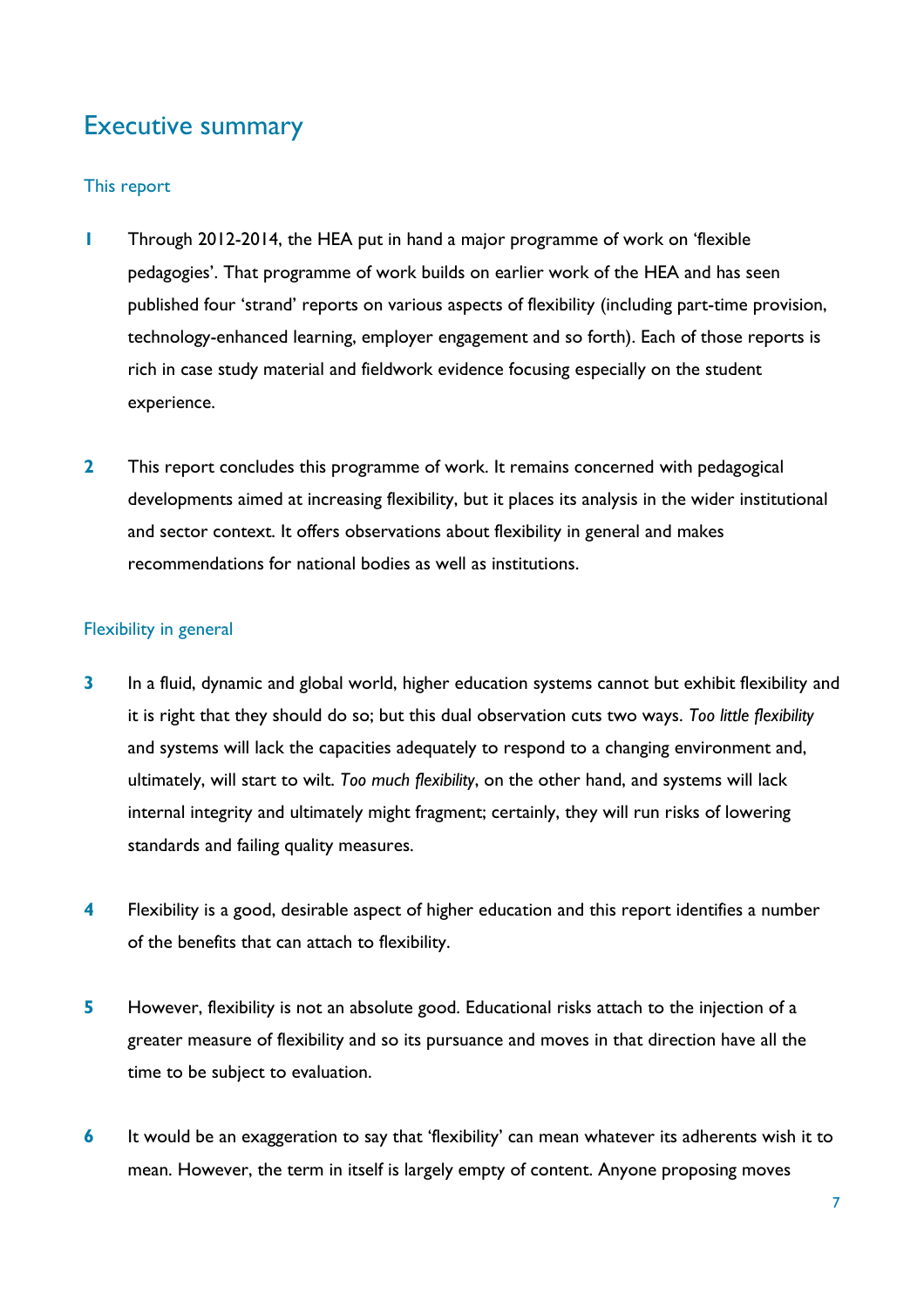# Executive summary

## This report

1. Through 2012-2014, the HEA put in hand a major programme of work on 'flexible pedagogies'. That programme of work builds on earlier work of the HEA and has seen published four 'strand' reports on various aspects of flexibility (including part-time provision, technology-enhanced learning, employer engagement and so forth). Each of those reports is rich in case study material and fieldwork evidence focusing especially on the student experience.

2. This report concludes this programme of work. It remains concerned with pedagogical developments aimed at increasing flexibility, but it places its analysis in the wider institutional and sector context. It offers observations about flexibility in general and makes recommendations for national bodies as well as institutions.

## Flexibility in general

3. In a fluid, dynamic and global world, higher education systems cannot but exhibit flexibility and it is right that they should do so; but this dual observation cuts two ways. *Too little flexibility* and systems will lack the capacities adequately to respond to a changing environment and, ultimately, will start to wilt. *Too much flexibility*, on the other hand, and systems will lack internal integrity and ultimately might fragment; certainly, they will run risks of lowering standards and failing quality measures.

4. Flexibility is a good, desirable aspect of higher education and this report identifies a number of the benefits that can attach to flexibility.

5. However, flexibility is not an absolute good. Educational risks attach to the injection of a greater measure of flexibility and so its pursuance and moves in that direction have all the time to be subject to evaluation.

6. It would be an exaggeration to say that 'flexibility' can mean whatever its adherents wish it to mean. However, the term in itself is largely empty of content. Anyone proposing moves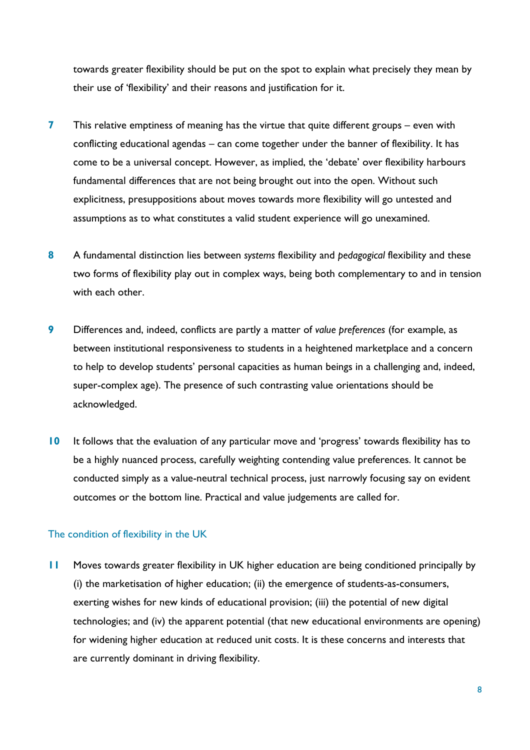towards greater flexibility should be put on the spot to explain what precisely they mean by their use of 'flexibility' and their reasons and justification for it.

**7** This relative emptiness of meaning has the virtue that quite different groups – even with conflicting educational agendas – can come together under the banner of flexibility. It has come to be a universal concept. However, as implied, the 'debate' over flexibility harbours fundamental differences that are not being brought out into the open. Without such explicitness, presuppositions about moves towards more flexibility will go untested and assumptions as to what constitutes a valid student experience will go unexamined.

**8** A fundamental distinction lies between *systems* flexibility and *pedagogical* flexibility and these two forms of flexibility play out in complex ways, being both complementary to and in tension with each other.

**9** Differences and, indeed, conflicts are partly a matter of *value preferences* (for example, as between institutional responsiveness to students in a heightened marketplace and a concern to help to develop students' personal capacities as human beings in a challenging and, indeed, super-complex age). The presence of such contrasting value orientations should be acknowledged.

**10** It follows that the evaluation of any particular move and 'progress' towards flexibility has to be a highly nuanced process, carefully weighting contending value preferences. It cannot be conducted simply as a value-neutral technical process, just narrowly focusing say on evident outcomes or the bottom line. Practical and value judgements are called for.

## The condition of flexibility in the UK

**11** Moves towards greater flexibility in UK higher education are being conditioned principally by (i) the marketisation of higher education; (ii) the emergence of students-as-consumers, exerting wishes for new kinds of educational provision; (iii) the potential of new digital technologies; and (iv) the apparent potential (that new educational environments are opening) for widening higher education at reduced unit costs. It is these concerns and interests that are currently dominant in driving flexibility.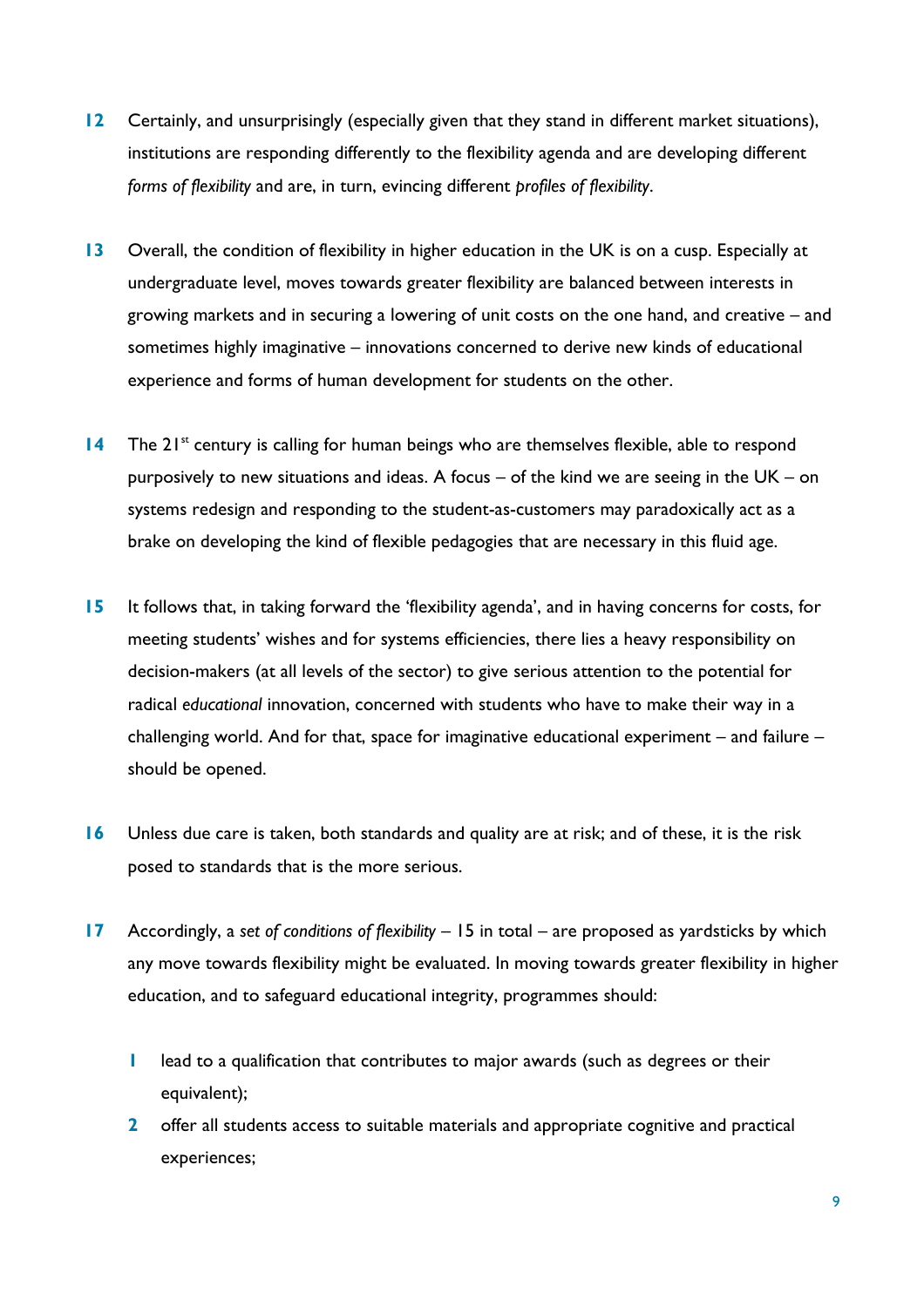**12** Certainly, and unsurprisingly (especially given that they stand in different market situations), institutions are responding differently to the flexibility agenda and are developing different *forms of flexibility* and are, in turn, evincing different *profiles of flexibility*.

**13** Overall, the condition of flexibility in higher education in the UK is on a cusp. Especially at undergraduate level, moves towards greater flexibility are balanced between interests in growing markets and in securing a lowering of unit costs on the one hand, and creative – and sometimes highly imaginative – innovations concerned to derive new kinds of educational experience and forms of human development for students on the other.

**14** The 21st century is calling for human beings who are themselves flexible, able to respond purposively to new situations and ideas. A focus – of the kind we are seeing in the UK – on systems redesign and responding to the student-as-customers may paradoxically act as a brake on developing the kind of flexible pedagogies that are necessary in this fluid age.

**15** It follows that, in taking forward the 'flexibility agenda', and in having concerns for costs, for meeting students' wishes and for systems efficiencies, there lies a heavy responsibility on decision-makers (at all levels of the sector) to give serious attention to the potential for radical *educational* innovation, concerned with students who have to make their way in a challenging world. And for that, space for imaginative educational experiment – and failure – should be opened.

**16** Unless due care is taken, both standards and quality are at risk; and of these, it is the risk posed to standards that is the more serious.

**17** Accordingly, a *set of conditions of flexibility* – 15 in total – are proposed as yardsticks by which any move towards flexibility might be evaluated. In moving towards greater flexibility in higher education, and to safeguard educational integrity, programmes should:

1. lead to a qualification that contributes to major awards (such as degrees or their equivalent);
2. offer all students access to suitable materials and appropriate cognitive and practical experiences;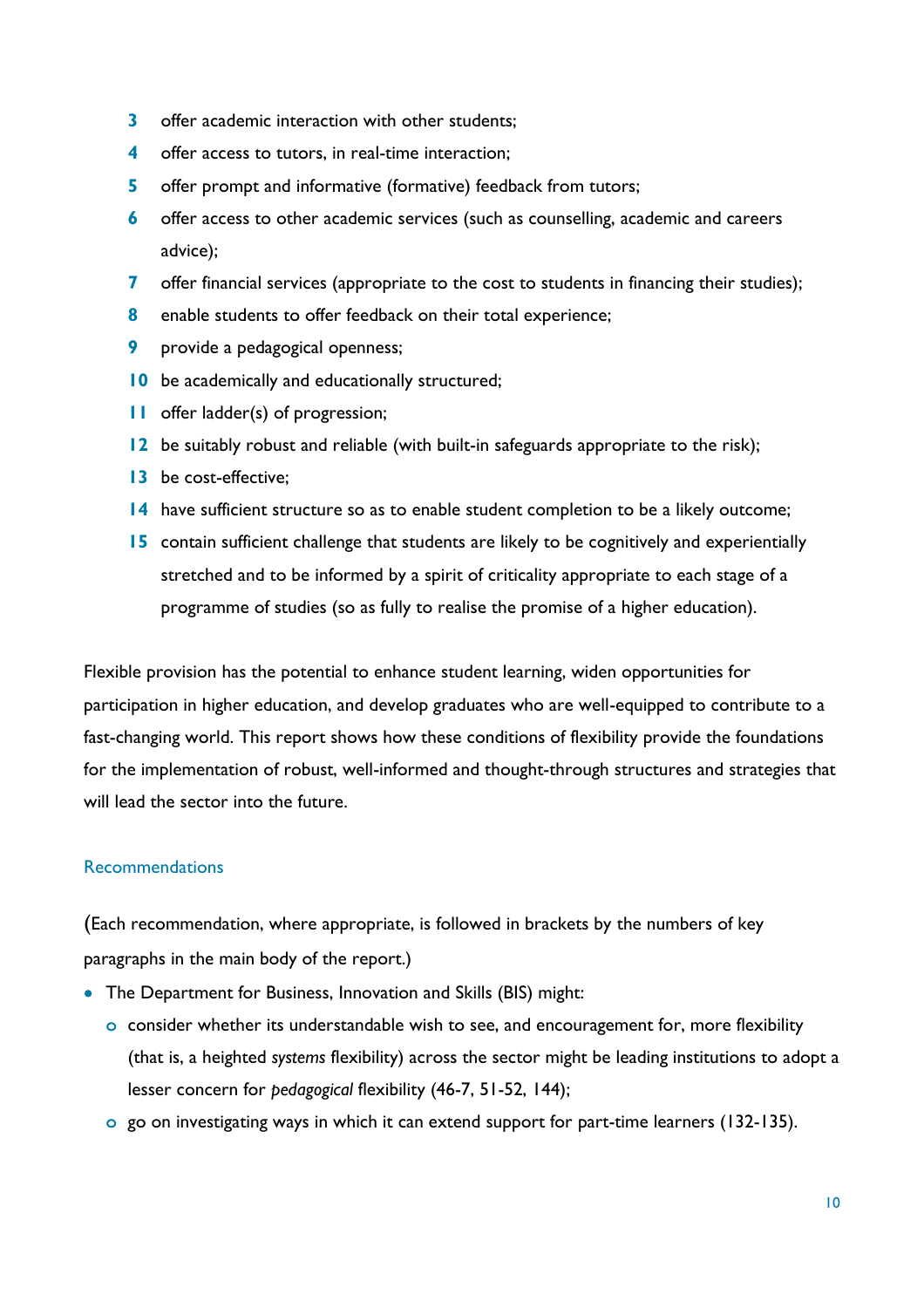3. offer academic interaction with other students;
4. offer access to tutors, in real-time interaction;
5. offer prompt and informative (formative) feedback from tutors;
6. offer access to other academic services (such as counselling, academic and careers advice);
7. offer financial services (appropriate to the cost to students in financing their studies);
8. enable students to offer feedback on their total experience;
9. provide a pedagogical openness;
10. be academically and educationally structured;
11. offer ladder(s) of progression;
12. be suitably robust and reliable (with built-in safeguards appropriate to the risk);
13. be cost-effective;
14. have sufficient structure so as to enable student completion to be a likely outcome;
15. contain sufficient challenge that students are likely to be cognitively and experientially stretched and to be informed by a spirit of criticality appropriate to each stage of a programme of studies (so as fully to realise the promise of a higher education).

Flexible provision has the potential to enhance student learning, widen opportunities for participation in higher education, and develop graduates who are well-equipped to contribute to a fast-changing world. This report shows how these conditions of flexibility provide the foundations for the implementation of robust, well-informed and thought-through structures and strategies that will lead the sector into the future.

## Recommendations

(Each recommendation, where appropriate, is followed in brackets by the numbers of key paragraphs in the main body of the report.)

- The Department for Business, Innovation and Skills (BIS) might:
  - consider whether its understandable wish to see, and encouragement for, more flexibility (that is, a heighted *systems* flexibility) across the sector might be leading institutions to adopt a lesser concern for *pedagogical* flexibility (46-7, 51-52, 144);
  - go on investigating ways in which it can extend support for part-time learners (132-135).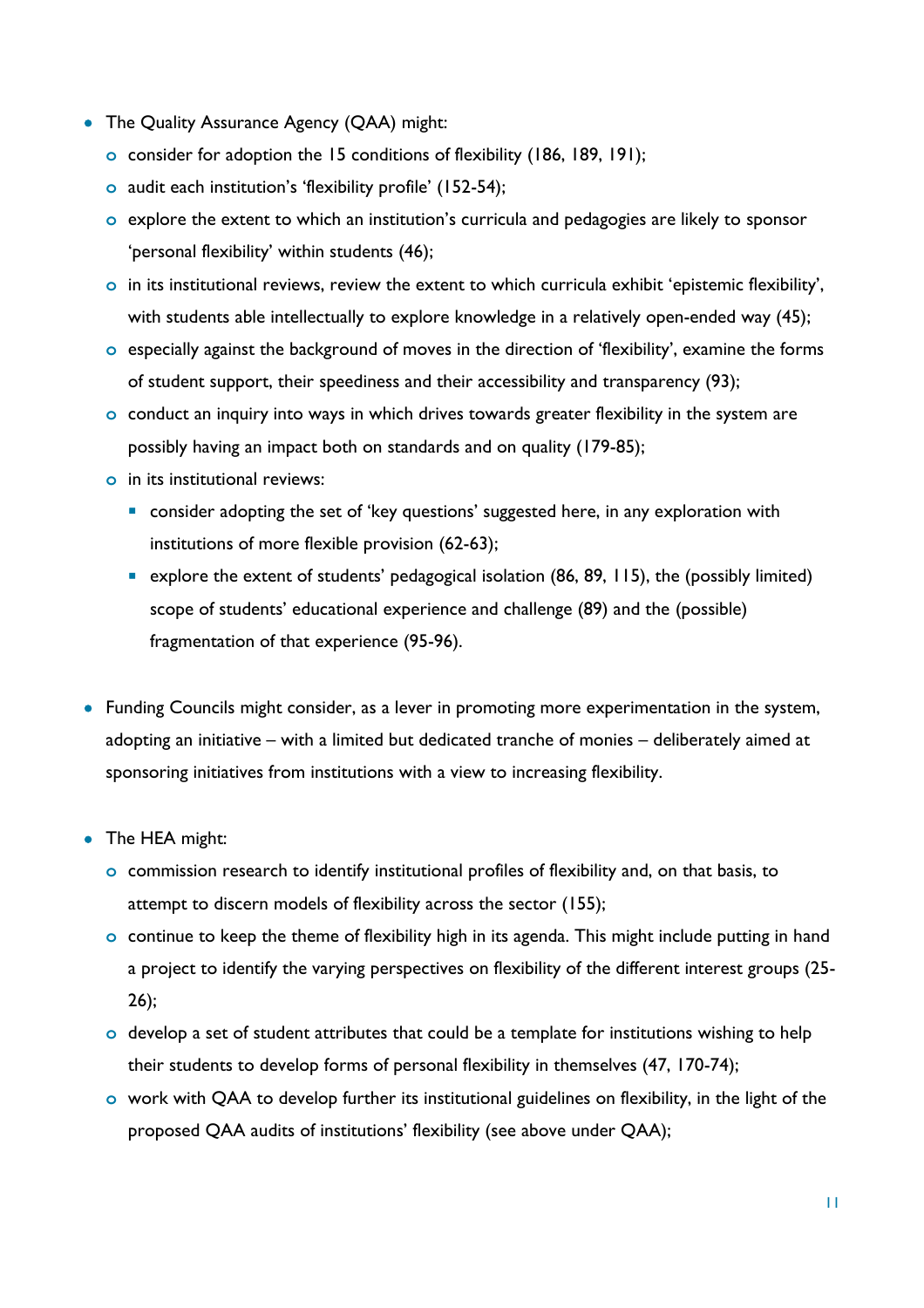- The Quality Assurance Agency (QAA) might:
  - consider for adoption the 15 conditions of flexibility (186, 189, 191);
  - audit each institution's 'flexibility profile' (152-54);
  - explore the extent to which an institution's curricula and pedagogies are likely to sponsor 'personal flexibility' within students (46);
  - in its institutional reviews, review the extent to which curricula exhibit 'epistemic flexibility', with students able intellectually to explore knowledge in a relatively open-ended way (45);
  - especially against the background of moves in the direction of 'flexibility', examine the forms of student support, their speediness and their accessibility and transparency (93);
  - conduct an inquiry into ways in which drives towards greater flexibility in the system are possibly having an impact both on standards and on quality (179-85);
  - in its institutional reviews:
    - consider adopting the set of 'key questions' suggested here, in any exploration with institutions of more flexible provision (62-63);
    - explore the extent of students' pedagogical isolation (86, 89, 115), the (possibly limited) scope of students' educational experience and challenge (89) and the (possible) fragmentation of that experience (95-96).

- Funding Councils might consider, as a lever in promoting more experimentation in the system, adopting an initiative – with a limited but dedicated tranche of monies – deliberately aimed at sponsoring initiatives from institutions with a view to increasing flexibility.

- The HEA might:
  - commission research to identify institutional profiles of flexibility and, on that basis, to attempt to discern models of flexibility across the sector (155);
  - continue to keep the theme of flexibility high in its agenda. This might include putting in hand a project to identify the varying perspectives on flexibility of the different interest groups (25-26);
  - develop a set of student attributes that could be a template for institutions wishing to help their students to develop forms of personal flexibility in themselves (47, 170-74);
  - work with QAA to develop further its institutional guidelines on flexibility, in the light of the proposed QAA audits of institutions' flexibility (see above under QAA);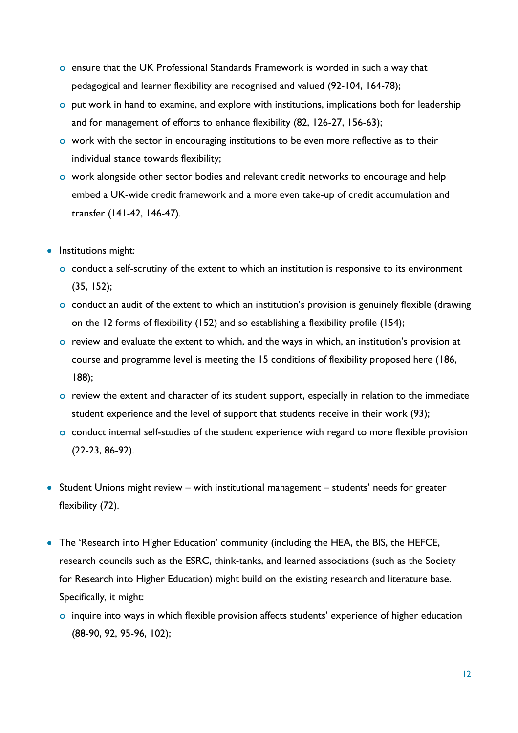- ensure that the UK Professional Standards Framework is worded in such a way that pedagogical and learner flexibility are recognised and valued (92-104, 164-78);
  - put work in hand to examine, and explore with institutions, implications both for leadership and for management of efforts to enhance flexibility (82, 126-27, 156-63);
  - work with the sector in encouraging institutions to be even more reflective as to their individual stance towards flexibility;
  - work alongside other sector bodies and relevant credit networks to encourage and help embed a UK-wide credit framework and a more even take-up of credit accumulation and transfer (141-42, 146-47).

- Institutions might:
  - conduct a self-scrutiny of the extent to which an institution is responsive to its environment (35, 152);
  - conduct an audit of the extent to which an institution's provision is genuinely flexible (drawing on the 12 forms of flexibility (152) and so establishing a flexibility profile (154);
  - review and evaluate the extent to which, and the ways in which, an institution's provision at course and programme level is meeting the 15 conditions of flexibility proposed here (186, 188);
  - review the extent and character of its student support, especially in relation to the immediate student experience and the level of support that students receive in their work (93);
  - conduct internal self-studies of the student experience with regard to more flexible provision (22-23, 86-92).

- Student Unions might review – with institutional management – students' needs for greater flexibility (72).

- The 'Research into Higher Education' community (including the HEA, the BIS, the HEFCE, research councils such as the ESRC, think-tanks, and learned associations (such as the Society for Research into Higher Education) might build on the existing research and literature base. Specifically, it might:
  - inquire into ways in which flexible provision affects students' experience of higher education (88-90, 92, 95-96, 102);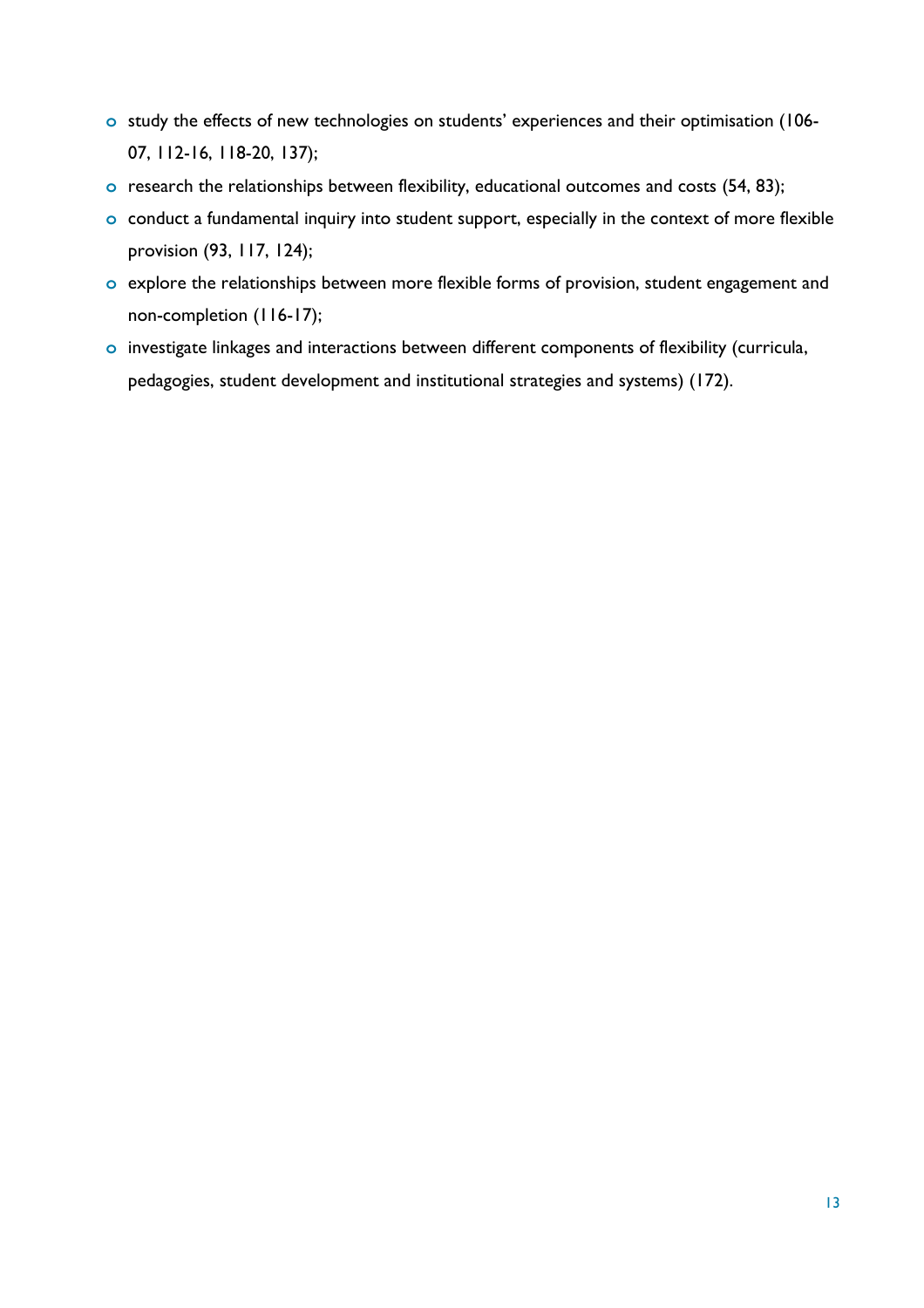- study the effects of new technologies on students' experiences and their optimisation (106-07, 112-16, 118-20, 137);
- research the relationships between flexibility, educational outcomes and costs (54, 83);
- conduct a fundamental inquiry into student support, especially in the context of more flexible provision (93, 117, 124);
- explore the relationships between more flexible forms of provision, student engagement and non-completion (116-17);
- investigate linkages and interactions between different components of flexibility (curricula, pedagogies, student development and institutional strategies and systems) (172).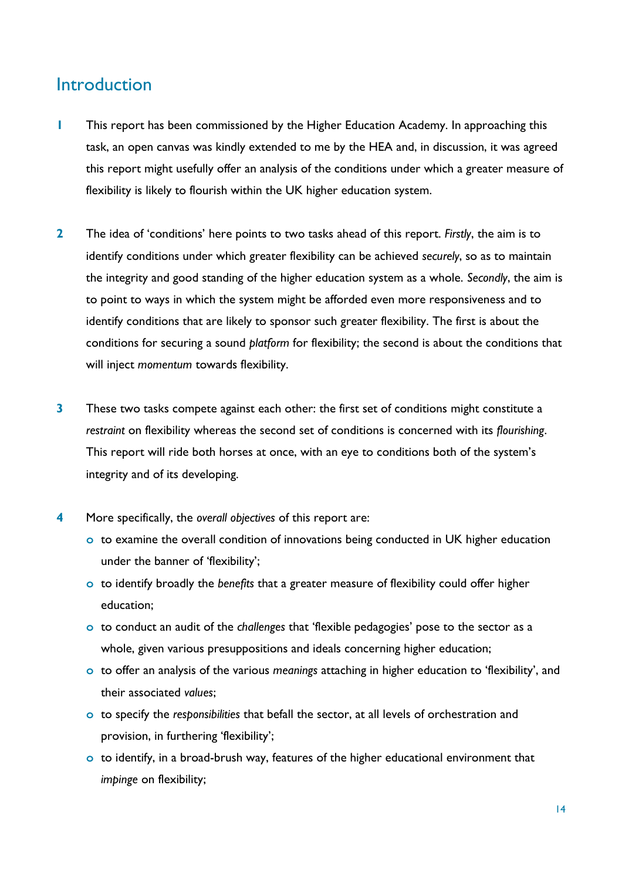## Introduction

1. This report has been commissioned by the Higher Education Academy. In approaching this task, an open canvas was kindly extended to me by the HEA and, in discussion, it was agreed this report might usefully offer an analysis of the conditions under which a greater measure of flexibility is likely to flourish within the UK higher education system.

2. The idea of 'conditions' here points to two tasks ahead of this report. *Firstly*, the aim is to identify conditions under which greater flexibility can be achieved *securely*, so as to maintain the integrity and good standing of the higher education system as a whole. *Secondly*, the aim is to point to ways in which the system might be afforded even more responsiveness and to identify conditions that are likely to sponsor such greater flexibility. The first is about the conditions for securing a sound *platform* for flexibility; the second is about the conditions that will inject *momentum* towards flexibility.

3. These two tasks compete against each other: the first set of conditions might constitute a *restraint* on flexibility whereas the second set of conditions is concerned with its *flourishing*. This report will ride both horses at once, with an eye to conditions both of the system's integrity and of its developing.

4. More specifically, the *overall objectives* of this report are:
   - to examine the overall condition of innovations being conducted in UK higher education under the banner of 'flexibility';
   - to identify broadly the *benefits* that a greater measure of flexibility could offer higher education;
   - to conduct an audit of the *challenges* that 'flexible pedagogies' pose to the sector as a whole, given various presuppositions and ideals concerning higher education;
   - to offer an analysis of the various *meanings* attaching in higher education to 'flexibility', and their associated *values*;
   - to specify the *responsibilities* that befall the sector, at all levels of orchestration and provision, in furthering 'flexibility';
   - to identify, in a broad-brush way, features of the higher educational environment that *impinge* on flexibility;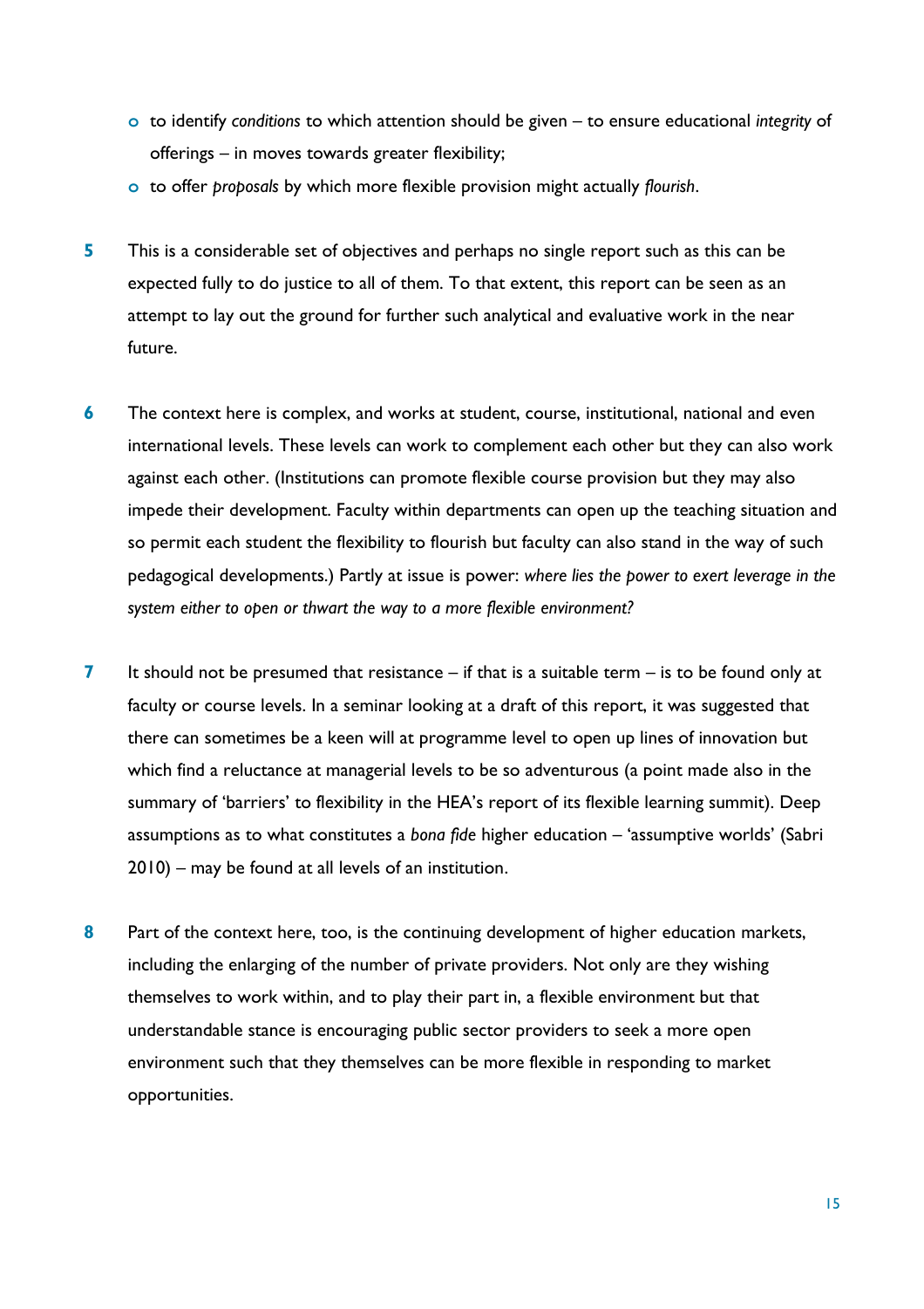- to identify *conditions* to which attention should be given – to ensure educational *integrity* of offerings – in moves towards greater flexibility;
- to offer *proposals* by which more flexible provision might actually *flourish*.

**5** This is a considerable set of objectives and perhaps no single report such as this can be expected fully to do justice to all of them. To that extent, this report can be seen as an attempt to lay out the ground for further such analytical and evaluative work in the near future.

**6** The context here is complex, and works at student, course, institutional, national and even international levels. These levels can work to complement each other but they can also work against each other. (Institutions can promote flexible course provision but they may also impede their development. Faculty within departments can open up the teaching situation and so permit each student the flexibility to flourish but faculty can also stand in the way of such pedagogical developments.) Partly at issue is power: *where lies the power to exert leverage in the system either to open or thwart the way to a more flexible environment?*

**7** It should not be presumed that resistance – if that is a suitable term – is to be found only at faculty or course levels. In a seminar looking at a draft of this report, it was suggested that there can sometimes be a keen will at programme level to open up lines of innovation but which find a reluctance at managerial levels to be so adventurous (a point made also in the summary of 'barriers' to flexibility in the HEA's report of its flexible learning summit). Deep assumptions as to what constitutes a *bona fide* higher education – 'assumptive worlds' (Sabri 2010) – may be found at all levels of an institution.

**8** Part of the context here, too, is the continuing development of higher education markets, including the enlarging of the number of private providers. Not only are they wishing themselves to work within, and to play their part in, a flexible environment but that understandable stance is encouraging public sector providers to seek a more open environment such that they themselves can be more flexible in responding to market opportunities.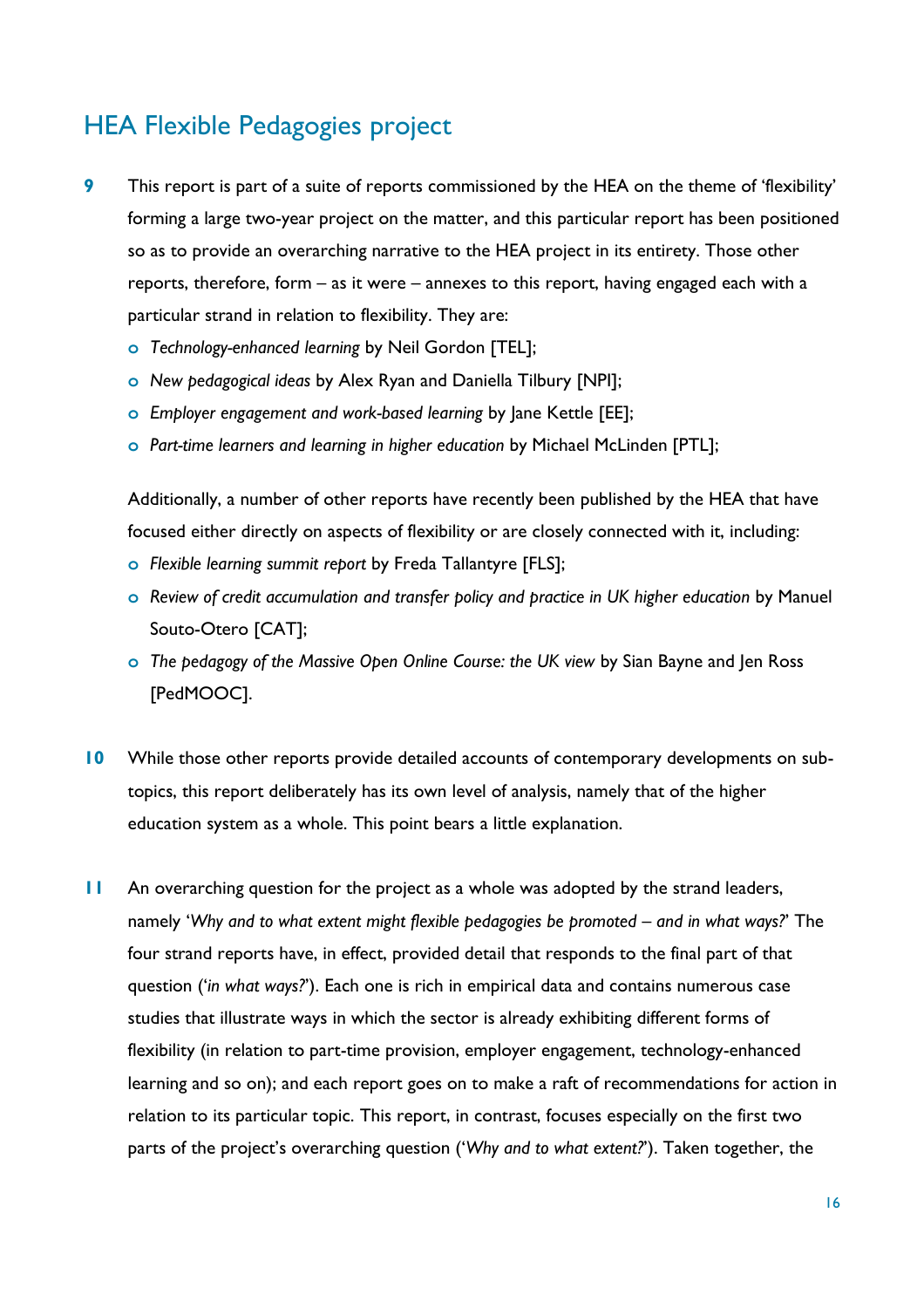## HEA Flexible Pedagogies project

**9** This report is part of a suite of reports commissioned by the HEA on the theme of 'flexibility' forming a large two-year project on the matter, and this particular report has been positioned so as to provide an overarching narrative to the HEA project in its entirety. Those other reports, therefore, form – as it were – annexes to this report, having engaged each with a particular strand in relation to flexibility. They are:

- *Technology-enhanced learning* by Neil Gordon [TEL];
- *New pedagogical ideas* by Alex Ryan and Daniella Tilbury [NPI];
- *Employer engagement and work-based learning* by Jane Kettle [EE];
- *Part-time learners and learning in higher education* by Michael McLinden [PTL];

Additionally, a number of other reports have recently been published by the HEA that have focused either directly on aspects of flexibility or are closely connected with it, including:

- *Flexible learning summit report* by Freda Tallantyre [FLS];
- *Review of credit accumulation and transfer policy and practice in UK higher education* by Manuel Souto-Otero [CAT];
- *The pedagogy of the Massive Open Online Course: the UK view* by Sian Bayne and Jen Ross [PedMOOC].

**10** While those other reports provide detailed accounts of contemporary developments on sub-topics, this report deliberately has its own level of analysis, namely that of the higher education system as a whole. This point bears a little explanation.

**11** An overarching question for the project as a whole was adopted by the strand leaders, namely '*Why and to what extent might flexible pedagogies be promoted – and in what ways?*' The four strand reports have, in effect, provided detail that responds to the final part of that question ('*in what ways?*'). Each one is rich in empirical data and contains numerous case studies that illustrate ways in which the sector is already exhibiting different forms of flexibility (in relation to part-time provision, employer engagement, technology-enhanced learning and so on); and each report goes on to make a raft of recommendations for action in relation to its particular topic. This report, in contrast, focuses especially on the first two parts of the project's overarching question ('*Why and to what extent?*'). Taken together, the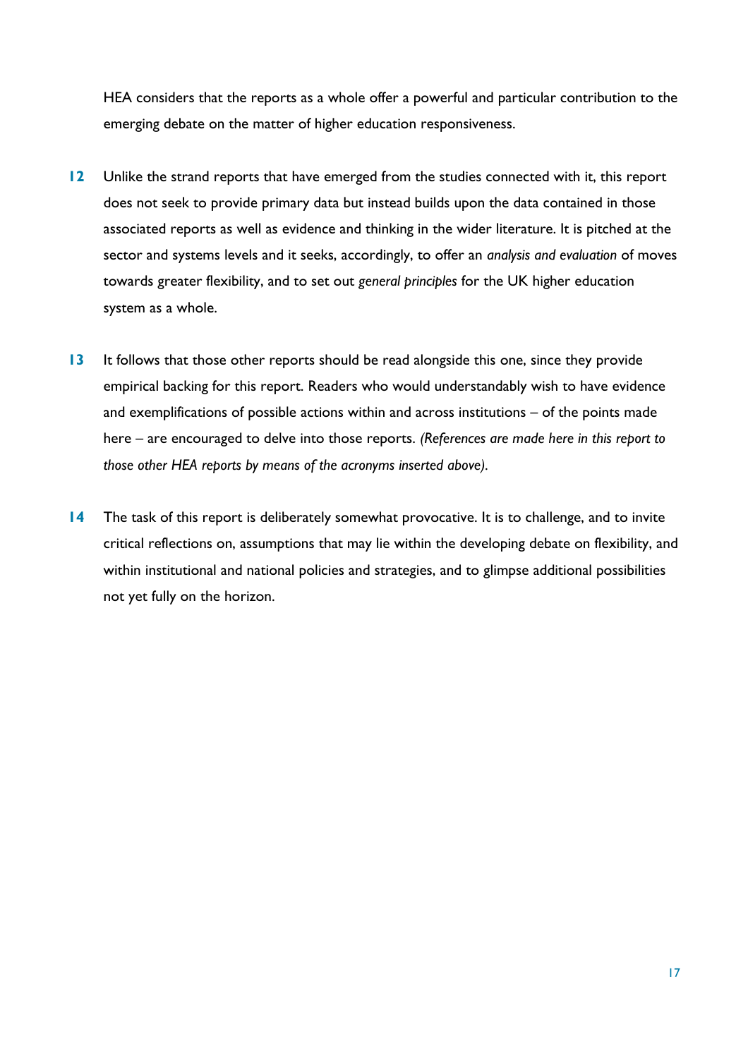HEA considers that the reports as a whole offer a powerful and particular contribution to the emerging debate on the matter of higher education responsiveness.

**12** Unlike the strand reports that have emerged from the studies connected with it, this report does not seek to provide primary data but instead builds upon the data contained in those associated reports as well as evidence and thinking in the wider literature. It is pitched at the sector and systems levels and it seeks, accordingly, to offer an *analysis and evaluation* of moves towards greater flexibility, and to set out *general principles* for the UK higher education system as a whole.

**13** It follows that those other reports should be read alongside this one, since they provide empirical backing for this report. Readers who would understandably wish to have evidence and exemplifications of possible actions within and across institutions – of the points made here – are encouraged to delve into those reports. *(References are made here in this report to those other HEA reports by means of the acronyms inserted above).*

**14** The task of this report is deliberately somewhat provocative. It is to challenge, and to invite critical reflections on, assumptions that may lie within the developing debate on flexibility, and within institutional and national policies and strategies, and to glimpse additional possibilities not yet fully on the horizon.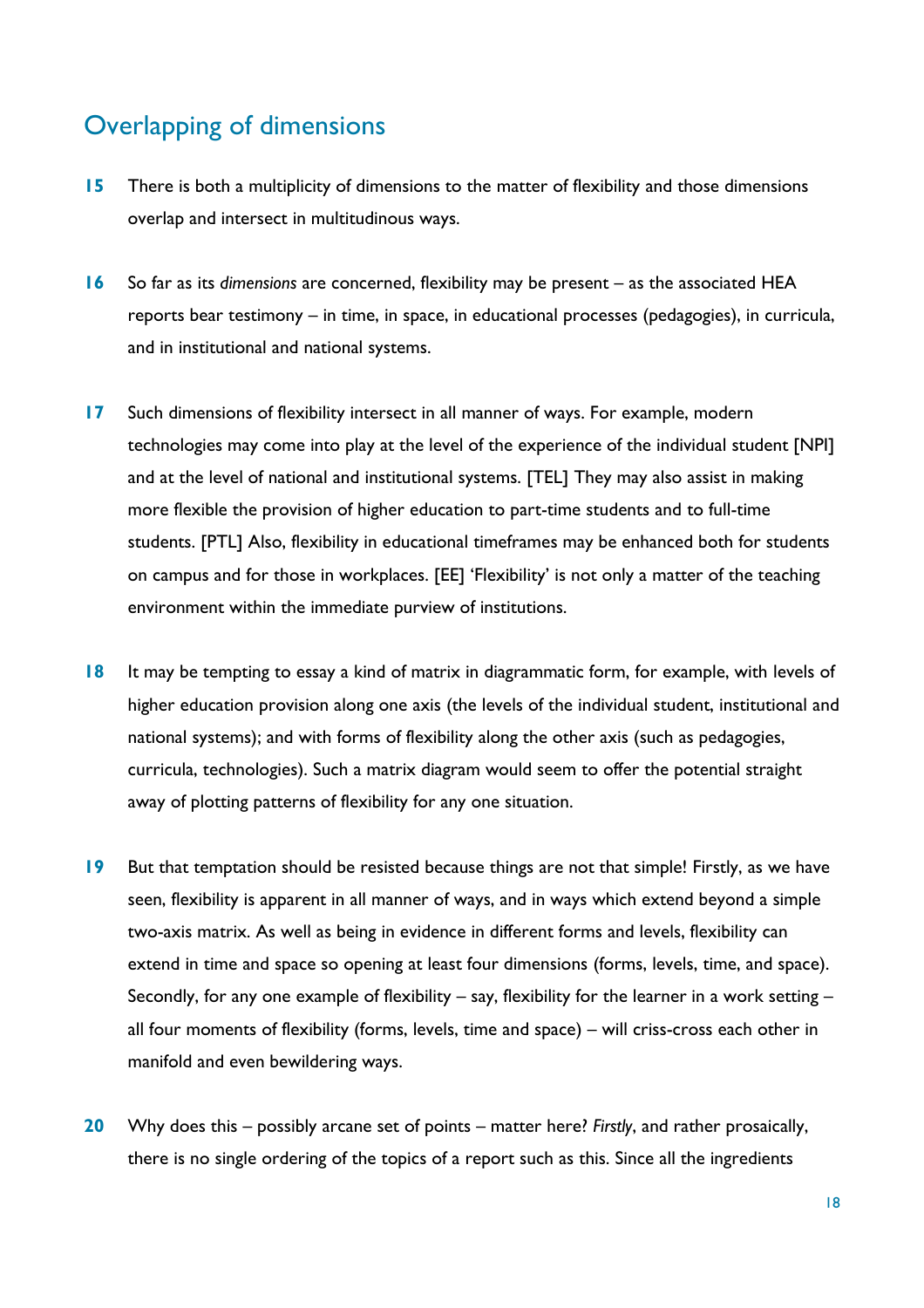## Overlapping of dimensions

**15** There is both a multiplicity of dimensions to the matter of flexibility and those dimensions overlap and intersect in multitudinous ways.

**16** So far as its *dimensions* are concerned, flexibility may be present – as the associated HEA reports bear testimony – in time, in space, in educational processes (pedagogies), in curricula, and in institutional and national systems.

**17** Such dimensions of flexibility intersect in all manner of ways. For example, modern technologies may come into play at the level of the experience of the individual student [NPI] and at the level of national and institutional systems. [TEL] They may also assist in making more flexible the provision of higher education to part-time students and to full-time students. [PTL] Also, flexibility in educational timeframes may be enhanced both for students on campus and for those in workplaces. [EE] 'Flexibility' is not only a matter of the teaching environment within the immediate purview of institutions.

**18** It may be tempting to essay a kind of matrix in diagrammatic form, for example, with levels of higher education provision along one axis (the levels of the individual student, institutional and national systems); and with forms of flexibility along the other axis (such as pedagogies, curricula, technologies). Such a matrix diagram would seem to offer the potential straight away of plotting patterns of flexibility for any one situation.

**19** But that temptation should be resisted because things are not that simple! Firstly, as we have seen, flexibility is apparent in all manner of ways, and in ways which extend beyond a simple two-axis matrix. As well as being in evidence in different forms and levels, flexibility can extend in time and space so opening at least four dimensions (forms, levels, time, and space). Secondly, for any one example of flexibility – say, flexibility for the learner in a work setting – all four moments of flexibility (forms, levels, time and space) – will criss-cross each other in manifold and even bewildering ways.

**20** Why does this – possibly arcane set of points – matter here? *Firstly*, and rather prosaically, there is no single ordering of the topics of a report such as this. Since all the ingredients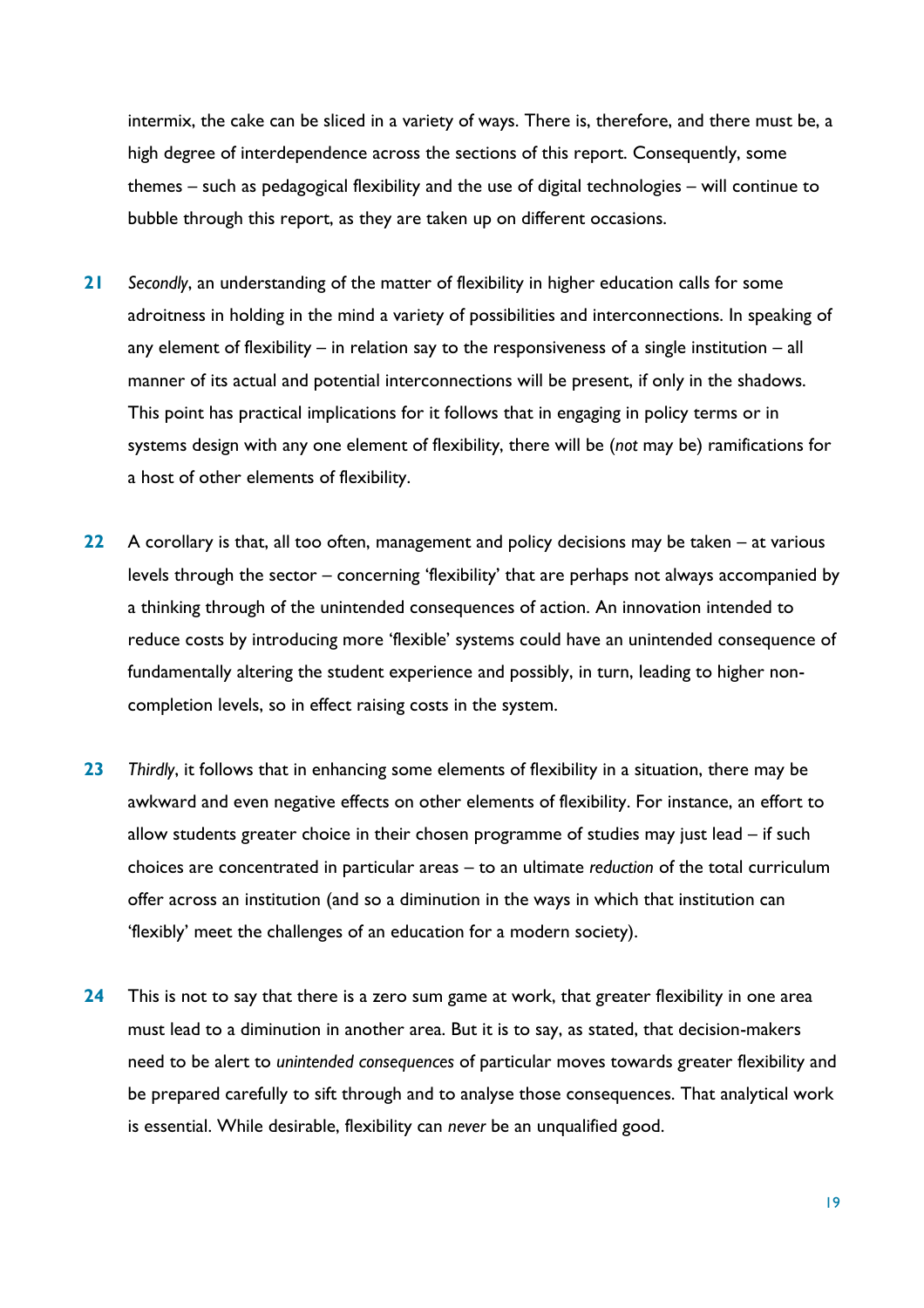intermix, the cake can be sliced in a variety of ways. There is, therefore, and there must be, a high degree of interdependence across the sections of this report. Consequently, some themes – such as pedagogical flexibility and the use of digital technologies – will continue to bubble through this report, as they are taken up on different occasions.

**21** *Secondly*, an understanding of the matter of flexibility in higher education calls for some adroitness in holding in the mind a variety of possibilities and interconnections. In speaking of any element of flexibility – in relation say to the responsiveness of a single institution – all manner of its actual and potential interconnections will be present, if only in the shadows. This point has practical implications for it follows that in engaging in policy terms or in systems design with any one element of flexibility, there will be (*not* may be) ramifications for a host of other elements of flexibility.

**22** A corollary is that, all too often, management and policy decisions may be taken – at various levels through the sector – concerning 'flexibility' that are perhaps not always accompanied by a thinking through of the unintended consequences of action. An innovation intended to reduce costs by introducing more 'flexible' systems could have an unintended consequence of fundamentally altering the student experience and possibly, in turn, leading to higher non-completion levels, so in effect raising costs in the system.

**23** *Thirdly*, it follows that in enhancing some elements of flexibility in a situation, there may be awkward and even negative effects on other elements of flexibility. For instance, an effort to allow students greater choice in their chosen programme of studies may just lead – if such choices are concentrated in particular areas – to an ultimate *reduction* of the total curriculum offer across an institution (and so a diminution in the ways in which that institution can 'flexibly' meet the challenges of an education for a modern society).

**24** This is not to say that there is a zero sum game at work, that greater flexibility in one area must lead to a diminution in another area. But it is to say, as stated, that decision-makers need to be alert to *unintended consequences* of particular moves towards greater flexibility and be prepared carefully to sift through and to analyse those consequences. That analytical work is essential. While desirable, flexibility can *never* be an unqualified good.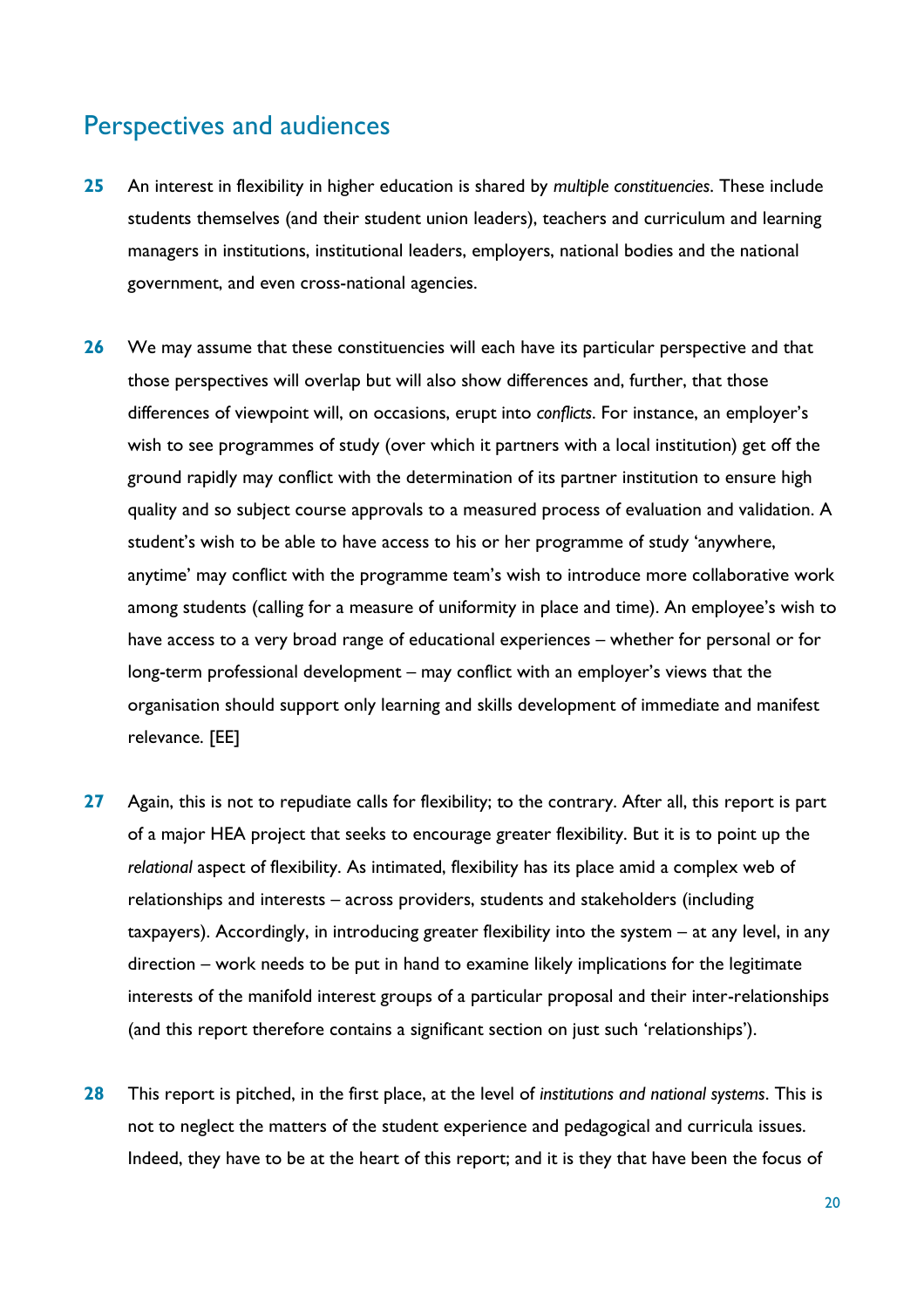## Perspectives and audiences

**25** An interest in flexibility in higher education is shared by *multiple constituencies*. These include students themselves (and their student union leaders), teachers and curriculum and learning managers in institutions, institutional leaders, employers, national bodies and the national government, and even cross-national agencies.

**26** We may assume that these constituencies will each have its particular perspective and that those perspectives will overlap but will also show differences and, further, that those differences of viewpoint will, on occasions, erupt into *conflicts*. For instance, an employer's wish to see programmes of study (over which it partners with a local institution) get off the ground rapidly may conflict with the determination of its partner institution to ensure high quality and so subject course approvals to a measured process of evaluation and validation. A student's wish to be able to have access to his or her programme of study 'anywhere, anytime' may conflict with the programme team's wish to introduce more collaborative work among students (calling for a measure of uniformity in place and time). An employee's wish to have access to a very broad range of educational experiences – whether for personal or for long-term professional development – may conflict with an employer's views that the organisation should support only learning and skills development of immediate and manifest relevance. [EE]

**27** Again, this is not to repudiate calls for flexibility; to the contrary. After all, this report is part of a major HEA project that seeks to encourage greater flexibility. But it is to point up the *relational* aspect of flexibility. As intimated, flexibility has its place amid a complex web of relationships and interests – across providers, students and stakeholders (including taxpayers). Accordingly, in introducing greater flexibility into the system – at any level, in any direction – work needs to be put in hand to examine likely implications for the legitimate interests of the manifold interest groups of a particular proposal and their inter-relationships (and this report therefore contains a significant section on just such 'relationships').

**28** This report is pitched, in the first place, at the level of *institutions and national systems*. This is not to neglect the matters of the student experience and pedagogical and curricula issues. Indeed, they have to be at the heart of this report; and it is they that have been the focus of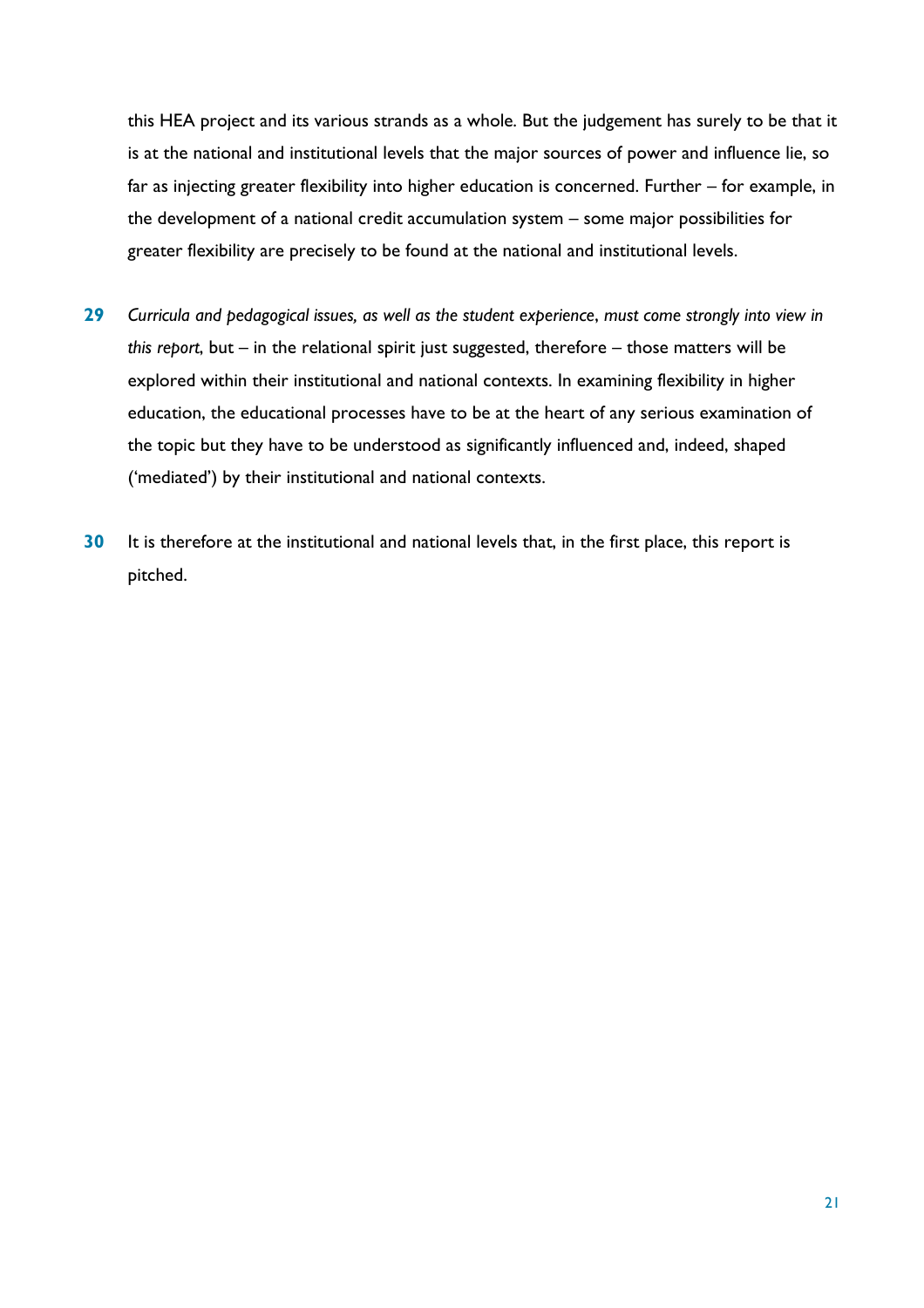this HEA project and its various strands as a whole. But the judgement has surely to be that it is at the national and institutional levels that the major sources of power and influence lie, so far as injecting greater flexibility into higher education is concerned. Further – for example, in the development of a national credit accumulation system – some major possibilities for greater flexibility are precisely to be found at the national and institutional levels.

**29** *Curricula and pedagogical issues, as well as the student experience*, *must come strongly into view in this report*, but – in the relational spirit just suggested, therefore – those matters will be explored within their institutional and national contexts. In examining flexibility in higher education, the educational processes have to be at the heart of any serious examination of the topic but they have to be understood as significantly influenced and, indeed, shaped ('mediated') by their institutional and national contexts.

**30** It is therefore at the institutional and national levels that, in the first place, this report is pitched.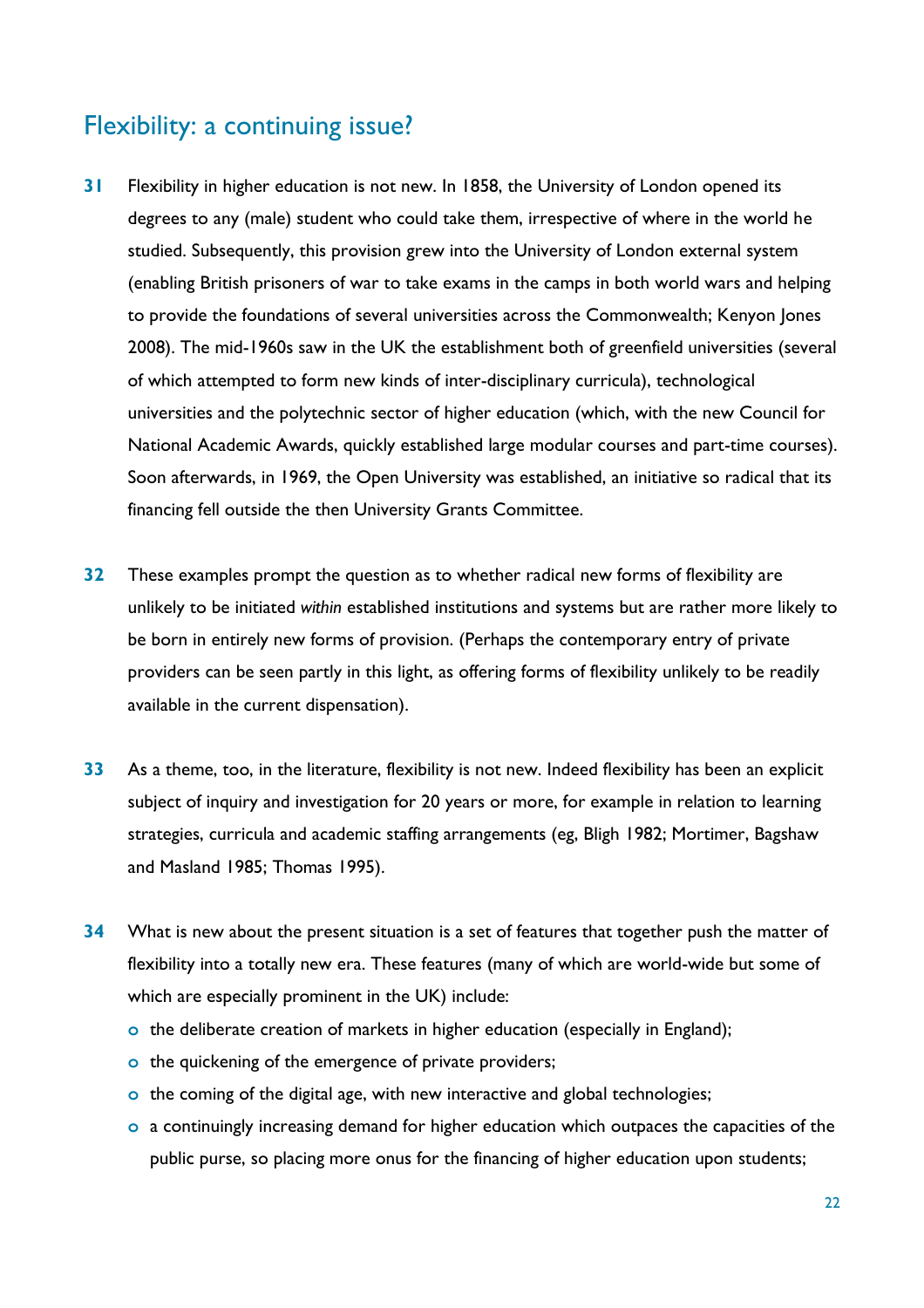## Flexibility: a continuing issue?

**31** Flexibility in higher education is not new. In 1858, the University of London opened its degrees to any (male) student who could take them, irrespective of where in the world he studied. Subsequently, this provision grew into the University of London external system (enabling British prisoners of war to take exams in the camps in both world wars and helping to provide the foundations of several universities across the Commonwealth; Kenyon Jones 2008). The mid-1960s saw in the UK the establishment both of greenfield universities (several of which attempted to form new kinds of inter-disciplinary curricula), technological universities and the polytechnic sector of higher education (which, with the new Council for National Academic Awards, quickly established large modular courses and part-time courses). Soon afterwards, in 1969, the Open University was established, an initiative so radical that its financing fell outside the then University Grants Committee.

**32** These examples prompt the question as to whether radical new forms of flexibility are unlikely to be initiated *within* established institutions and systems but are rather more likely to be born in entirely new forms of provision. (Perhaps the contemporary entry of private providers can be seen partly in this light, as offering forms of flexibility unlikely to be readily available in the current dispensation).

**33** As a theme, too, in the literature, flexibility is not new. Indeed flexibility has been an explicit subject of inquiry and investigation for 20 years or more, for example in relation to learning strategies, curricula and academic staffing arrangements (eg, Bligh 1982; Mortimer, Bagshaw and Masland 1985; Thomas 1995).

**34** What is new about the present situation is a set of features that together push the matter of flexibility into a totally new era. These features (many of which are world-wide but some of which are especially prominent in the UK) include:

- the deliberate creation of markets in higher education (especially in England);
- the quickening of the emergence of private providers;
- the coming of the digital age, with new interactive and global technologies;
- a continuingly increasing demand for higher education which outpaces the capacities of the public purse, so placing more onus for the financing of higher education upon students;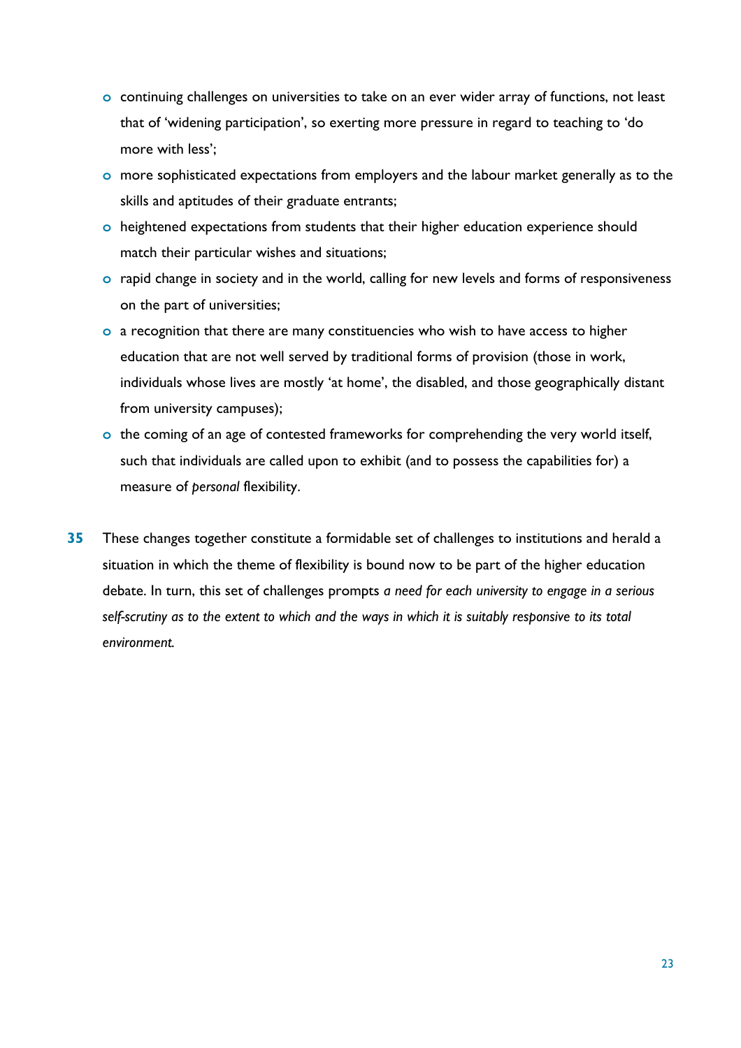- continuing challenges on universities to take on an ever wider array of functions, not least that of 'widening participation', so exerting more pressure in regard to teaching to 'do more with less';
- more sophisticated expectations from employers and the labour market generally as to the skills and aptitudes of their graduate entrants;
- heightened expectations from students that their higher education experience should match their particular wishes and situations;
- rapid change in society and in the world, calling for new levels and forms of responsiveness on the part of universities;
- a recognition that there are many constituencies who wish to have access to higher education that are not well served by traditional forms of provision (those in work, individuals whose lives are mostly 'at home', the disabled, and those geographically distant from university campuses);
- the coming of an age of contested frameworks for comprehending the very world itself, such that individuals are called upon to exhibit (and to possess the capabilities for) a measure of *personal* flexibility.

**35** These changes together constitute a formidable set of challenges to institutions and herald a situation in which the theme of flexibility is bound now to be part of the higher education debate. In turn, this set of challenges prompts *a need for each university to engage in a serious self-scrutiny as to the extent to which and the ways in which it is suitably responsive to its total environment.*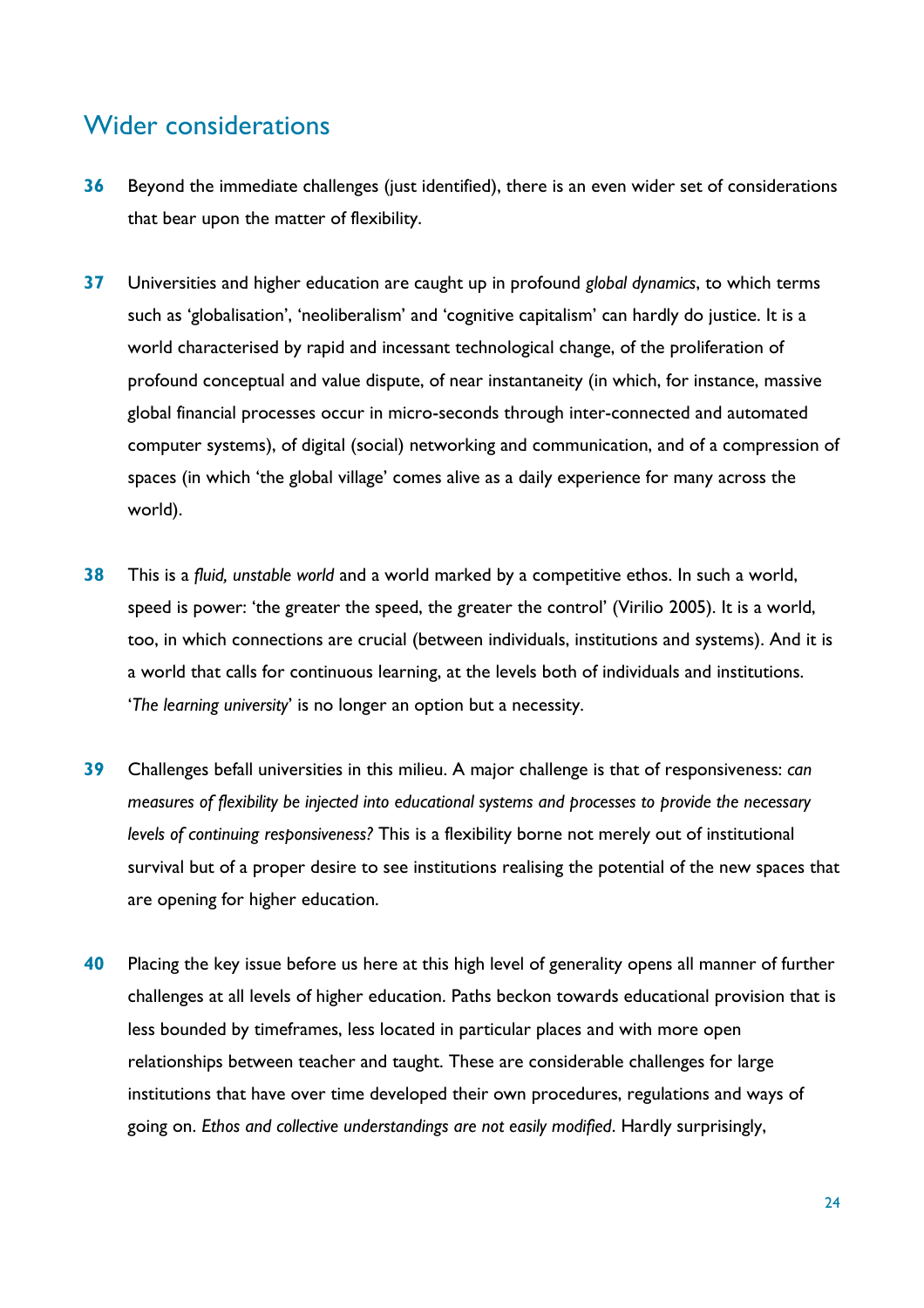## Wider considerations

**36** Beyond the immediate challenges (just identified), there is an even wider set of considerations that bear upon the matter of flexibility.

**37** Universities and higher education are caught up in profound *global dynamics*, to which terms such as 'globalisation', 'neoliberalism' and 'cognitive capitalism' can hardly do justice. It is a world characterised by rapid and incessant technological change, of the proliferation of profound conceptual and value dispute, of near instantaneity (in which, for instance, massive global financial processes occur in micro-seconds through inter-connected and automated computer systems), of digital (social) networking and communication, and of a compression of spaces (in which 'the global village' comes alive as a daily experience for many across the world).

**38** This is a *fluid, unstable world* and a world marked by a competitive ethos. In such a world, speed is power: 'the greater the speed, the greater the control' (Virilio 2005). It is a world, too, in which connections are crucial (between individuals, institutions and systems). And it is a world that calls for continuous learning, at the levels both of individuals and institutions. '*The learning university*' is no longer an option but a necessity.

**39** Challenges befall universities in this milieu. A major challenge is that of responsiveness: *can measures of flexibility be injected into educational systems and processes to provide the necessary levels of continuing responsiveness?* This is a flexibility borne not merely out of institutional survival but of a proper desire to see institutions realising the potential of the new spaces that are opening for higher education.

**40** Placing the key issue before us here at this high level of generality opens all manner of further challenges at all levels of higher education. Paths beckon towards educational provision that is less bounded by timeframes, less located in particular places and with more open relationships between teacher and taught. These are considerable challenges for large institutions that have over time developed their own procedures, regulations and ways of going on. *Ethos and collective understandings are not easily modified*. Hardly surprisingly,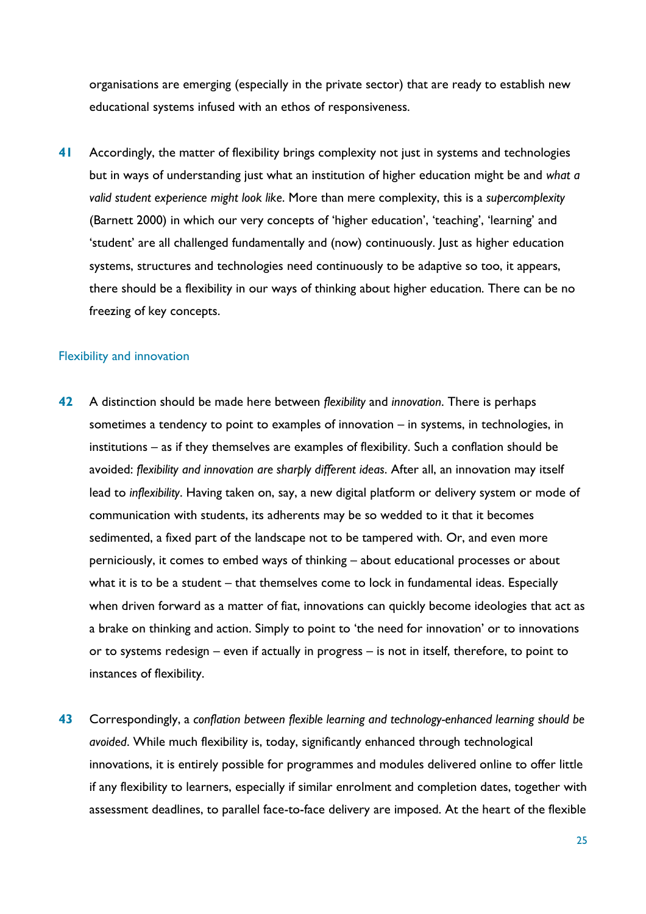organisations are emerging (especially in the private sector) that are ready to establish new educational systems infused with an ethos of responsiveness.

**41** Accordingly, the matter of flexibility brings complexity not just in systems and technologies but in ways of understanding just what an institution of higher education might be and *what a valid student experience might look like*. More than mere complexity, this is a *supercomplexity* (Barnett 2000) in which our very concepts of 'higher education', 'teaching', 'learning' and 'student' are all challenged fundamentally and (now) continuously. Just as higher education systems, structures and technologies need continuously to be adaptive so too, it appears, there should be a flexibility in our ways of thinking about higher education. There can be no freezing of key concepts.

## Flexibility and innovation

**42** A distinction should be made here between *flexibility* and *innovation*. There is perhaps sometimes a tendency to point to examples of innovation – in systems, in technologies, in institutions – as if they themselves are examples of flexibility. Such a conflation should be avoided: *flexibility and innovation are sharply different ideas*. After all, an innovation may itself lead to *inflexibility*. Having taken on, say, a new digital platform or delivery system or mode of communication with students, its adherents may be so wedded to it that it becomes sedimented, a fixed part of the landscape not to be tampered with. Or, and even more perniciously, it comes to embed ways of thinking – about educational processes or about what it is to be a student – that themselves come to lock in fundamental ideas. Especially when driven forward as a matter of fiat, innovations can quickly become ideologies that act as a brake on thinking and action. Simply to point to 'the need for innovation' or to innovations or to systems redesign – even if actually in progress – is not in itself, therefore, to point to instances of flexibility.

**43** Correspondingly, a *conflation between flexible learning and technology-enhanced learning should be avoided*. While much flexibility is, today, significantly enhanced through technological innovations, it is entirely possible for programmes and modules delivered online to offer little if any flexibility to learners, especially if similar enrolment and completion dates, together with assessment deadlines, to parallel face-to-face delivery are imposed. At the heart of the flexible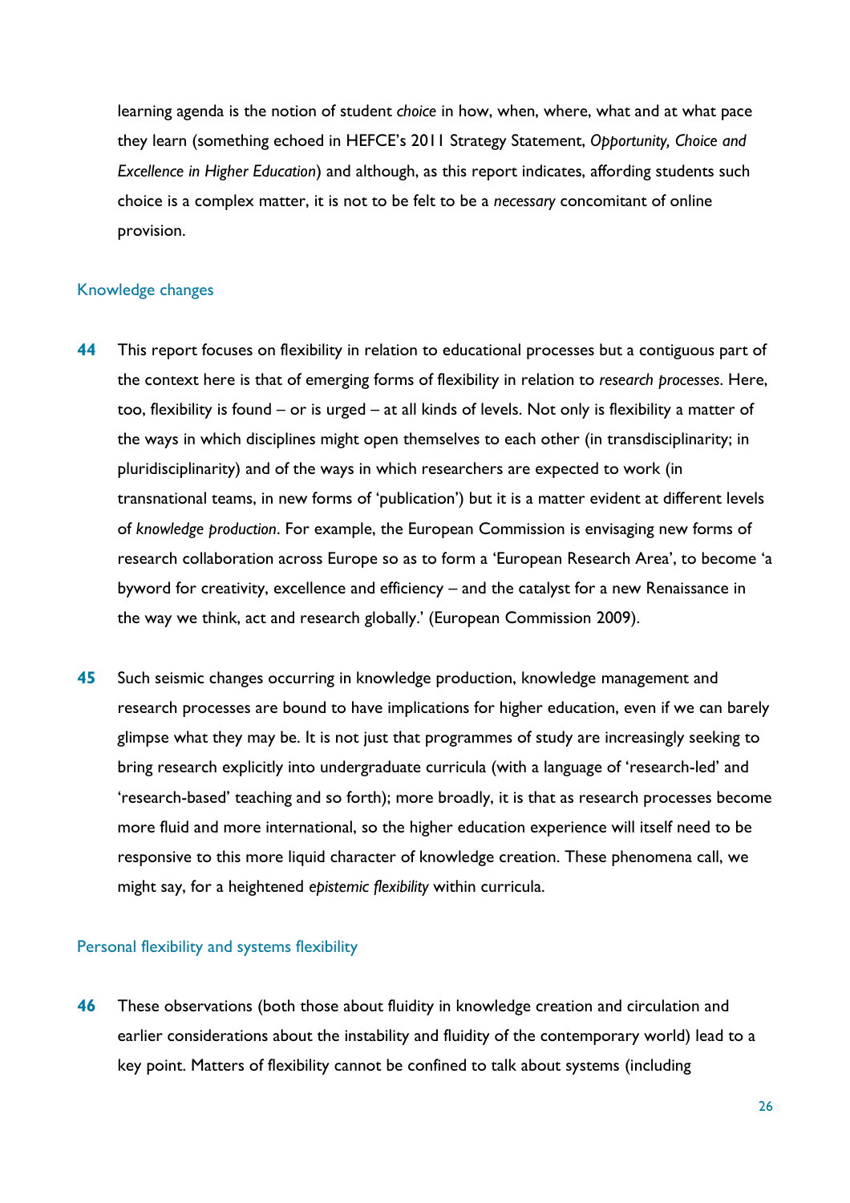learning agenda is the notion of student *choice* in how, when, where, what and at what pace they learn (something echoed in HEFCE's 2011 Strategy Statement, *Opportunity, Choice and Excellence in Higher Education*) and although, as this report indicates, affording students such choice is a complex matter, it is not to be felt to be a *necessary* concomitant of online provision.

## Knowledge changes

**44** This report focuses on flexibility in relation to educational processes but a contiguous part of the context here is that of emerging forms of flexibility in relation to *research processes*. Here, too, flexibility is found – or is urged – at all kinds of levels. Not only is flexibility a matter of the ways in which disciplines might open themselves to each other (in transdisciplinarity; in pluridisciplinarity) and of the ways in which researchers are expected to work (in transnational teams, in new forms of 'publication') but it is a matter evident at different levels of *knowledge production*. For example, the European Commission is envisaging new forms of research collaboration across Europe so as to form a 'European Research Area', to become 'a byword for creativity, excellence and efficiency – and the catalyst for a new Renaissance in the way we think, act and research globally.' (European Commission 2009).

**45** Such seismic changes occurring in knowledge production, knowledge management and research processes are bound to have implications for higher education, even if we can barely glimpse what they may be. It is not just that programmes of study are increasingly seeking to bring research explicitly into undergraduate curricula (with a language of 'research-led' and 'research-based' teaching and so forth); more broadly, it is that as research processes become more fluid and more international, so the higher education experience will itself need to be responsive to this more liquid character of knowledge creation. These phenomena call, we might say, for a heightened *epistemic flexibility* within curricula.

## Personal flexibility and systems flexibility

**46** These observations (both those about fluidity in knowledge creation and circulation and earlier considerations about the instability and fluidity of the contemporary world) lead to a key point. Matters of flexibility cannot be confined to talk about systems (including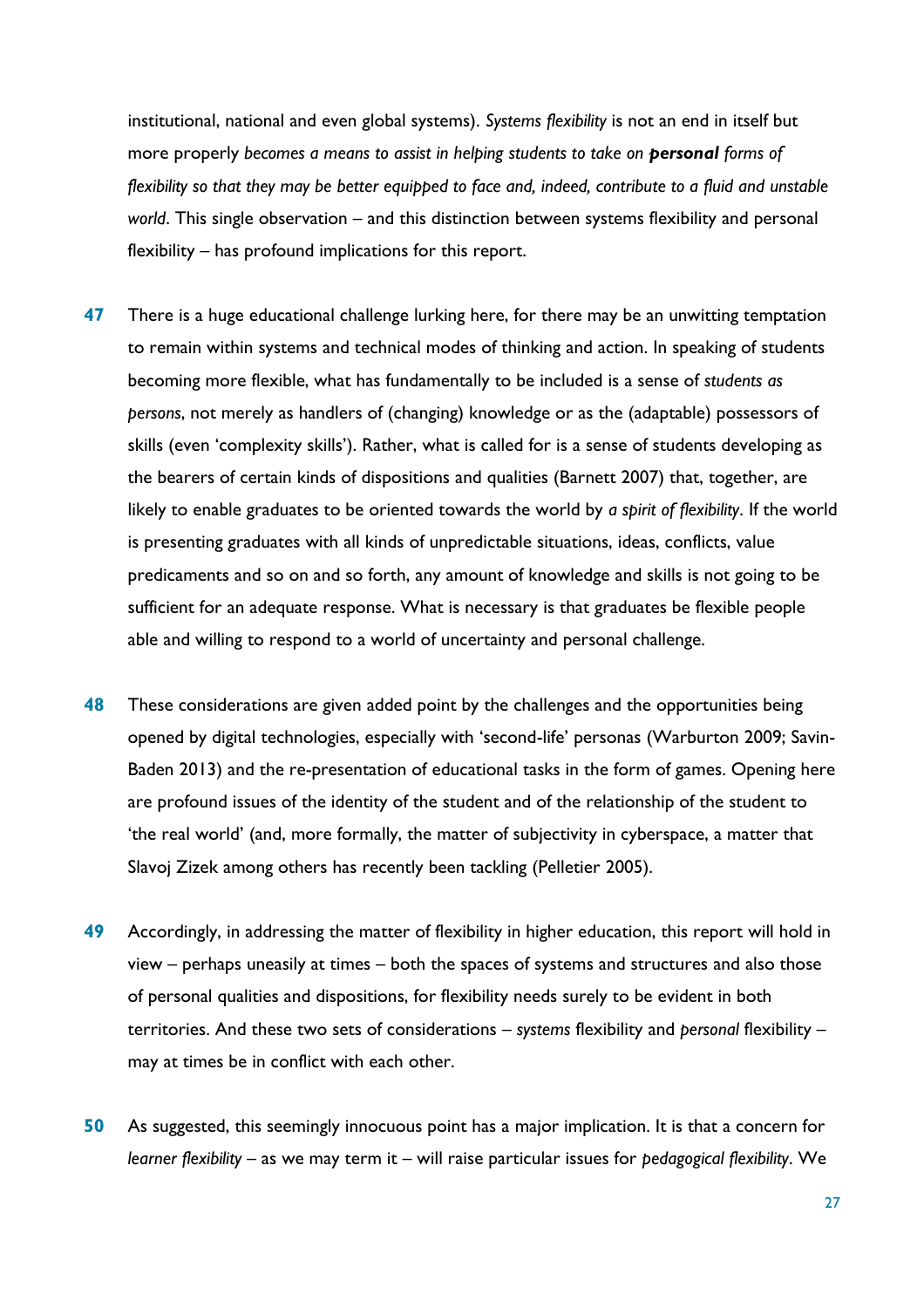institutional, national and even global systems). *Systems flexibility* is not an end in itself but more properly *becomes a means to assist in helping students to take on* ***personal*** *forms of flexibility so that they may be better equipped to face and, indeed, contribute to a fluid and unstable world*. This single observation – and this distinction between systems flexibility and personal flexibility – has profound implications for this report.

**47** There is a huge educational challenge lurking here, for there may be an unwitting temptation to remain within systems and technical modes of thinking and action. In speaking of students becoming more flexible, what has fundamentally to be included is a sense of *students as persons*, not merely as handlers of (changing) knowledge or as the (adaptable) possessors of skills (even 'complexity skills'). Rather, what is called for is a sense of students developing as the bearers of certain kinds of dispositions and qualities (Barnett 2007) that, together, are likely to enable graduates to be oriented towards the world by *a spirit of flexibility*. If the world is presenting graduates with all kinds of unpredictable situations, ideas, conflicts, value predicaments and so on and so forth, any amount of knowledge and skills is not going to be sufficient for an adequate response. What is necessary is that graduates be flexible people able and willing to respond to a world of uncertainty and personal challenge.

**48** These considerations are given added point by the challenges and the opportunities being opened by digital technologies, especially with 'second-life' personas (Warburton 2009; Savin-Baden 2013) and the re-presentation of educational tasks in the form of games. Opening here are profound issues of the identity of the student and of the relationship of the student to 'the real world' (and, more formally, the matter of subjectivity in cyberspace, a matter that Slavoj Zizek among others has recently been tackling (Pelletier 2005).

**49** Accordingly, in addressing the matter of flexibility in higher education, this report will hold in view – perhaps uneasily at times – both the spaces of systems and structures and also those of personal qualities and dispositions, for flexibility needs surely to be evident in both territories. And these two sets of considerations – *systems* flexibility and *personal* flexibility – may at times be in conflict with each other.

**50** As suggested, this seemingly innocuous point has a major implication. It is that a concern for *learner flexibility* – as we may term it – will raise particular issues for *pedagogical flexibility*. We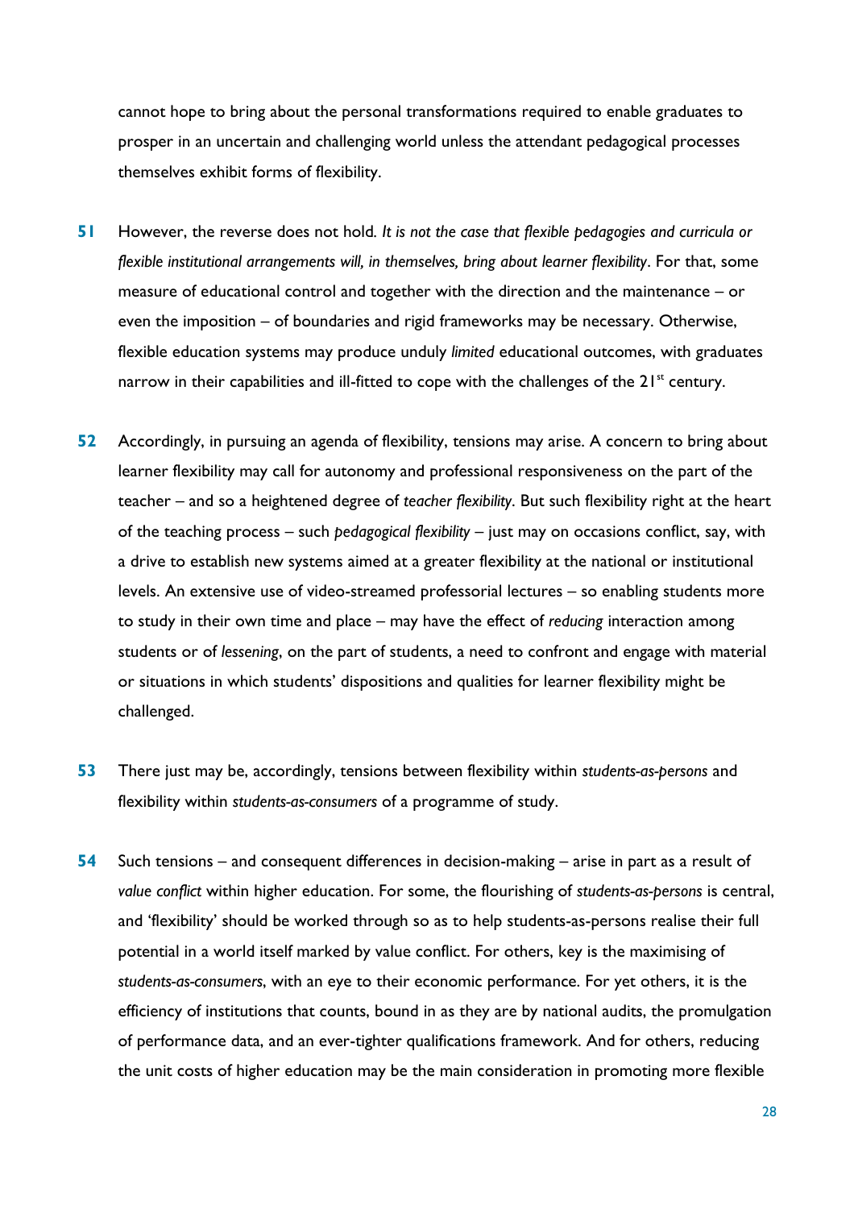cannot hope to bring about the personal transformations required to enable graduates to prosper in an uncertain and challenging world unless the attendant pedagogical processes themselves exhibit forms of flexibility.

**51** However, the reverse does not hold. *It is not the case that flexible pedagogies and curricula or flexible institutional arrangements will, in themselves, bring about learner flexibility*. For that, some measure of educational control and together with the direction and the maintenance – or even the imposition – of boundaries and rigid frameworks may be necessary. Otherwise, flexible education systems may produce unduly *limited* educational outcomes, with graduates narrow in their capabilities and ill-fitted to cope with the challenges of the 21st century.

**52** Accordingly, in pursuing an agenda of flexibility, tensions may arise. A concern to bring about learner flexibility may call for autonomy and professional responsiveness on the part of the teacher – and so a heightened degree of *teacher flexibility*. But such flexibility right at the heart of the teaching process – such *pedagogical flexibility* – just may on occasions conflict, say, with a drive to establish new systems aimed at a greater flexibility at the national or institutional levels. An extensive use of video-streamed professorial lectures – so enabling students more to study in their own time and place – may have the effect of *reducing* interaction among students or of *lessening*, on the part of students, a need to confront and engage with material or situations in which students' dispositions and qualities for learner flexibility might be challenged.

**53** There just may be, accordingly, tensions between flexibility within *students-as-persons* and flexibility within *students-as-consumers* of a programme of study.

**54** Such tensions – and consequent differences in decision-making – arise in part as a result of *value conflict* within higher education. For some, the flourishing of *students-as-persons* is central, and 'flexibility' should be worked through so as to help students-as-persons realise their full potential in a world itself marked by value conflict. For others, key is the maximising of *students-as-consumers*, with an eye to their economic performance. For yet others, it is the efficiency of institutions that counts, bound in as they are by national audits, the promulgation of performance data, and an ever-tighter qualifications framework. And for others, reducing the unit costs of higher education may be the main consideration in promoting more flexible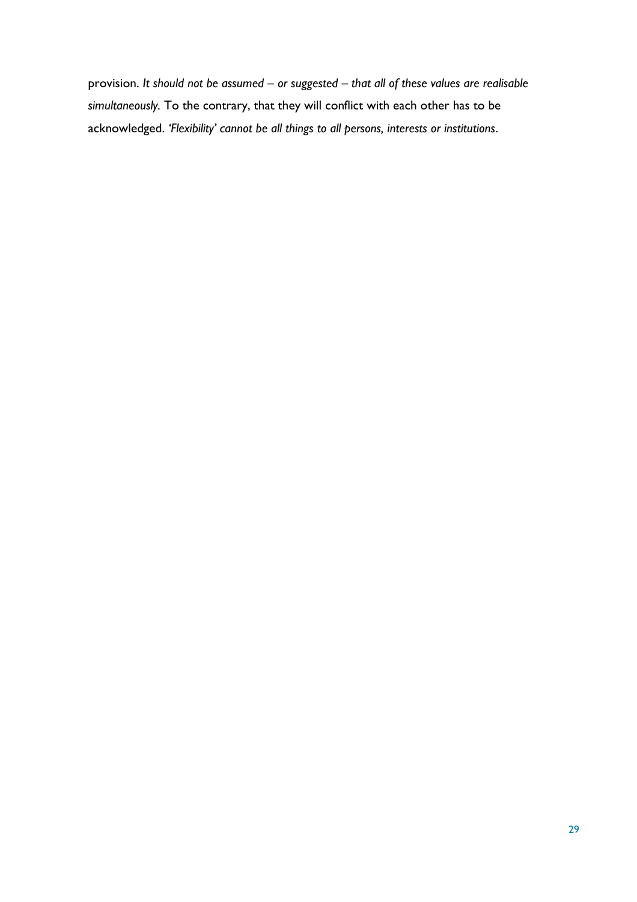provision. *It should not be assumed – or suggested – that all of these values are realisable simultaneously.* To the contrary, that they will conflict with each other has to be acknowledged. *'Flexibility' cannot be all things to all persons, interests or institutions*.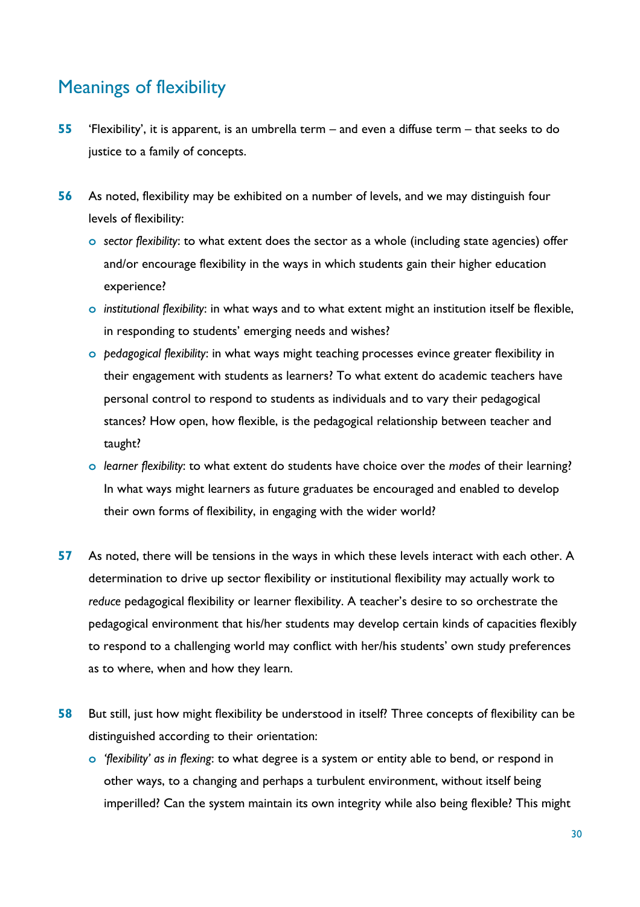## Meanings of flexibility

**55** 'Flexibility', it is apparent, is an umbrella term – and even a diffuse term – that seeks to do justice to a family of concepts.

**56** As noted, flexibility may be exhibited on a number of levels, and we may distinguish four levels of flexibility:

- *sector flexibility*: to what extent does the sector as a whole (including state agencies) offer and/or encourage flexibility in the ways in which students gain their higher education experience?
- *institutional flexibility*: in what ways and to what extent might an institution itself be flexible, in responding to students' emerging needs and wishes?
- *pedagogical flexibility*: in what ways might teaching processes evince greater flexibility in their engagement with students as learners? To what extent do academic teachers have personal control to respond to students as individuals and to vary their pedagogical stances? How open, how flexible, is the pedagogical relationship between teacher and taught?
- *learner flexibility*: to what extent do students have choice over the *modes* of their learning? In what ways might learners as future graduates be encouraged and enabled to develop their own forms of flexibility, in engaging with the wider world?

**57** As noted, there will be tensions in the ways in which these levels interact with each other. A determination to drive up sector flexibility or institutional flexibility may actually work to *reduce* pedagogical flexibility or learner flexibility. A teacher's desire to so orchestrate the pedagogical environment that his/her students may develop certain kinds of capacities flexibly to respond to a challenging world may conflict with her/his students' own study preferences as to where, when and how they learn.

**58** But still, just how might flexibility be understood in itself? Three concepts of flexibility can be distinguished according to their orientation:

- *'flexibility' as in flexing*: to what degree is a system or entity able to bend, or respond in other ways, to a changing and perhaps a turbulent environment, without itself being imperilled? Can the system maintain its own integrity while also being flexible? This might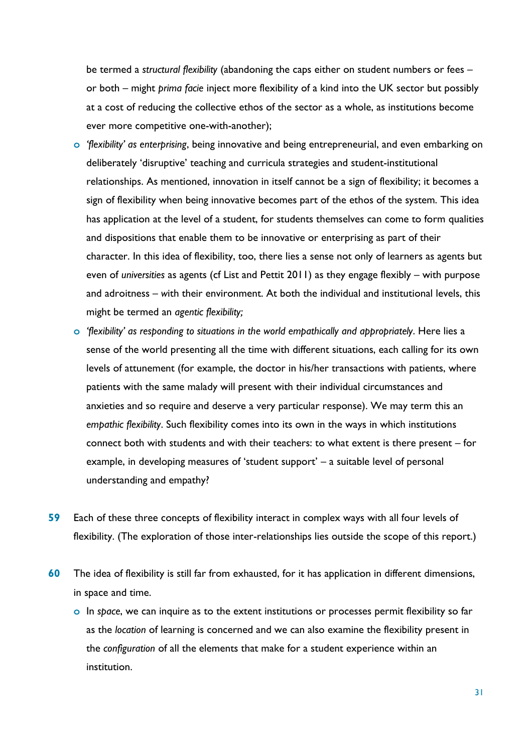be termed a *structural flexibility* (abandoning the caps either on student numbers or fees – or both – might *prima facie* inject more flexibility of a kind into the UK sector but possibly at a cost of reducing the collective ethos of the sector as a whole, as institutions become ever more competitive one-with-another);

- *'flexibility' as enterprising*, being innovative and being entrepreneurial, and even embarking on deliberately 'disruptive' teaching and curricula strategies and student-institutional relationships. As mentioned, innovation in itself cannot be a sign of flexibility; it becomes a sign of flexibility when being innovative becomes part of the ethos of the system. This idea has application at the level of a student, for students themselves can come to form qualities and dispositions that enable them to be innovative or enterprising as part of their character. In this idea of flexibility, too, there lies a sense not only of learners as agents but even of *universities* as agents (cf List and Pettit 2011) as they engage flexibly – with purpose and adroitness – with their environment. At both the individual and institutional levels, this might be termed an *agentic flexibility;*
- *'flexibility' as responding to situations in the world empathically and appropriately*. Here lies a sense of the world presenting all the time with different situations, each calling for its own levels of attunement (for example, the doctor in his/her transactions with patients, where patients with the same malady will present with their individual circumstances and anxieties and so require and deserve a very particular response). We may term this an *empathic flexibility*. Such flexibility comes into its own in the ways in which institutions connect both with students and with their teachers: to what extent is there present – for example, in developing measures of 'student support' – a suitable level of personal understanding and empathy?

**59** Each of these three concepts of flexibility interact in complex ways with all four levels of flexibility. (The exploration of those inter-relationships lies outside the scope of this report.)

**60** The idea of flexibility is still far from exhausted, for it has application in different dimensions, in space and time.

- In *space*, we can inquire as to the extent institutions or processes permit flexibility so far as the *location* of learning is concerned and we can also examine the flexibility present in the *configuration* of all the elements that make for a student experience within an institution.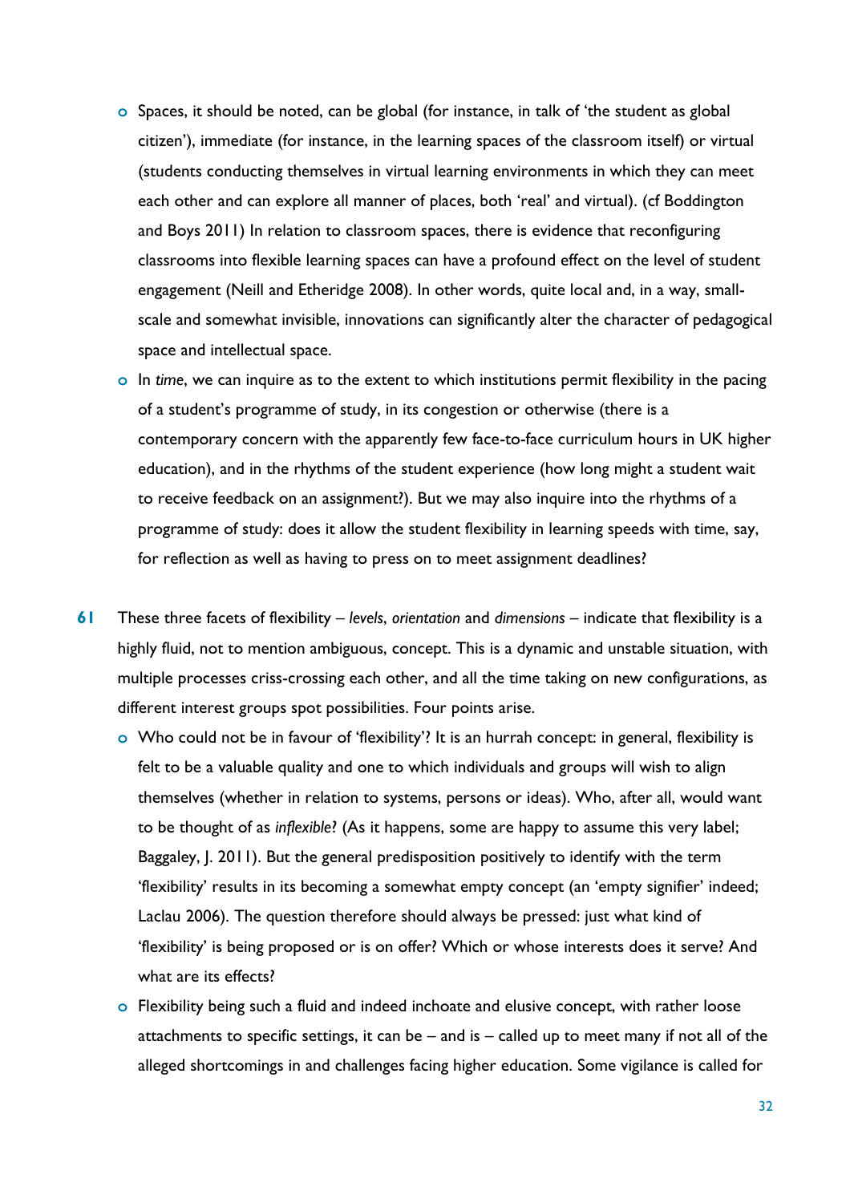- Spaces, it should be noted, can be global (for instance, in talk of 'the student as global citizen'), immediate (for instance, in the learning spaces of the classroom itself) or virtual (students conducting themselves in virtual learning environments in which they can meet each other and can explore all manner of places, both 'real' and virtual). (cf Boddington and Boys 2011) In relation to classroom spaces, there is evidence that reconfiguring classrooms into flexible learning spaces can have a profound effect on the level of student engagement (Neill and Etheridge 2008). In other words, quite local and, in a way, small-scale and somewhat invisible, innovations can significantly alter the character of pedagogical space and intellectual space.
- In *time*, we can inquire as to the extent to which institutions permit flexibility in the pacing of a student's programme of study, in its congestion or otherwise (there is a contemporary concern with the apparently few face-to-face curriculum hours in UK higher education), and in the rhythms of the student experience (how long might a student wait to receive feedback on an assignment?). But we may also inquire into the rhythms of a programme of study: does it allow the student flexibility in learning speeds with time, say, for reflection as well as having to press on to meet assignment deadlines?

**61** These three facets of flexibility – *levels*, *orientation* and *dimensions* – indicate that flexibility is a highly fluid, not to mention ambiguous, concept. This is a dynamic and unstable situation, with multiple processes criss-crossing each other, and all the time taking on new configurations, as different interest groups spot possibilities. Four points arise.

- Who could not be in favour of 'flexibility'? It is an hurrah concept: in general, flexibility is felt to be a valuable quality and one to which individuals and groups will wish to align themselves (whether in relation to systems, persons or ideas). Who, after all, would want to be thought of as *inflexible*? (As it happens, some are happy to assume this very label; Baggaley, J. 2011). But the general predisposition positively to identify with the term 'flexibility' results in its becoming a somewhat empty concept (an 'empty signifier' indeed; Laclau 2006). The question therefore should always be pressed: just what kind of 'flexibility' is being proposed or is on offer? Which or whose interests does it serve? And what are its effects?
- Flexibility being such a fluid and indeed inchoate and elusive concept, with rather loose attachments to specific settings, it can be – and is – called up to meet many if not all of the alleged shortcomings in and challenges facing higher education. Some vigilance is called for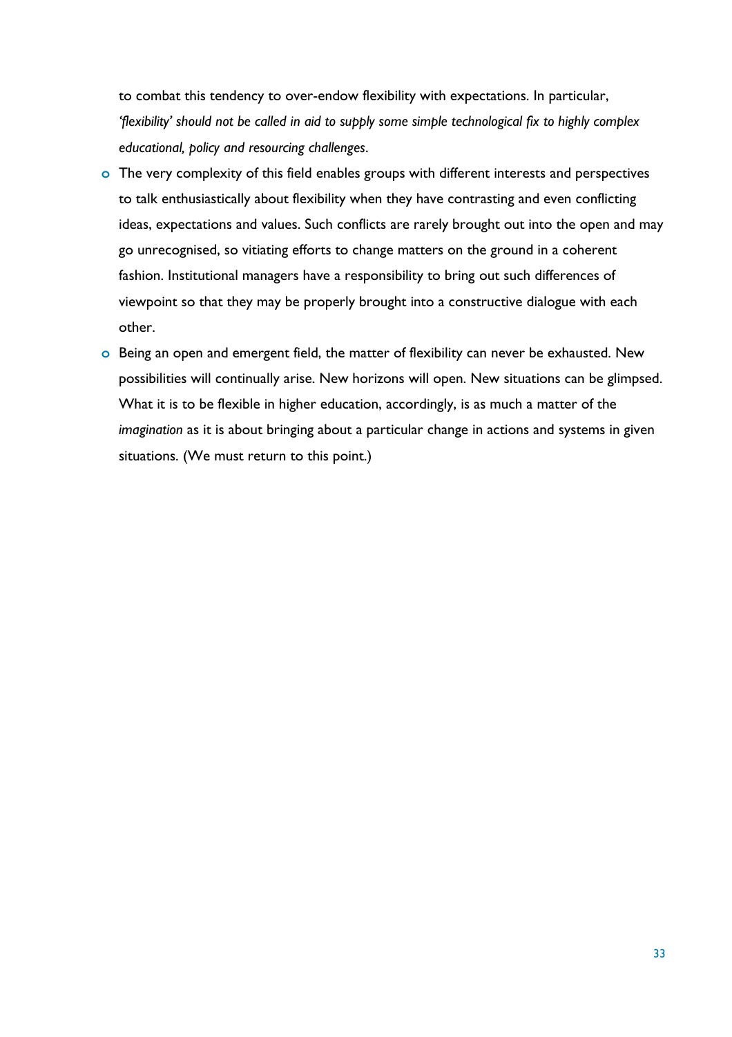to combat this tendency to over-endow flexibility with expectations. In particular, *'flexibility' should not be called in aid to supply some simple technological fix to highly complex educational, policy and resourcing challenges*.

- The very complexity of this field enables groups with different interests and perspectives to talk enthusiastically about flexibility when they have contrasting and even conflicting ideas, expectations and values. Such conflicts are rarely brought out into the open and may go unrecognised, so vitiating efforts to change matters on the ground in a coherent fashion. Institutional managers have a responsibility to bring out such differences of viewpoint so that they may be properly brought into a constructive dialogue with each other.
- Being an open and emergent field, the matter of flexibility can never be exhausted. New possibilities will continually arise. New horizons will open. New situations can be glimpsed. What it is to be flexible in higher education, accordingly, is as much a matter of the *imagination* as it is about bringing about a particular change in actions and systems in given situations. (We must return to this point.)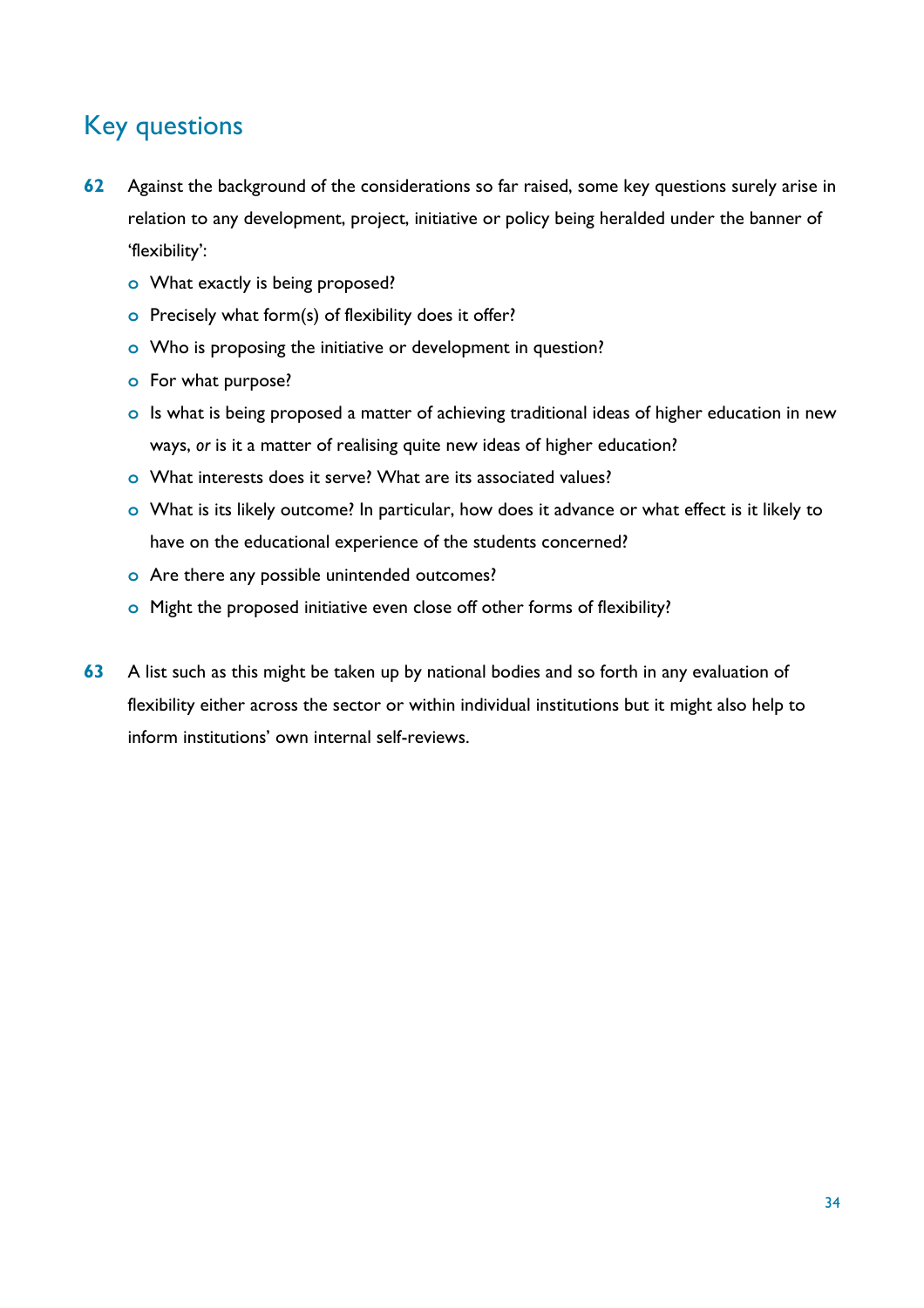## Key questions

**62** Against the background of the considerations so far raised, some key questions surely arise in relation to any development, project, initiative or policy being heralded under the banner of 'flexibility':

- What exactly is being proposed?
- Precisely what form(s) of flexibility does it offer?
- Who is proposing the initiative or development in question?
- For what purpose?
- Is what is being proposed a matter of achieving traditional ideas of higher education in new ways, *or* is it a matter of realising quite new ideas of higher education?
- What interests does it serve? What are its associated values?
- What is its likely outcome? In particular, how does it advance or what effect is it likely to have on the educational experience of the students concerned?
- Are there any possible unintended outcomes?
- Might the proposed initiative even close off other forms of flexibility?

**63** A list such as this might be taken up by national bodies and so forth in any evaluation of flexibility either across the sector or within individual institutions but it might also help to inform institutions' own internal self-reviews.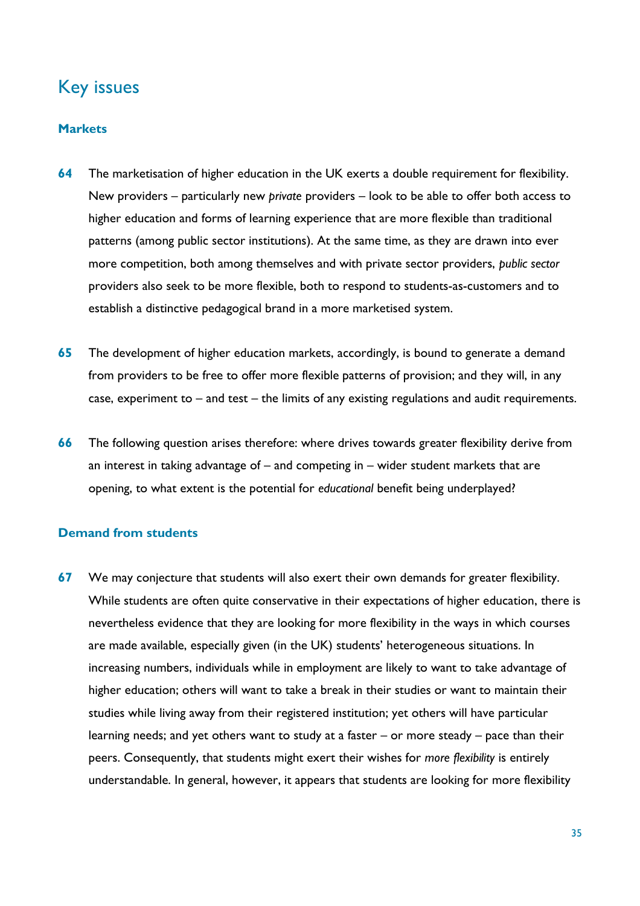## Key issues

### Markets

**64** The marketisation of higher education in the UK exerts a double requirement for flexibility. New providers – particularly new *private* providers – look to be able to offer both access to higher education and forms of learning experience that are more flexible than traditional patterns (among public sector institutions). At the same time, as they are drawn into ever more competition, both among themselves and with private sector providers, *public sector* providers also seek to be more flexible, both to respond to students-as-customers and to establish a distinctive pedagogical brand in a more marketised system.

**65** The development of higher education markets, accordingly, is bound to generate a demand from providers to be free to offer more flexible patterns of provision; and they will, in any case, experiment to – and test – the limits of any existing regulations and audit requirements.

**66** The following question arises therefore: where drives towards greater flexibility derive from an interest in taking advantage of – and competing in – wider student markets that are opening, to what extent is the potential for *educational* benefit being underplayed?

### Demand from students

**67** We may conjecture that students will also exert their own demands for greater flexibility. While students are often quite conservative in their expectations of higher education, there is nevertheless evidence that they are looking for more flexibility in the ways in which courses are made available, especially given (in the UK) students' heterogeneous situations. In increasing numbers, individuals while in employment are likely to want to take advantage of higher education; others will want to take a break in their studies or want to maintain their studies while living away from their registered institution; yet others will have particular learning needs; and yet others want to study at a faster – or more steady – pace than their peers. Consequently, that students might exert their wishes for *more flexibility* is entirely understandable. In general, however, it appears that students are looking for more flexibility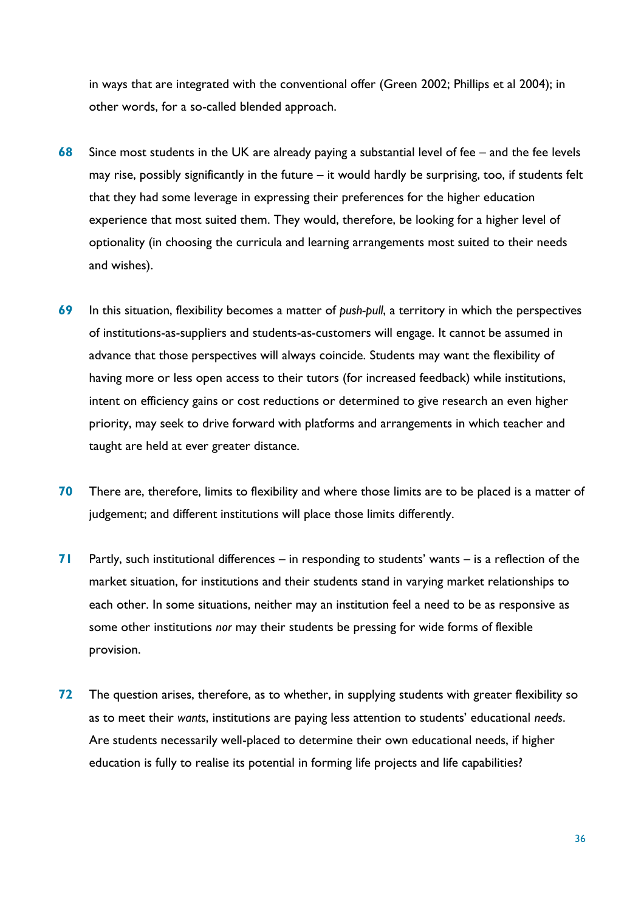in ways that are integrated with the conventional offer (Green 2002; Phillips et al 2004); in other words, for a so-called blended approach.

**68** Since most students in the UK are already paying a substantial level of fee – and the fee levels may rise, possibly significantly in the future – it would hardly be surprising, too, if students felt that they had some leverage in expressing their preferences for the higher education experience that most suited them. They would, therefore, be looking for a higher level of optionality (in choosing the curricula and learning arrangements most suited to their needs and wishes).

**69** In this situation, flexibility becomes a matter of *push-pull*, a territory in which the perspectives of institutions-as-suppliers and students-as-customers will engage. It cannot be assumed in advance that those perspectives will always coincide. Students may want the flexibility of having more or less open access to their tutors (for increased feedback) while institutions, intent on efficiency gains or cost reductions or determined to give research an even higher priority, may seek to drive forward with platforms and arrangements in which teacher and taught are held at ever greater distance.

**70** There are, therefore, limits to flexibility and where those limits are to be placed is a matter of judgement; and different institutions will place those limits differently.

**71** Partly, such institutional differences – in responding to students' wants – is a reflection of the market situation, for institutions and their students stand in varying market relationships to each other. In some situations, neither may an institution feel a need to be as responsive as some other institutions *nor* may their students be pressing for wide forms of flexible provision.

**72** The question arises, therefore, as to whether, in supplying students with greater flexibility so as to meet their *wants*, institutions are paying less attention to students' educational *needs*. Are students necessarily well-placed to determine their own educational needs, if higher education is fully to realise its potential in forming life projects and life capabilities?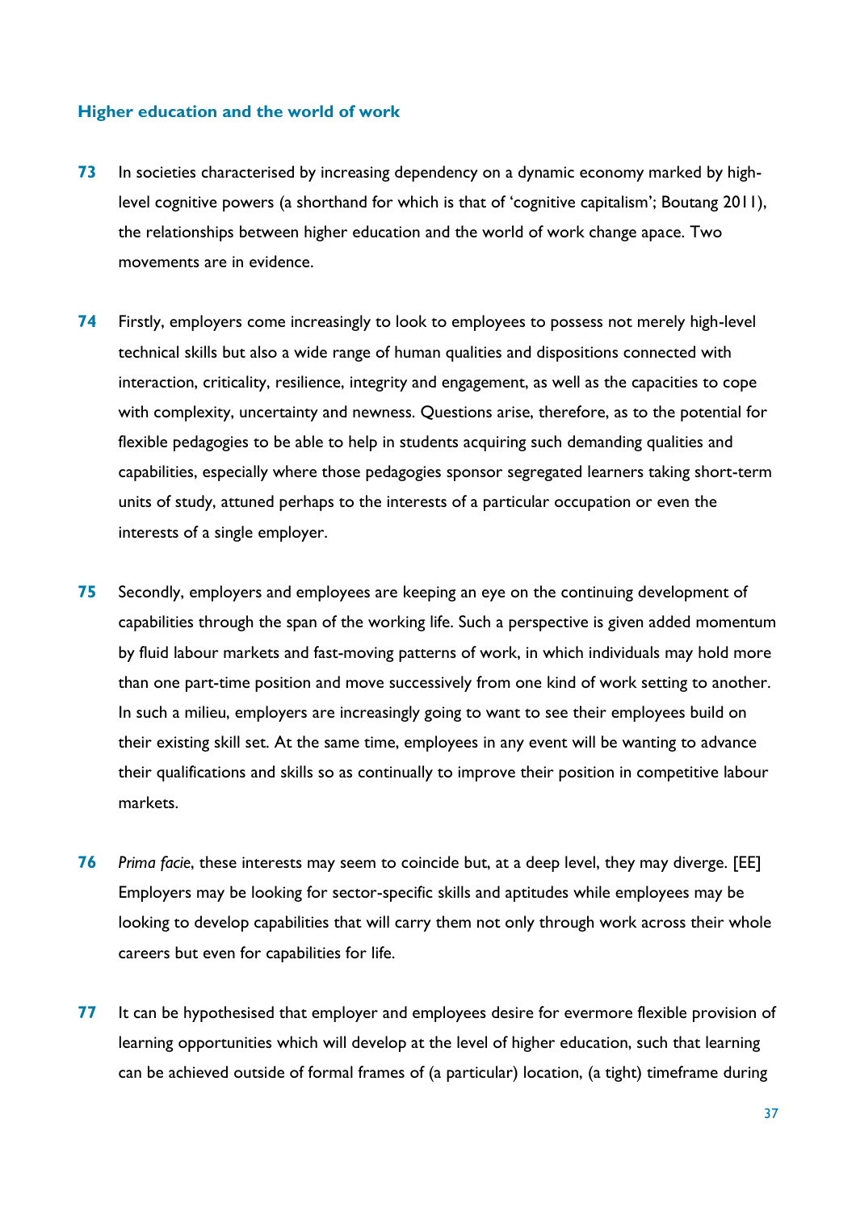## Higher education and the world of work

**73** In societies characterised by increasing dependency on a dynamic economy marked by high-level cognitive powers (a shorthand for which is that of 'cognitive capitalism'; Boutang 2011), the relationships between higher education and the world of work change apace. Two movements are in evidence.

**74** Firstly, employers come increasingly to look to employees to possess not merely high-level technical skills but also a wide range of human qualities and dispositions connected with interaction, criticality, resilience, integrity and engagement, as well as the capacities to cope with complexity, uncertainty and newness. Questions arise, therefore, as to the potential for flexible pedagogies to be able to help in students acquiring such demanding qualities and capabilities, especially where those pedagogies sponsor segregated learners taking short-term units of study, attuned perhaps to the interests of a particular occupation or even the interests of a single employer.

**75** Secondly, employers and employees are keeping an eye on the continuing development of capabilities through the span of the working life. Such a perspective is given added momentum by fluid labour markets and fast-moving patterns of work, in which individuals may hold more than one part-time position and move successively from one kind of work setting to another. In such a milieu, employers are increasingly going to want to see their employees build on their existing skill set. At the same time, employees in any event will be wanting to advance their qualifications and skills so as continually to improve their position in competitive labour markets.

**76** *Prima facie*, these interests may seem to coincide but, at a deep level, they may diverge. [EE] Employers may be looking for sector-specific skills and aptitudes while employees may be looking to develop capabilities that will carry them not only through work across their whole careers but even for capabilities for life.

**77** It can be hypothesised that employer and employees desire for evermore flexible provision of learning opportunities which will develop at the level of higher education, such that learning can be achieved outside of formal frames of (a particular) location, (a tight) timeframe during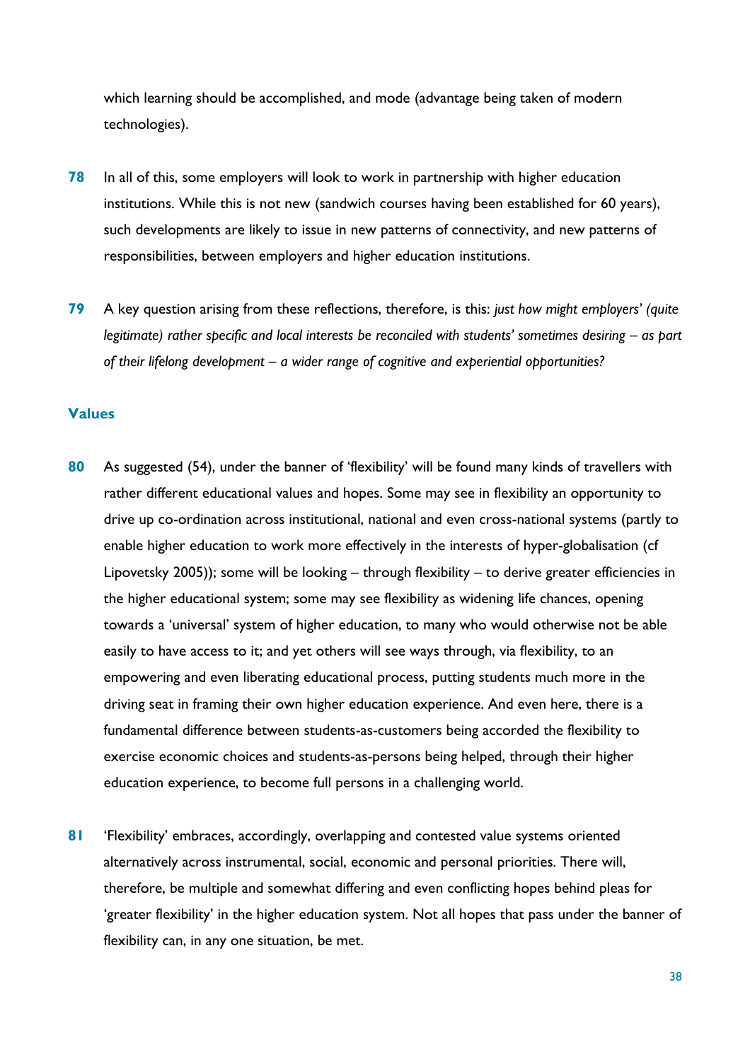which learning should be accomplished, and mode (advantage being taken of modern technologies).

**78** In all of this, some employers will look to work in partnership with higher education institutions. While this is not new (sandwich courses having been established for 60 years), such developments are likely to issue in new patterns of connectivity, and new patterns of responsibilities, between employers and higher education institutions.

**79** A key question arising from these reflections, therefore, is this: *just how might employers' (quite legitimate) rather specific and local interests be reconciled with students' sometimes desiring – as part of their lifelong development – a wider range of cognitive and experiential opportunities?*

## Values

**80** As suggested (54), under the banner of 'flexibility' will be found many kinds of travellers with rather different educational values and hopes. Some may see in flexibility an opportunity to drive up co-ordination across institutional, national and even cross-national systems (partly to enable higher education to work more effectively in the interests of hyper-globalisation (cf Lipovetsky 2005)); some will be looking – through flexibility – to derive greater efficiencies in the higher educational system; some may see flexibility as widening life chances, opening towards a 'universal' system of higher education, to many who would otherwise not be able easily to have access to it; and yet others will see ways through, via flexibility, to an empowering and even liberating educational process, putting students much more in the driving seat in framing their own higher education experience. And even here, there is a fundamental difference between students-as-customers being accorded the flexibility to exercise economic choices and students-as-persons being helped, through their higher education experience, to become full persons in a challenging world.

**81** 'Flexibility' embraces, accordingly, overlapping and contested value systems oriented alternatively across instrumental, social, economic and personal priorities. There will, therefore, be multiple and somewhat differing and even conflicting hopes behind pleas for 'greater flexibility' in the higher education system. Not all hopes that pass under the banner of flexibility can, in any one situation, be met.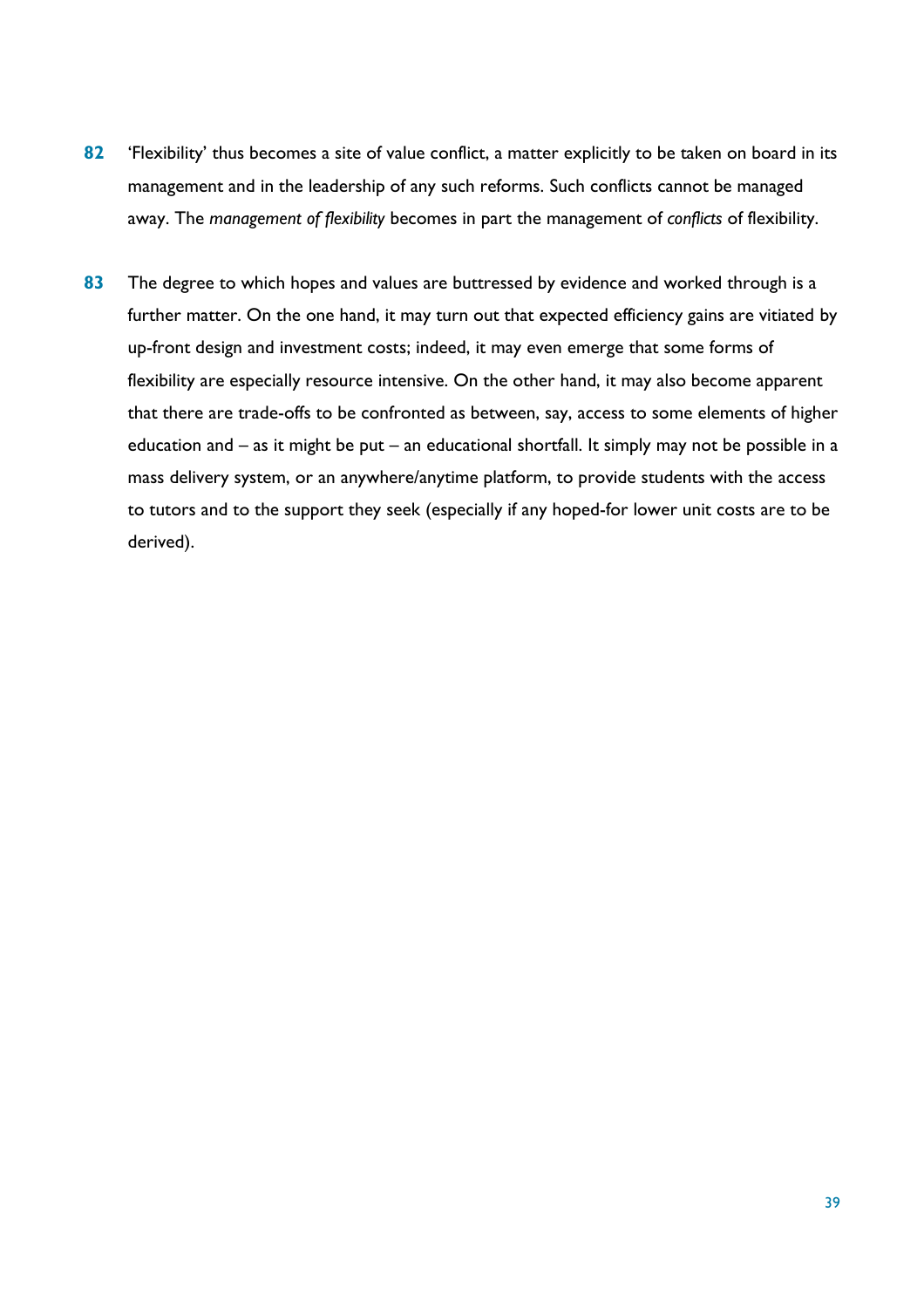**82** 'Flexibility' thus becomes a site of value conflict, a matter explicitly to be taken on board in its management and in the leadership of any such reforms. Such conflicts cannot be managed away. The *management of flexibility* becomes in part the management of *conflicts* of flexibility.

**83** The degree to which hopes and values are buttressed by evidence and worked through is a further matter. On the one hand, it may turn out that expected efficiency gains are vitiated by up-front design and investment costs; indeed, it may even emerge that some forms of flexibility are especially resource intensive. On the other hand, it may also become apparent that there are trade-offs to be confronted as between, say, access to some elements of higher education and – as it might be put – an educational shortfall. It simply may not be possible in a mass delivery system, or an anywhere/anytime platform, to provide students with the access to tutors and to the support they seek (especially if any hoped-for lower unit costs are to be derived).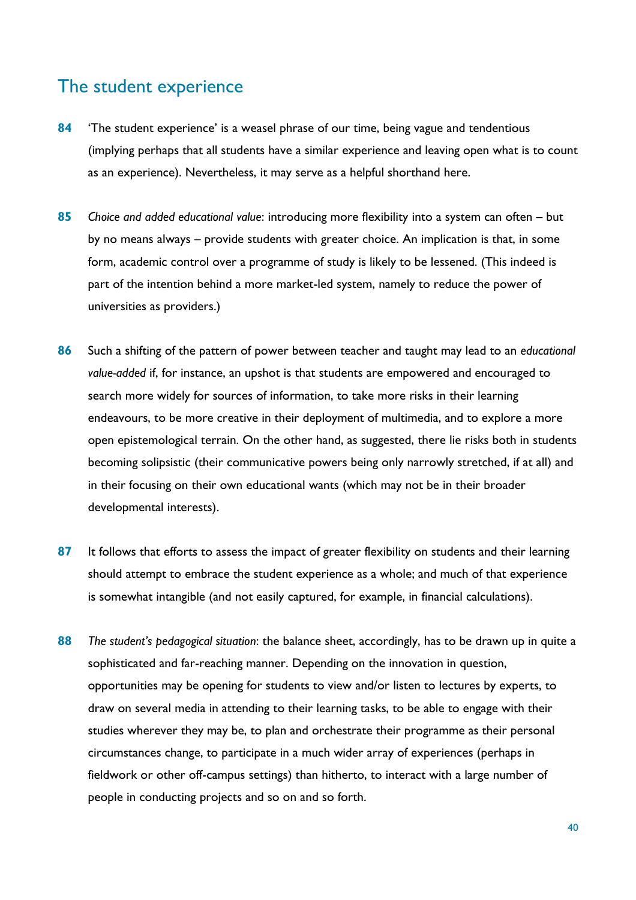## The student experience

**84** 'The student experience' is a weasel phrase of our time, being vague and tendentious (implying perhaps that all students have a similar experience and leaving open what is to count as an experience). Nevertheless, it may serve as a helpful shorthand here.

**85** *Choice and added educational value*: introducing more flexibility into a system can often – but by no means always – provide students with greater choice. An implication is that, in some form, academic control over a programme of study is likely to be lessened. (This indeed is part of the intention behind a more market-led system, namely to reduce the power of universities as providers.)

**86** Such a shifting of the pattern of power between teacher and taught may lead to an *educational value-added* if, for instance, an upshot is that students are empowered and encouraged to search more widely for sources of information, to take more risks in their learning endeavours, to be more creative in their deployment of multimedia, and to explore a more open epistemological terrain. On the other hand, as suggested, there lie risks both in students becoming solipsistic (their communicative powers being only narrowly stretched, if at all) and in their focusing on their own educational wants (which may not be in their broader developmental interests).

**87** It follows that efforts to assess the impact of greater flexibility on students and their learning should attempt to embrace the student experience as a whole; and much of that experience is somewhat intangible (and not easily captured, for example, in financial calculations).

**88** *The student's pedagogical situation*: the balance sheet, accordingly, has to be drawn up in quite a sophisticated and far-reaching manner. Depending on the innovation in question, opportunities may be opening for students to view and/or listen to lectures by experts, to draw on several media in attending to their learning tasks, to be able to engage with their studies wherever they may be, to plan and orchestrate their programme as their personal circumstances change, to participate in a much wider array of experiences (perhaps in fieldwork or other off-campus settings) than hitherto, to interact with a large number of people in conducting projects and so on and so forth.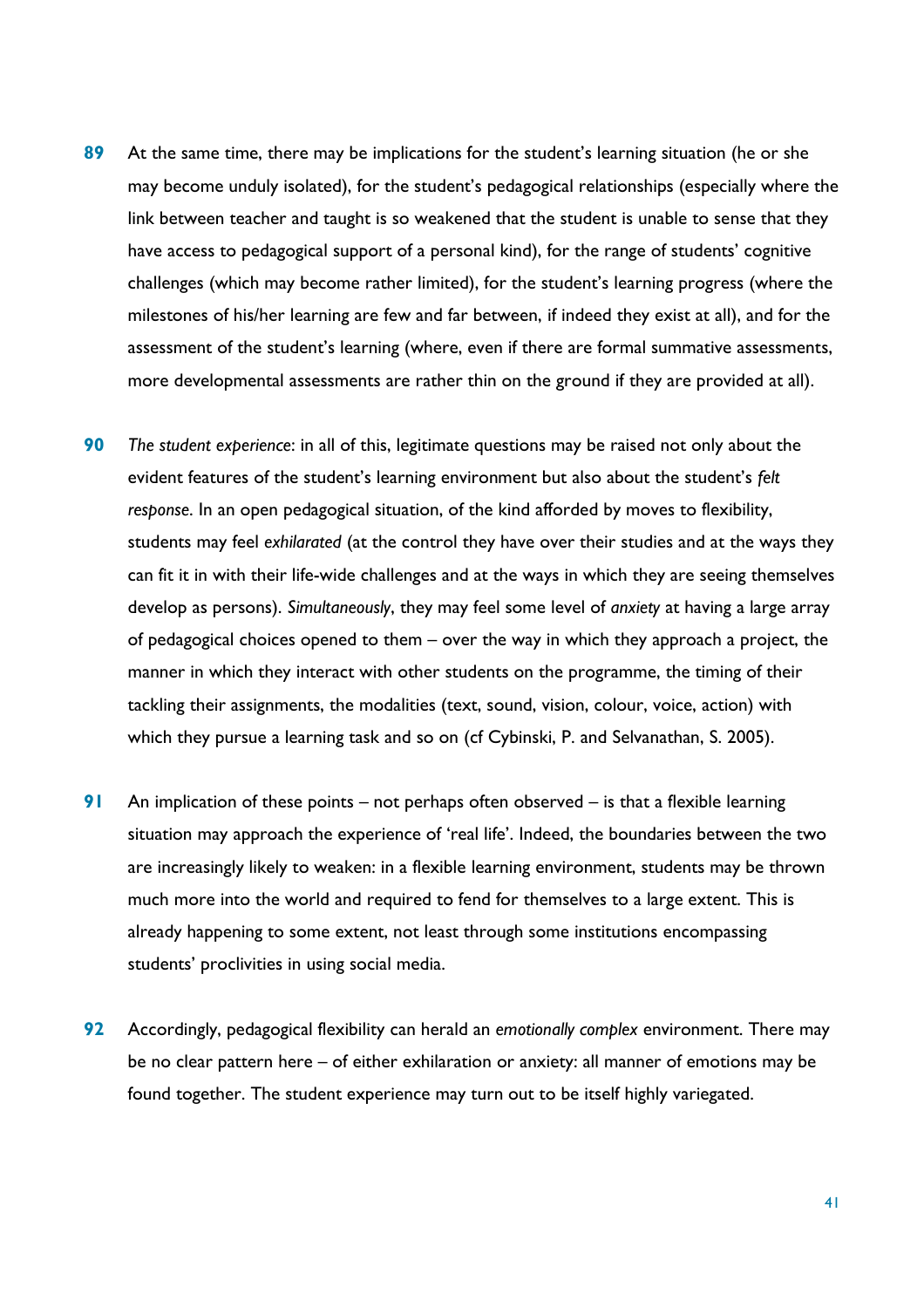**89** At the same time, there may be implications for the student's learning situation (he or she may become unduly isolated), for the student's pedagogical relationships (especially where the link between teacher and taught is so weakened that the student is unable to sense that they have access to pedagogical support of a personal kind), for the range of students' cognitive challenges (which may become rather limited), for the student's learning progress (where the milestones of his/her learning are few and far between, if indeed they exist at all), and for the assessment of the student's learning (where, even if there are formal summative assessments, more developmental assessments are rather thin on the ground if they are provided at all).

**90** *The student experience*: in all of this, legitimate questions may be raised not only about the evident features of the student's learning environment but also about the student's *felt response*. In an open pedagogical situation, of the kind afforded by moves to flexibility, students may feel *exhilarated* (at the control they have over their studies and at the ways they can fit it in with their life-wide challenges and at the ways in which they are seeing themselves develop as persons). *Simultaneously*, they may feel some level of *anxiety* at having a large array of pedagogical choices opened to them – over the way in which they approach a project, the manner in which they interact with other students on the programme, the timing of their tackling their assignments, the modalities (text, sound, vision, colour, voice, action) with which they pursue a learning task and so on (cf Cybinski, P. and Selvanathan, S. 2005).

**91** An implication of these points – not perhaps often observed – is that a flexible learning situation may approach the experience of 'real life'. Indeed, the boundaries between the two are increasingly likely to weaken: in a flexible learning environment, students may be thrown much more into the world and required to fend for themselves to a large extent. This is already happening to some extent, not least through some institutions encompassing students' proclivities in using social media.

**92** Accordingly, pedagogical flexibility can herald an *emotionally complex* environment. There may be no clear pattern here – of either exhilaration or anxiety: all manner of emotions may be found together. The student experience may turn out to be itself highly variegated.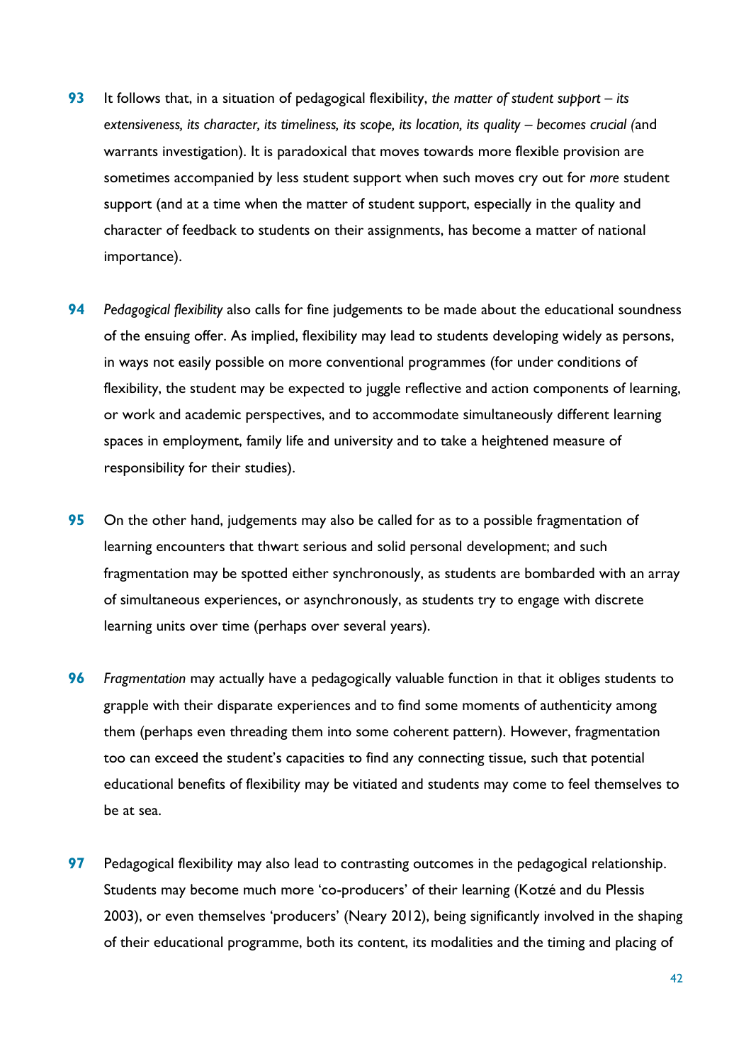**93** It follows that, in a situation of pedagogical flexibility, *the matter of student support – its extensiveness, its character, its timeliness, its scope, its location, its quality – becomes crucial (*and warrants investigation). It is paradoxical that moves towards more flexible provision are sometimes accompanied by less student support when such moves cry out for *more* student support (and at a time when the matter of student support, especially in the quality and character of feedback to students on their assignments, has become a matter of national importance).

**94** *Pedagogical flexibility* also calls for fine judgements to be made about the educational soundness of the ensuing offer. As implied, flexibility may lead to students developing widely as persons, in ways not easily possible on more conventional programmes (for under conditions of flexibility, the student may be expected to juggle reflective and action components of learning, or work and academic perspectives, and to accommodate simultaneously different learning spaces in employment, family life and university and to take a heightened measure of responsibility for their studies).

**95** On the other hand, judgements may also be called for as to a possible fragmentation of learning encounters that thwart serious and solid personal development; and such fragmentation may be spotted either synchronously, as students are bombarded with an array of simultaneous experiences, or asynchronously, as students try to engage with discrete learning units over time (perhaps over several years).

**96** *Fragmentation* may actually have a pedagogically valuable function in that it obliges students to grapple with their disparate experiences and to find some moments of authenticity among them (perhaps even threading them into some coherent pattern). However, fragmentation too can exceed the student's capacities to find any connecting tissue, such that potential educational benefits of flexibility may be vitiated and students may come to feel themselves to be at sea.

**97** Pedagogical flexibility may also lead to contrasting outcomes in the pedagogical relationship. Students may become much more 'co-producers' of their learning (Kotzé and du Plessis 2003), or even themselves 'producers' (Neary 2012), being significantly involved in the shaping of their educational programme, both its content, its modalities and the timing and placing of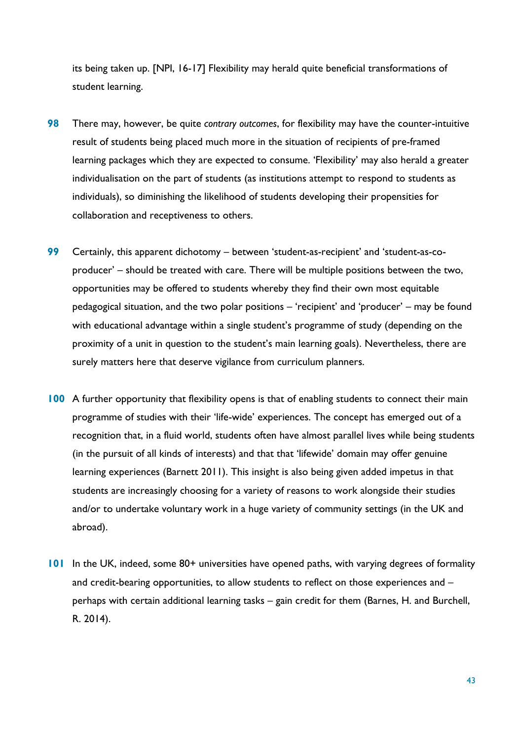its being taken up. [NPI, 16-17] Flexibility may herald quite beneficial transformations of student learning.

**98** There may, however, be quite *contrary outcomes*, for flexibility may have the counter-intuitive result of students being placed much more in the situation of recipients of pre-framed learning packages which they are expected to consume. 'Flexibility' may also herald a greater individualisation on the part of students (as institutions attempt to respond to students as individuals), so diminishing the likelihood of students developing their propensities for collaboration and receptiveness to others.

**99** Certainly, this apparent dichotomy – between 'student-as-recipient' and 'student-as-co-producer' – should be treated with care. There will be multiple positions between the two, opportunities may be offered to students whereby they find their own most equitable pedagogical situation, and the two polar positions – 'recipient' and 'producer' – may be found with educational advantage within a single student's programme of study (depending on the proximity of a unit in question to the student's main learning goals). Nevertheless, there are surely matters here that deserve vigilance from curriculum planners.

**100** A further opportunity that flexibility opens is that of enabling students to connect their main programme of studies with their 'life-wide' experiences. The concept has emerged out of a recognition that, in a fluid world, students often have almost parallel lives while being students (in the pursuit of all kinds of interests) and that that 'lifewide' domain may offer genuine learning experiences (Barnett 2011). This insight is also being given added impetus in that students are increasingly choosing for a variety of reasons to work alongside their studies and/or to undertake voluntary work in a huge variety of community settings (in the UK and abroad).

**101** In the UK, indeed, some 80+ universities have opened paths, with varying degrees of formality and credit-bearing opportunities, to allow students to reflect on those experiences and – perhaps with certain additional learning tasks – gain credit for them (Barnes, H. and Burchell, R. 2014).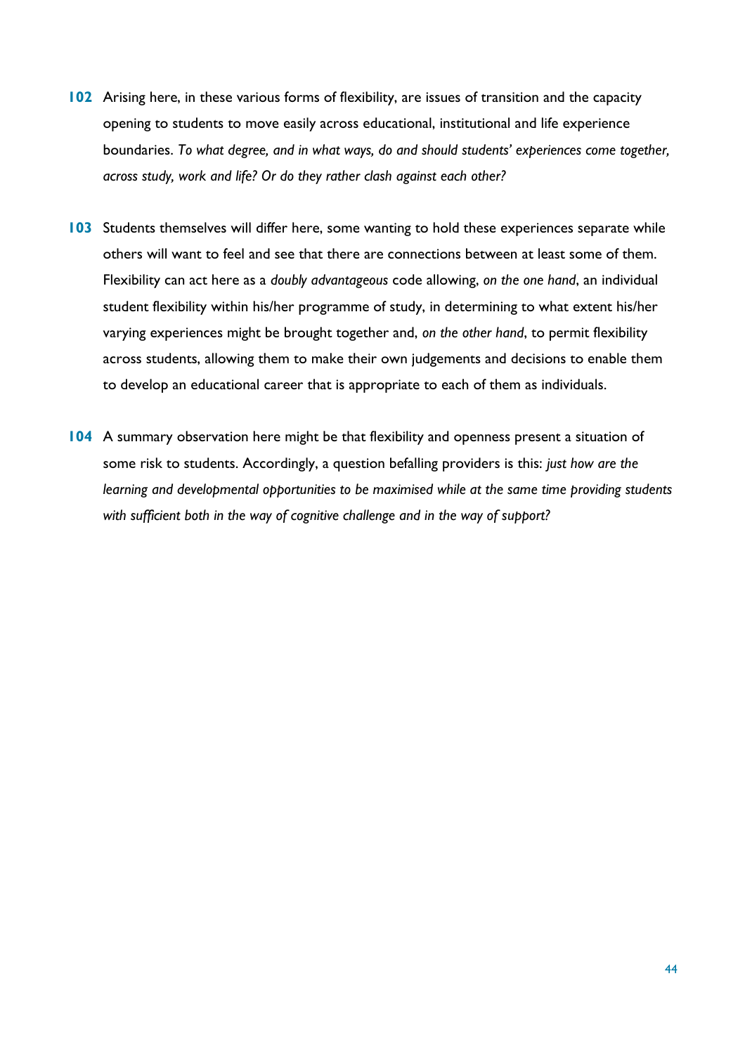**102** Arising here, in these various forms of flexibility, are issues of transition and the capacity opening to students to move easily across educational, institutional and life experience boundaries. *To what degree, and in what ways, do and should students' experiences come together, across study, work and life? Or do they rather clash against each other?*

**103** Students themselves will differ here, some wanting to hold these experiences separate while others will want to feel and see that there are connections between at least some of them. Flexibility can act here as a *doubly advantageous* code allowing, *on the one hand*, an individual student flexibility within his/her programme of study, in determining to what extent his/her varying experiences might be brought together and, *on the other hand*, to permit flexibility across students, allowing them to make their own judgements and decisions to enable them to develop an educational career that is appropriate to each of them as individuals.

**104** A summary observation here might be that flexibility and openness present a situation of some risk to students. Accordingly, a question befalling providers is this: *just how are the learning and developmental opportunities to be maximised while at the same time providing students with sufficient both in the way of cognitive challenge and in the way of support?*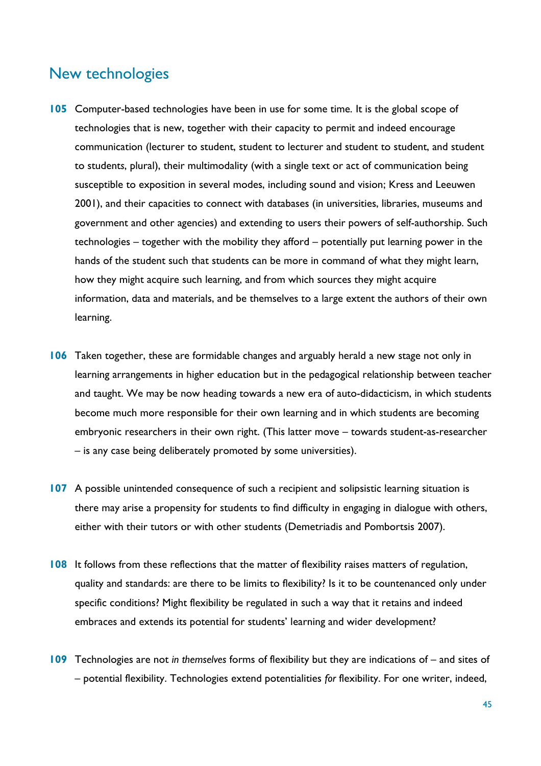## New technologies

**105** Computer-based technologies have been in use for some time. It is the global scope of technologies that is new, together with their capacity to permit and indeed encourage communication (lecturer to student, student to lecturer and student to student, and student to students, plural), their multimodality (with a single text or act of communication being susceptible to exposition in several modes, including sound and vision; Kress and Leeuwen 2001), and their capacities to connect with databases (in universities, libraries, museums and government and other agencies) and extending to users their powers of self-authorship. Such technologies – together with the mobility they afford – potentially put learning power in the hands of the student such that students can be more in command of what they might learn, how they might acquire such learning, and from which sources they might acquire information, data and materials, and be themselves to a large extent the authors of their own learning.

**106** Taken together, these are formidable changes and arguably herald a new stage not only in learning arrangements in higher education but in the pedagogical relationship between teacher and taught. We may be now heading towards a new era of auto-didacticism, in which students become much more responsible for their own learning and in which students are becoming embryonic researchers in their own right. (This latter move – towards student-as-researcher – is any case being deliberately promoted by some universities).

**107** A possible unintended consequence of such a recipient and solipsistic learning situation is there may arise a propensity for students to find difficulty in engaging in dialogue with others, either with their tutors or with other students (Demetriadis and Pombortsis 2007).

**108** It follows from these reflections that the matter of flexibility raises matters of regulation, quality and standards: are there to be limits to flexibility? Is it to be countenanced only under specific conditions? Might flexibility be regulated in such a way that it retains and indeed embraces and extends its potential for students' learning and wider development?

**109** Technologies are not *in themselves* forms of flexibility but they are indications of – and sites of – potential flexibility. Technologies extend potentialities *for* flexibility. For one writer, indeed,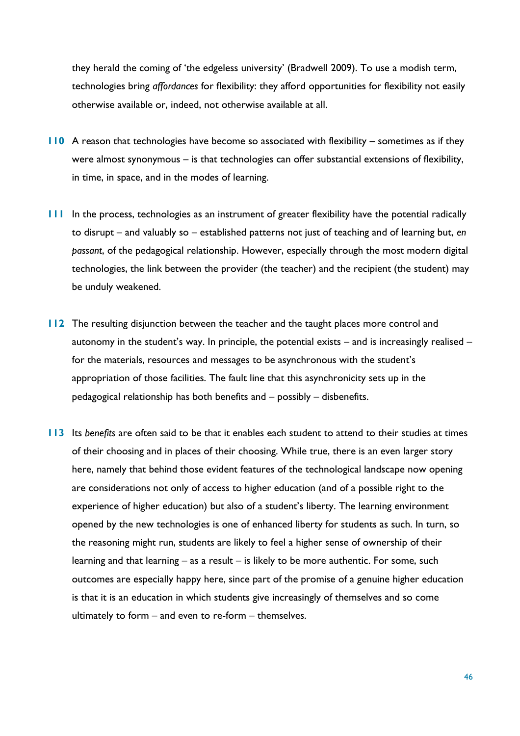they herald the coming of 'the edgeless university' (Bradwell 2009). To use a modish term, technologies bring *affordances* for flexibility: they afford opportunities for flexibility not easily otherwise available or, indeed, not otherwise available at all.

**110** A reason that technologies have become so associated with flexibility – sometimes as if they were almost synonymous – is that technologies can offer substantial extensions of flexibility, in time, in space, and in the modes of learning.

**111** In the process, technologies as an instrument of greater flexibility have the potential radically to disrupt – and valuably so – established patterns not just of teaching and of learning but, *en passant*, of the pedagogical relationship. However, especially through the most modern digital technologies, the link between the provider (the teacher) and the recipient (the student) may be unduly weakened.

**112** The resulting disjunction between the teacher and the taught places more control and autonomy in the student's way. In principle, the potential exists – and is increasingly realised – for the materials, resources and messages to be asynchronous with the student's appropriation of those facilities. The fault line that this asynchronicity sets up in the pedagogical relationship has both benefits and – possibly – disbenefits.

**113** Its *benefits* are often said to be that it enables each student to attend to their studies at times of their choosing and in places of their choosing. While true, there is an even larger story here, namely that behind those evident features of the technological landscape now opening are considerations not only of access to higher education (and of a possible right to the experience of higher education) but also of a student's liberty. The learning environment opened by the new technologies is one of enhanced liberty for students as such. In turn, so the reasoning might run, students are likely to feel a higher sense of ownership of their learning and that learning – as a result – is likely to be more authentic. For some, such outcomes are especially happy here, since part of the promise of a genuine higher education is that it is an education in which students give increasingly of themselves and so come ultimately to form – and even to re-form – themselves.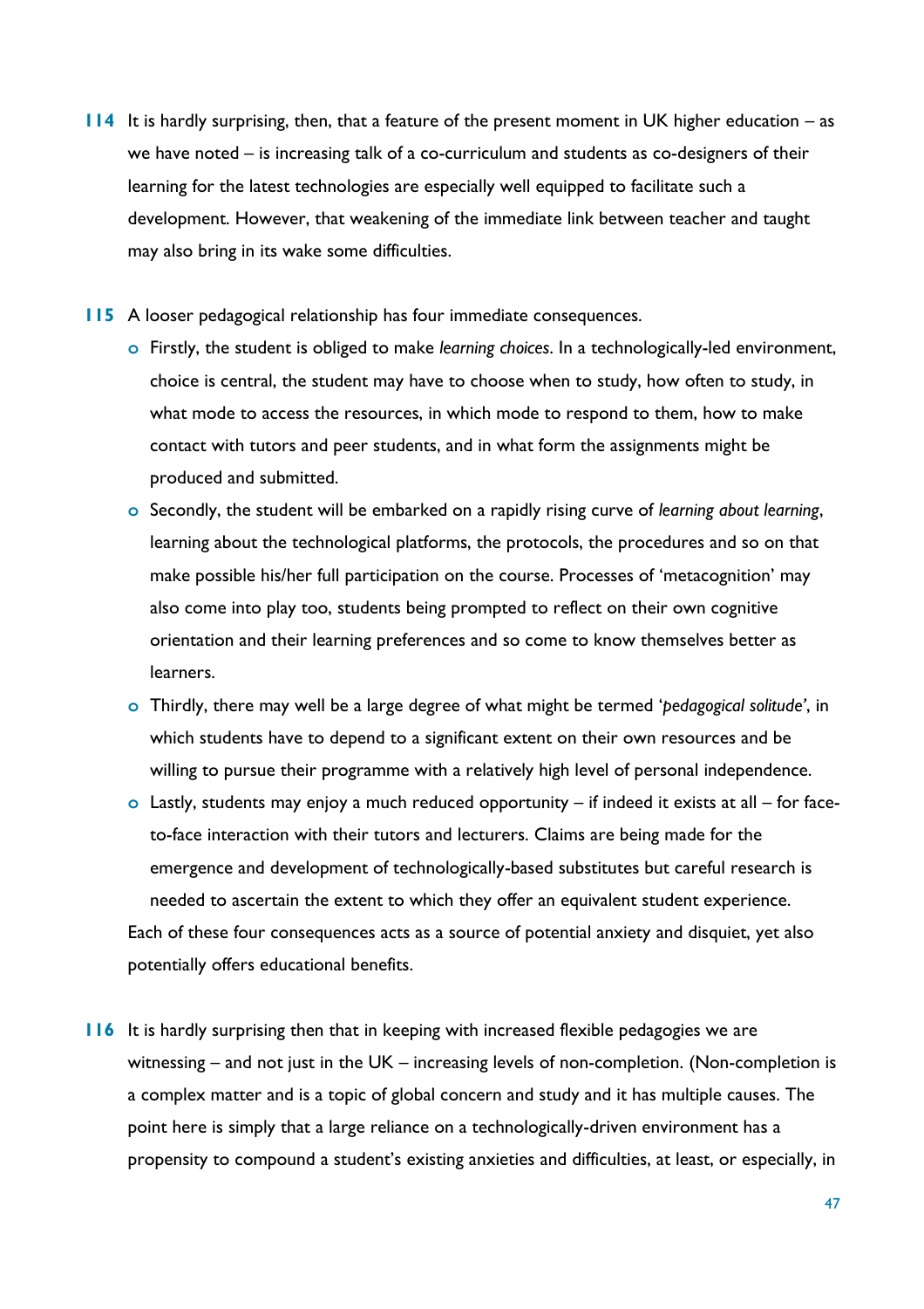**114** It is hardly surprising, then, that a feature of the present moment in UK higher education – as we have noted – is increasing talk of a co-curriculum and students as co-designers of their learning for the latest technologies are especially well equipped to facilitate such a development. However, that weakening of the immediate link between teacher and taught may also bring in its wake some difficulties.

**115** A looser pedagogical relationship has four immediate consequences.

- Firstly, the student is obliged to make *learning choices*. In a technologically-led environment, choice is central, the student may have to choose when to study, how often to study, in what mode to access the resources, in which mode to respond to them, how to make contact with tutors and peer students, and in what form the assignments might be produced and submitted.
- Secondly, the student will be embarked on a rapidly rising curve of *learning about learning*, learning about the technological platforms, the protocols, the procedures and so on that make possible his/her full participation on the course. Processes of 'metacognition' may also come into play too, students being prompted to reflect on their own cognitive orientation and their learning preferences and so come to know themselves better as learners.
- Thirdly, there may well be a large degree of what might be termed '*pedagogical solitude*', in which students have to depend to a significant extent on their own resources and be willing to pursue their programme with a relatively high level of personal independence.
- Lastly, students may enjoy a much reduced opportunity – if indeed it exists at all – for face-to-face interaction with their tutors and lecturers. Claims are being made for the emergence and development of technologically-based substitutes but careful research is needed to ascertain the extent to which they offer an equivalent student experience.

Each of these four consequences acts as a source of potential anxiety and disquiet, yet also potentially offers educational benefits.

**116** It is hardly surprising then that in keeping with increased flexible pedagogies we are witnessing – and not just in the UK – increasing levels of non-completion. (Non-completion is a complex matter and is a topic of global concern and study and it has multiple causes. The point here is simply that a large reliance on a technologically-driven environment has a propensity to compound a student's existing anxieties and difficulties, at least, or especially, in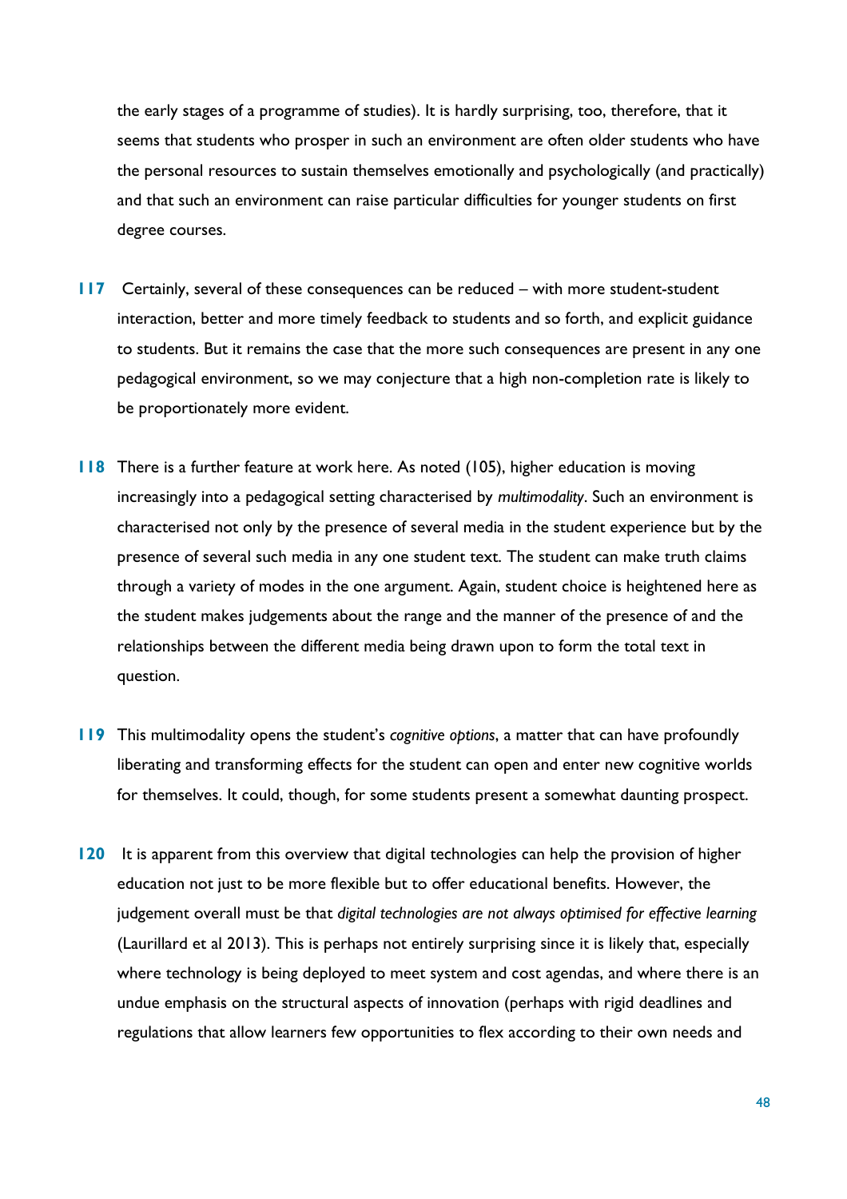the early stages of a programme of studies). It is hardly surprising, too, therefore, that it seems that students who prosper in such an environment are often older students who have the personal resources to sustain themselves emotionally and psychologically (and practically) and that such an environment can raise particular difficulties for younger students on first degree courses.

**117** Certainly, several of these consequences can be reduced – with more student-student interaction, better and more timely feedback to students and so forth, and explicit guidance to students. But it remains the case that the more such consequences are present in any one pedagogical environment, so we may conjecture that a high non-completion rate is likely to be proportionately more evident.

**118** There is a further feature at work here. As noted (105), higher education is moving increasingly into a pedagogical setting characterised by *multimodality*. Such an environment is characterised not only by the presence of several media in the student experience but by the presence of several such media in any one student text. The student can make truth claims through a variety of modes in the one argument. Again, student choice is heightened here as the student makes judgements about the range and the manner of the presence of and the relationships between the different media being drawn upon to form the total text in question.

**119** This multimodality opens the student's *cognitive options*, a matter that can have profoundly liberating and transforming effects for the student can open and enter new cognitive worlds for themselves. It could, though, for some students present a somewhat daunting prospect.

**120** It is apparent from this overview that digital technologies can help the provision of higher education not just to be more flexible but to offer educational benefits. However, the judgement overall must be that *digital technologies are not always optimised for effective learning* (Laurillard et al 2013). This is perhaps not entirely surprising since it is likely that, especially where technology is being deployed to meet system and cost agendas, and where there is an undue emphasis on the structural aspects of innovation (perhaps with rigid deadlines and regulations that allow learners few opportunities to flex according to their own needs and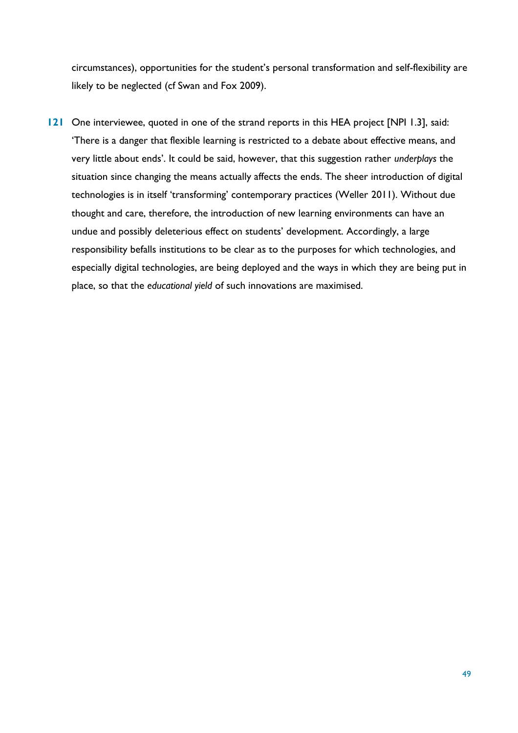circumstances), opportunities for the student's personal transformation and self-flexibility are likely to be neglected (cf Swan and Fox 2009).

**121** One interviewee, quoted in one of the strand reports in this HEA project [NPI 1.3], said: 'There is a danger that flexible learning is restricted to a debate about effective means, and very little about ends'. It could be said, however, that this suggestion rather *underplays* the situation since changing the means actually affects the ends. The sheer introduction of digital technologies is in itself 'transforming' contemporary practices (Weller 2011). Without due thought and care, therefore, the introduction of new learning environments can have an undue and possibly deleterious effect on students' development. Accordingly, a large responsibility befalls institutions to be clear as to the purposes for which technologies, and especially digital technologies, are being deployed and the ways in which they are being put in place, so that the *educational yield* of such innovations are maximised.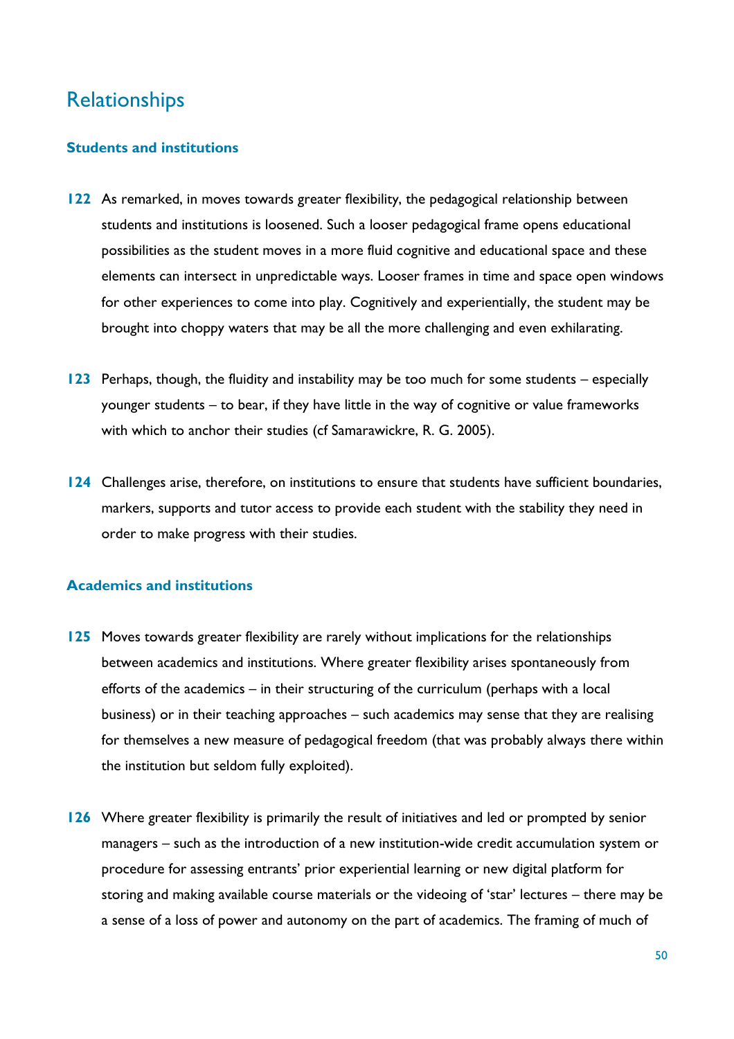## Relationships

### Students and institutions

**122** As remarked, in moves towards greater flexibility, the pedagogical relationship between students and institutions is loosened. Such a looser pedagogical frame opens educational possibilities as the student moves in a more fluid cognitive and educational space and these elements can intersect in unpredictable ways. Looser frames in time and space open windows for other experiences to come into play. Cognitively and experientially, the student may be brought into choppy waters that may be all the more challenging and even exhilarating.

**123** Perhaps, though, the fluidity and instability may be too much for some students – especially younger students – to bear, if they have little in the way of cognitive or value frameworks with which to anchor their studies (cf Samarawickre, R. G. 2005).

**124** Challenges arise, therefore, on institutions to ensure that students have sufficient boundaries, markers, supports and tutor access to provide each student with the stability they need in order to make progress with their studies.

### Academics and institutions

**125** Moves towards greater flexibility are rarely without implications for the relationships between academics and institutions. Where greater flexibility arises spontaneously from efforts of the academics – in their structuring of the curriculum (perhaps with a local business) or in their teaching approaches – such academics may sense that they are realising for themselves a new measure of pedagogical freedom (that was probably always there within the institution but seldom fully exploited).

**126** Where greater flexibility is primarily the result of initiatives and led or prompted by senior managers – such as the introduction of a new institution-wide credit accumulation system or procedure for assessing entrants' prior experiential learning or new digital platform for storing and making available course materials or the videoing of 'star' lectures – there may be a sense of a loss of power and autonomy on the part of academics. The framing of much of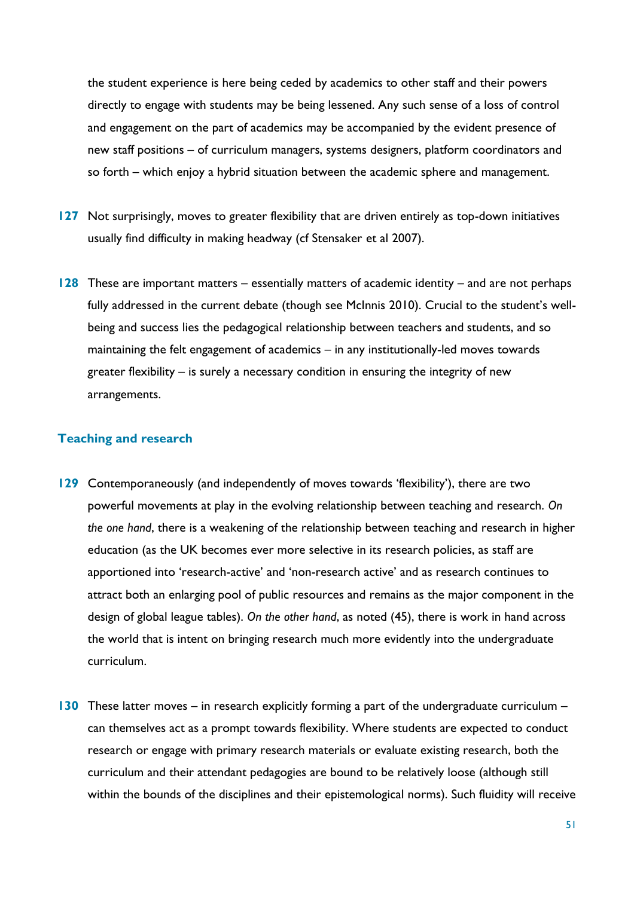the student experience is here being ceded by academics to other staff and their powers directly to engage with students may be being lessened. Any such sense of a loss of control and engagement on the part of academics may be accompanied by the evident presence of new staff positions – of curriculum managers, systems designers, platform coordinators and so forth – which enjoy a hybrid situation between the academic sphere and management.

**127** Not surprisingly, moves to greater flexibility that are driven entirely as top-down initiatives usually find difficulty in making headway (cf Stensaker et al 2007).

**128** These are important matters – essentially matters of academic identity – and are not perhaps fully addressed in the current debate (though see McInnis 2010). Crucial to the student's well-being and success lies the pedagogical relationship between teachers and students, and so maintaining the felt engagement of academics – in any institutionally-led moves towards greater flexibility – is surely a necessary condition in ensuring the integrity of new arrangements.

## Teaching and research

**129** Contemporaneously (and independently of moves towards 'flexibility'), there are two powerful movements at play in the evolving relationship between teaching and research. *On the one hand*, there is a weakening of the relationship between teaching and research in higher education (as the UK becomes ever more selective in its research policies, as staff are apportioned into 'research-active' and 'non-research active' and as research continues to attract both an enlarging pool of public resources and remains as the major component in the design of global league tables). *On the other hand*, as noted (45), there is work in hand across the world that is intent on bringing research much more evidently into the undergraduate curriculum.

**130** These latter moves – in research explicitly forming a part of the undergraduate curriculum – can themselves act as a prompt towards flexibility. Where students are expected to conduct research or engage with primary research materials or evaluate existing research, both the curriculum and their attendant pedagogies are bound to be relatively loose (although still within the bounds of the disciplines and their epistemological norms). Such fluidity will receive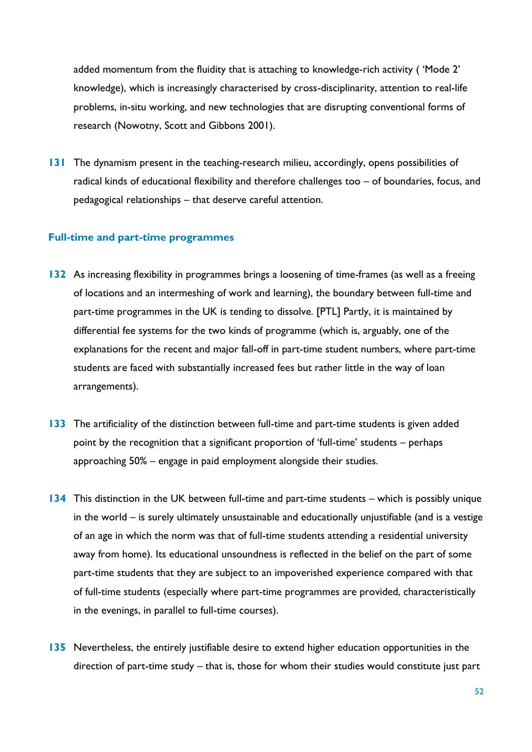added momentum from the fluidity that is attaching to knowledge-rich activity ( 'Mode 2' knowledge), which is increasingly characterised by cross-disciplinarity, attention to real-life problems, in-situ working, and new technologies that are disrupting conventional forms of research (Nowotny, Scott and Gibbons 2001).

**131** The dynamism present in the teaching-research milieu, accordingly, opens possibilities of radical kinds of educational flexibility and therefore challenges too – of boundaries, focus, and pedagogical relationships – that deserve careful attention.

### Full-time and part-time programmes

**132** As increasing flexibility in programmes brings a loosening of time-frames (as well as a freeing of locations and an intermeshing of work and learning), the boundary between full-time and part-time programmes in the UK is tending to dissolve. [PTL] Partly, it is maintained by differential fee systems for the two kinds of programme (which is, arguably, one of the explanations for the recent and major fall-off in part-time student numbers, where part-time students are faced with substantially increased fees but rather little in the way of loan arrangements).

**133** The artificiality of the distinction between full-time and part-time students is given added point by the recognition that a significant proportion of 'full-time' students – perhaps approaching 50% – engage in paid employment alongside their studies.

**134** This distinction in the UK between full-time and part-time students – which is possibly unique in the world – is surely ultimately unsustainable and educationally unjustifiable (and is a vestige of an age in which the norm was that of full-time students attending a residential university away from home). Its educational unsoundness is reflected in the belief on the part of some part-time students that they are subject to an impoverished experience compared with that of full-time students (especially where part-time programmes are provided, characteristically in the evenings, in parallel to full-time courses).

**135** Nevertheless, the entirely justifiable desire to extend higher education opportunities in the direction of part-time study – that is, those for whom their studies would constitute just part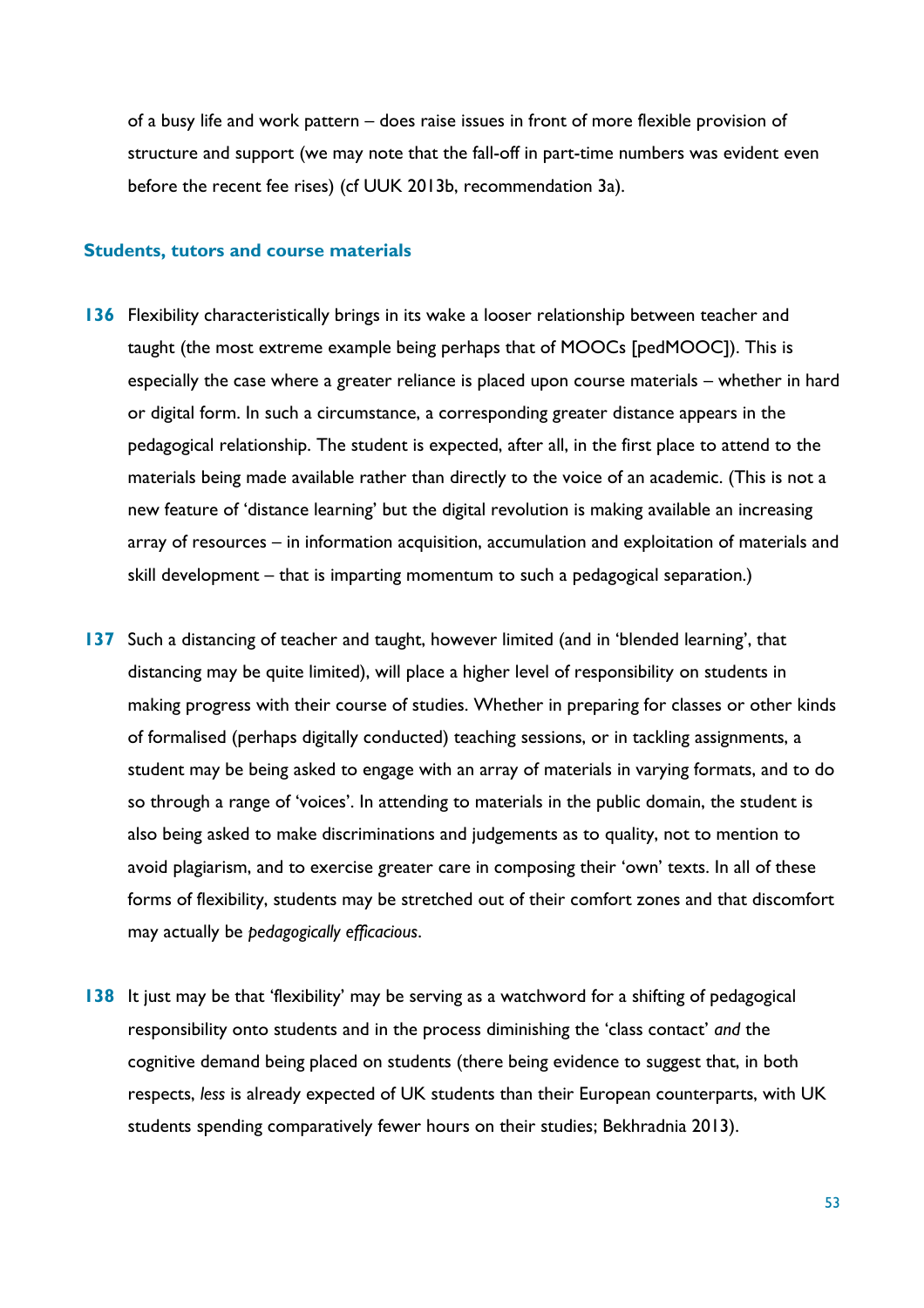of a busy life and work pattern – does raise issues in front of more flexible provision of structure and support (we may note that the fall-off in part-time numbers was evident even before the recent fee rises) (cf UUK 2013b, recommendation 3a).

### Students, tutors and course materials

**136** Flexibility characteristically brings in its wake a looser relationship between teacher and taught (the most extreme example being perhaps that of MOOCs [pedMOOC]). This is especially the case where a greater reliance is placed upon course materials – whether in hard or digital form. In such a circumstance, a corresponding greater distance appears in the pedagogical relationship. The student is expected, after all, in the first place to attend to the materials being made available rather than directly to the voice of an academic. (This is not a new feature of 'distance learning' but the digital revolution is making available an increasing array of resources – in information acquisition, accumulation and exploitation of materials and skill development – that is imparting momentum to such a pedagogical separation.)

**137** Such a distancing of teacher and taught, however limited (and in 'blended learning', that distancing may be quite limited), will place a higher level of responsibility on students in making progress with their course of studies. Whether in preparing for classes or other kinds of formalised (perhaps digitally conducted) teaching sessions, or in tackling assignments, a student may be being asked to engage with an array of materials in varying formats, and to do so through a range of 'voices'. In attending to materials in the public domain, the student is also being asked to make discriminations and judgements as to quality, not to mention to avoid plagiarism, and to exercise greater care in composing their 'own' texts. In all of these forms of flexibility, students may be stretched out of their comfort zones and that discomfort may actually be *pedagogically efficacious*.

**138** It just may be that 'flexibility' may be serving as a watchword for a shifting of pedagogical responsibility onto students and in the process diminishing the 'class contact' *and* the cognitive demand being placed on students (there being evidence to suggest that, in both respects, *less* is already expected of UK students than their European counterparts, with UK students spending comparatively fewer hours on their studies; Bekhradnia 2013).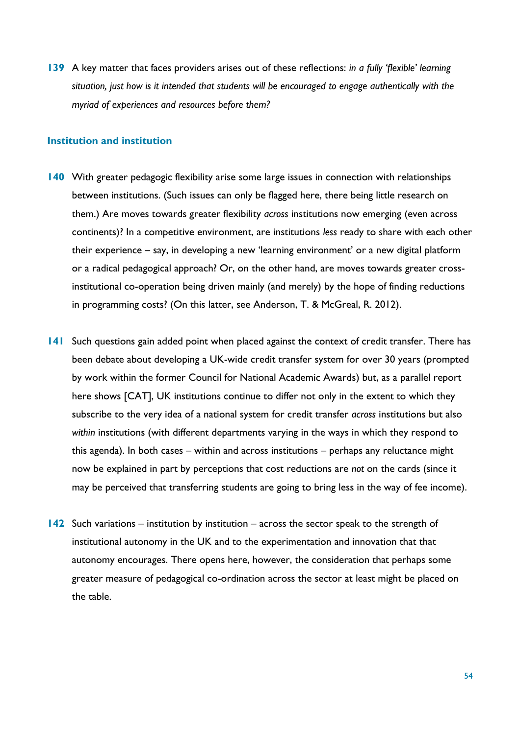**139** A key matter that faces providers arises out of these reflections: *in a fully 'flexible' learning situation, just how is it intended that students will be encouraged to engage authentically with the myriad of experiences and resources before them?*

### Institution and institution

**140** With greater pedagogic flexibility arise some large issues in connection with relationships between institutions. (Such issues can only be flagged here, there being little research on them.) Are moves towards greater flexibility *across* institutions now emerging (even across continents)? In a competitive environment, are institutions *less* ready to share with each other their experience – say, in developing a new 'learning environment' or a new digital platform or a radical pedagogical approach? Or, on the other hand, are moves towards greater cross-institutional co-operation being driven mainly (and merely) by the hope of finding reductions in programming costs? (On this latter, see Anderson, T. & McGreal, R. 2012).

**141** Such questions gain added point when placed against the context of credit transfer. There has been debate about developing a UK-wide credit transfer system for over 30 years (prompted by work within the former Council for National Academic Awards) but, as a parallel report here shows [CAT], UK institutions continue to differ not only in the extent to which they subscribe to the very idea of a national system for credit transfer *across* institutions but also *within* institutions (with different departments varying in the ways in which they respond to this agenda). In both cases – within and across institutions – perhaps any reluctance might now be explained in part by perceptions that cost reductions are *not* on the cards (since it may be perceived that transferring students are going to bring less in the way of fee income).

**142** Such variations – institution by institution – across the sector speak to the strength of institutional autonomy in the UK and to the experimentation and innovation that that autonomy encourages. There opens here, however, the consideration that perhaps some greater measure of pedagogical co-ordination across the sector at least might be placed on the table.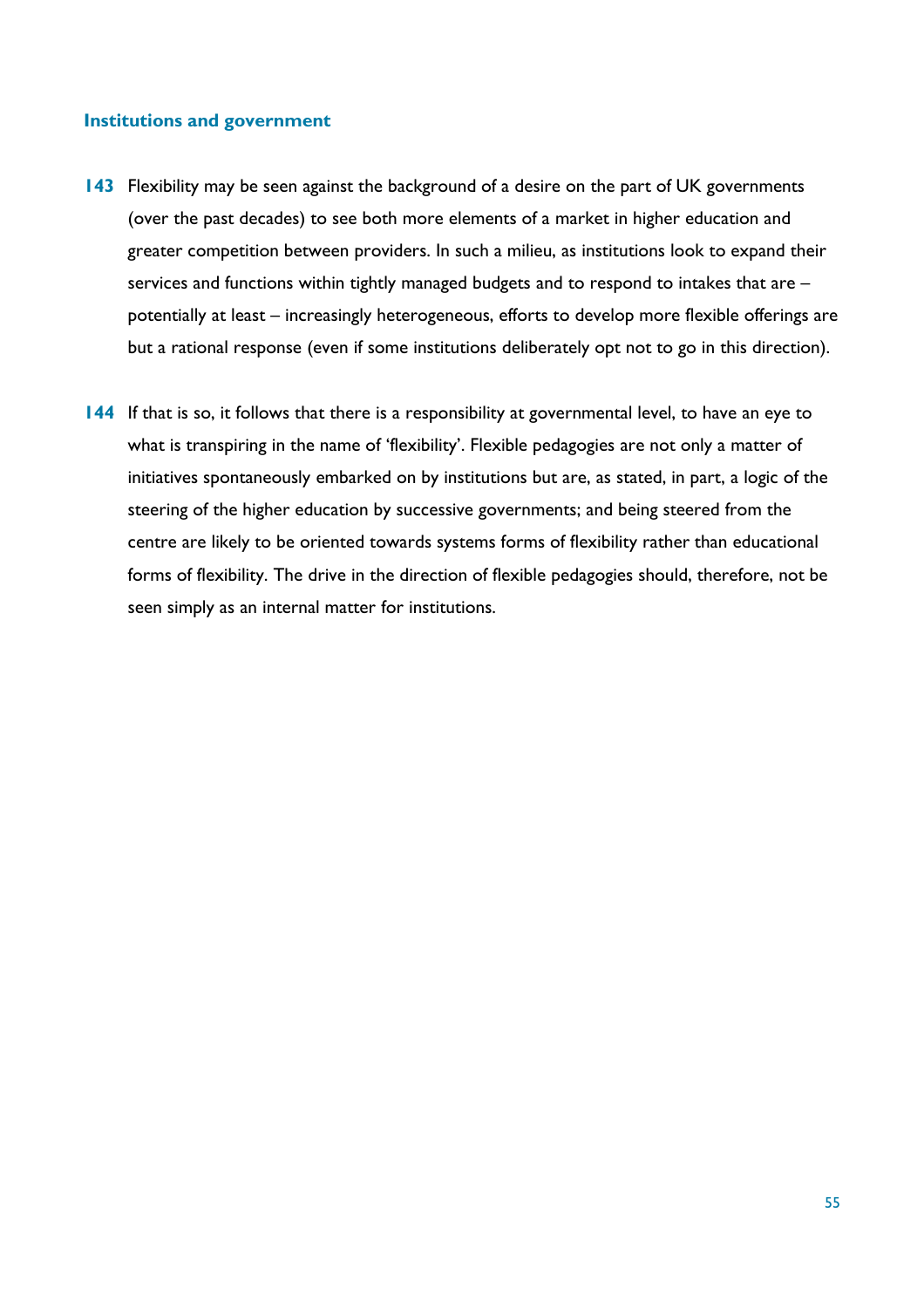### Institutions and government

**143** Flexibility may be seen against the background of a desire on the part of UK governments (over the past decades) to see both more elements of a market in higher education and greater competition between providers. In such a milieu, as institutions look to expand their services and functions within tightly managed budgets and to respond to intakes that are – potentially at least – increasingly heterogeneous, efforts to develop more flexible offerings are but a rational response (even if some institutions deliberately opt not to go in this direction).

**144** If that is so, it follows that there is a responsibility at governmental level, to have an eye to what is transpiring in the name of 'flexibility'. Flexible pedagogies are not only a matter of initiatives spontaneously embarked on by institutions but are, as stated, in part, a logic of the steering of the higher education by successive governments; and being steered from the centre are likely to be oriented towards systems forms of flexibility rather than educational forms of flexibility. The drive in the direction of flexible pedagogies should, therefore, not be seen simply as an internal matter for institutions.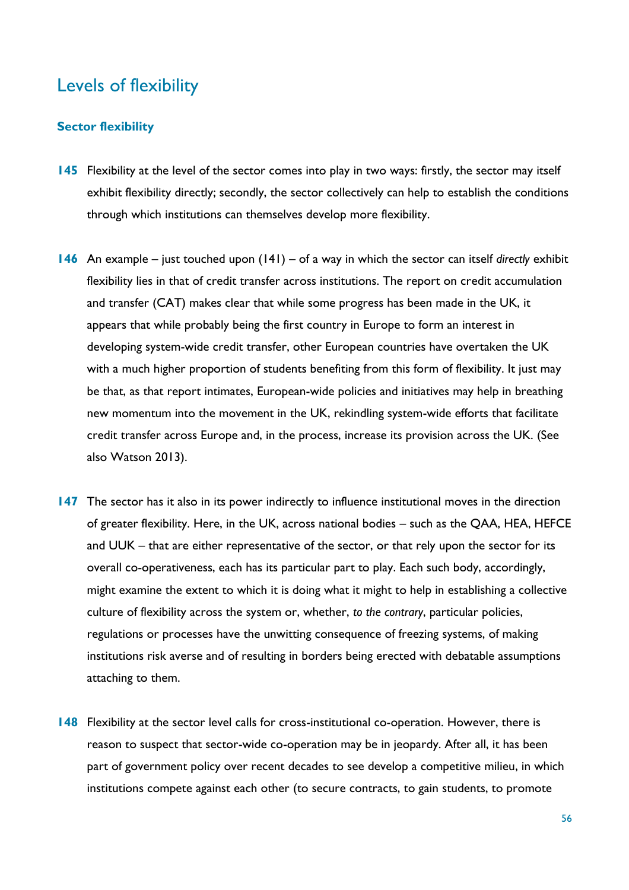## Levels of flexibility

### Sector flexibility

**145** Flexibility at the level of the sector comes into play in two ways: firstly, the sector may itself exhibit flexibility directly; secondly, the sector collectively can help to establish the conditions through which institutions can themselves develop more flexibility.

**146** An example – just touched upon (141) – of a way in which the sector can itself *directly* exhibit flexibility lies in that of credit transfer across institutions. The report on credit accumulation and transfer (CAT) makes clear that while some progress has been made in the UK, it appears that while probably being the first country in Europe to form an interest in developing system-wide credit transfer, other European countries have overtaken the UK with a much higher proportion of students benefiting from this form of flexibility. It just may be that, as that report intimates, European-wide policies and initiatives may help in breathing new momentum into the movement in the UK, rekindling system-wide efforts that facilitate credit transfer across Europe and, in the process, increase its provision across the UK. (See also Watson 2013).

**147** The sector has it also in its power indirectly to influence institutional moves in the direction of greater flexibility. Here, in the UK, across national bodies – such as the QAA, HEA, HEFCE and UUK – that are either representative of the sector, or that rely upon the sector for its overall co-operativeness, each has its particular part to play. Each such body, accordingly, might examine the extent to which it is doing what it might to help in establishing a collective culture of flexibility across the system or, whether, *to the contrary*, particular policies, regulations or processes have the unwitting consequence of freezing systems, of making institutions risk averse and of resulting in borders being erected with debatable assumptions attaching to them.

**148** Flexibility at the sector level calls for cross-institutional co-operation. However, there is reason to suspect that sector-wide co-operation may be in jeopardy. After all, it has been part of government policy over recent decades to see develop a competitive milieu, in which institutions compete against each other (to secure contracts, to gain students, to promote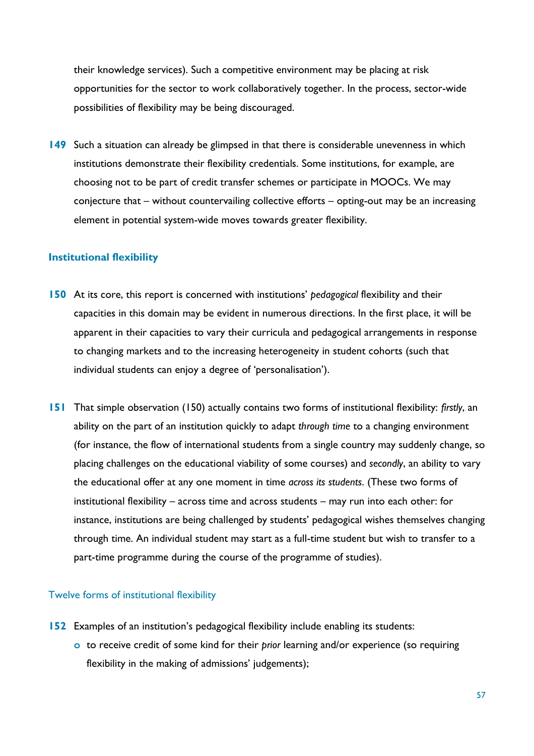their knowledge services). Such a competitive environment may be placing at risk opportunities for the sector to work collaboratively together. In the process, sector-wide possibilities of flexibility may be being discouraged.

**149** Such a situation can already be glimpsed in that there is considerable unevenness in which institutions demonstrate their flexibility credentials. Some institutions, for example, are choosing not to be part of credit transfer schemes or participate in MOOCs. We may conjecture that – without countervailing collective efforts – opting-out may be an increasing element in potential system-wide moves towards greater flexibility.

## Institutional flexibility

**150** At its core, this report is concerned with institutions' *pedagogical* flexibility and their capacities in this domain may be evident in numerous directions. In the first place, it will be apparent in their capacities to vary their curricula and pedagogical arrangements in response to changing markets and to the increasing heterogeneity in student cohorts (such that individual students can enjoy a degree of 'personalisation').

**151** That simple observation (150) actually contains two forms of institutional flexibility: *firstly*, an ability on the part of an institution quickly to adapt *through time* to a changing environment (for instance, the flow of international students from a single country may suddenly change, so placing challenges on the educational viability of some courses) and *secondly*, an ability to vary the educational offer at any one moment in time *across its students*. (These two forms of institutional flexibility – across time and across students – may run into each other: for instance, institutions are being challenged by students' pedagogical wishes themselves changing through time. An individual student may start as a full-time student but wish to transfer to a part-time programme during the course of the programme of studies).

### Twelve forms of institutional flexibility

**152** Examples of an institution's pedagogical flexibility include enabling its students:

- to receive credit of some kind for their *prior* learning and/or experience (so requiring flexibility in the making of admissions' judgements);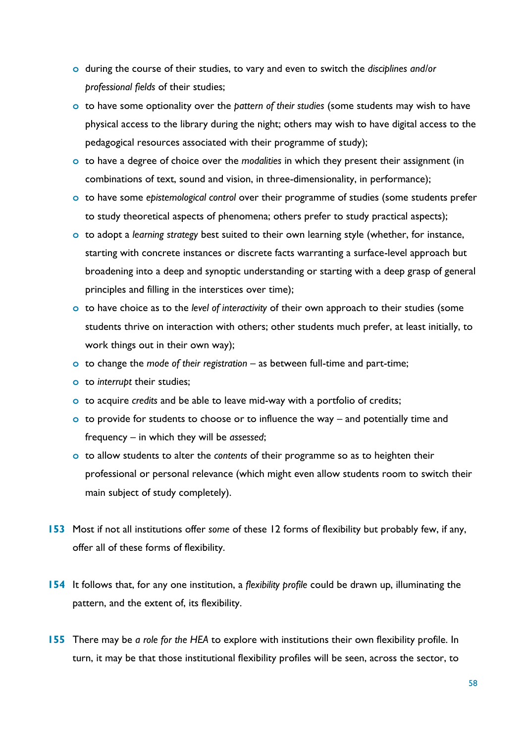- during the course of their studies, to vary and even to switch the *disciplines and/or professional fields* of their studies;
- to have some optionality over the *pattern of their studies* (some students may wish to have physical access to the library during the night; others may wish to have digital access to the pedagogical resources associated with their programme of study);
- to have a degree of choice over the *modalities* in which they present their assignment (in combinations of text, sound and vision, in three-dimensionality, in performance);
- to have some *epistemological control* over their programme of studies (some students prefer to study theoretical aspects of phenomena; others prefer to study practical aspects);
- to adopt a *learning strategy* best suited to their own learning style (whether, for instance, starting with concrete instances or discrete facts warranting a surface-level approach but broadening into a deep and synoptic understanding or starting with a deep grasp of general principles and filling in the interstices over time);
- to have choice as to the *level of interactivity* of their own approach to their studies (some students thrive on interaction with others; other students much prefer, at least initially, to work things out in their own way);
- to change the *mode of their registration* – as between full-time and part-time;
- to *interrupt* their studies;
- to acquire *credits* and be able to leave mid-way with a portfolio of credits;
- to provide for students to choose or to influence the way – and potentially time and frequency – in which they will be *assessed*;
- to allow students to alter the *contents* of their programme so as to heighten their professional or personal relevance (which might even allow students room to switch their main subject of study completely).

**153** Most if not all institutions offer *some* of these 12 forms of flexibility but probably few, if any, offer all of these forms of flexibility.

**154** It follows that, for any one institution, a *flexibility profile* could be drawn up, illuminating the pattern, and the extent of, its flexibility.

**155** There may be *a role for the HEA* to explore with institutions their own flexibility profile. In turn, it may be that those institutional flexibility profiles will be seen, across the sector, to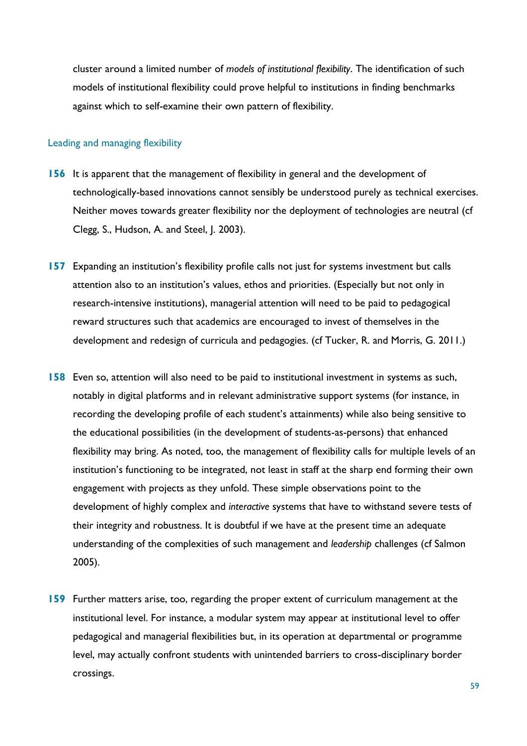cluster around a limited number of *models of institutional flexibility*. The identification of such models of institutional flexibility could prove helpful to institutions in finding benchmarks against which to self-examine their own pattern of flexibility.

## Leading and managing flexibility

**156** It is apparent that the management of flexibility in general and the development of technologically-based innovations cannot sensibly be understood purely as technical exercises. Neither moves towards greater flexibility nor the deployment of technologies are neutral (cf Clegg, S., Hudson, A. and Steel, J. 2003).

**157** Expanding an institution's flexibility profile calls not just for systems investment but calls attention also to an institution's values, ethos and priorities. (Especially but not only in research-intensive institutions), managerial attention will need to be paid to pedagogical reward structures such that academics are encouraged to invest of themselves in the development and redesign of curricula and pedagogies. (cf Tucker, R. and Morris, G. 2011.)

**158** Even so, attention will also need to be paid to institutional investment in systems as such, notably in digital platforms and in relevant administrative support systems (for instance, in recording the developing profile of each student's attainments) while also being sensitive to the educational possibilities (in the development of students-as-persons) that enhanced flexibility may bring. As noted, too, the management of flexibility calls for multiple levels of an institution's functioning to be integrated, not least in staff at the sharp end forming their own engagement with projects as they unfold. These simple observations point to the development of highly complex and *interactive* systems that have to withstand severe tests of their integrity and robustness. It is doubtful if we have at the present time an adequate understanding of the complexities of such management and *leadership* challenges (cf Salmon 2005).

**159** Further matters arise, too, regarding the proper extent of curriculum management at the institutional level. For instance, a modular system may appear at institutional level to offer pedagogical and managerial flexibilities but, in its operation at departmental or programme level, may actually confront students with unintended barriers to cross-disciplinary border crossings.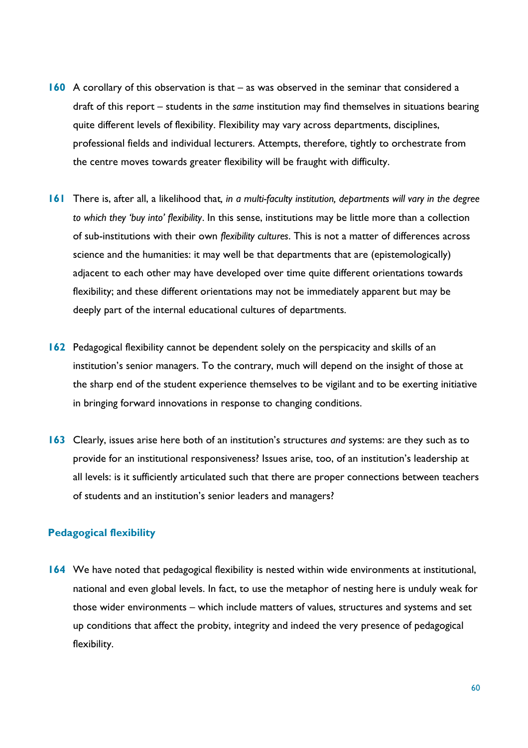**160** A corollary of this observation is that – as was observed in the seminar that considered a draft of this report – students in the *same* institution may find themselves in situations bearing quite different levels of flexibility. Flexibility may vary across departments, disciplines, professional fields and individual lecturers. Attempts, therefore, tightly to orchestrate from the centre moves towards greater flexibility will be fraught with difficulty.

**161** There is, after all, a likelihood that*, in a multi-faculty institution, departments will vary in the degree to which they 'buy into' flexibility*. In this sense, institutions may be little more than a collection of sub-institutions with their own *flexibility cultures*. This is not a matter of differences across science and the humanities: it may well be that departments that are (epistemologically) adjacent to each other may have developed over time quite different orientations towards flexibility; and these different orientations may not be immediately apparent but may be deeply part of the internal educational cultures of departments.

**162** Pedagogical flexibility cannot be dependent solely on the perspicacity and skills of an institution's senior managers. To the contrary, much will depend on the insight of those at the sharp end of the student experience themselves to be vigilant and to be exerting initiative in bringing forward innovations in response to changing conditions.

**163** Clearly, issues arise here both of an institution's structures *and* systems: are they such as to provide for an institutional responsiveness? Issues arise, too, of an institution's leadership at all levels: is it sufficiently articulated such that there are proper connections between teachers of students and an institution's senior leaders and managers?

### Pedagogical flexibility

**164** We have noted that pedagogical flexibility is nested within wide environments at institutional, national and even global levels. In fact, to use the metaphor of nesting here is unduly weak for those wider environments – which include matters of values, structures and systems and set up conditions that affect the probity, integrity and indeed the very presence of pedagogical flexibility.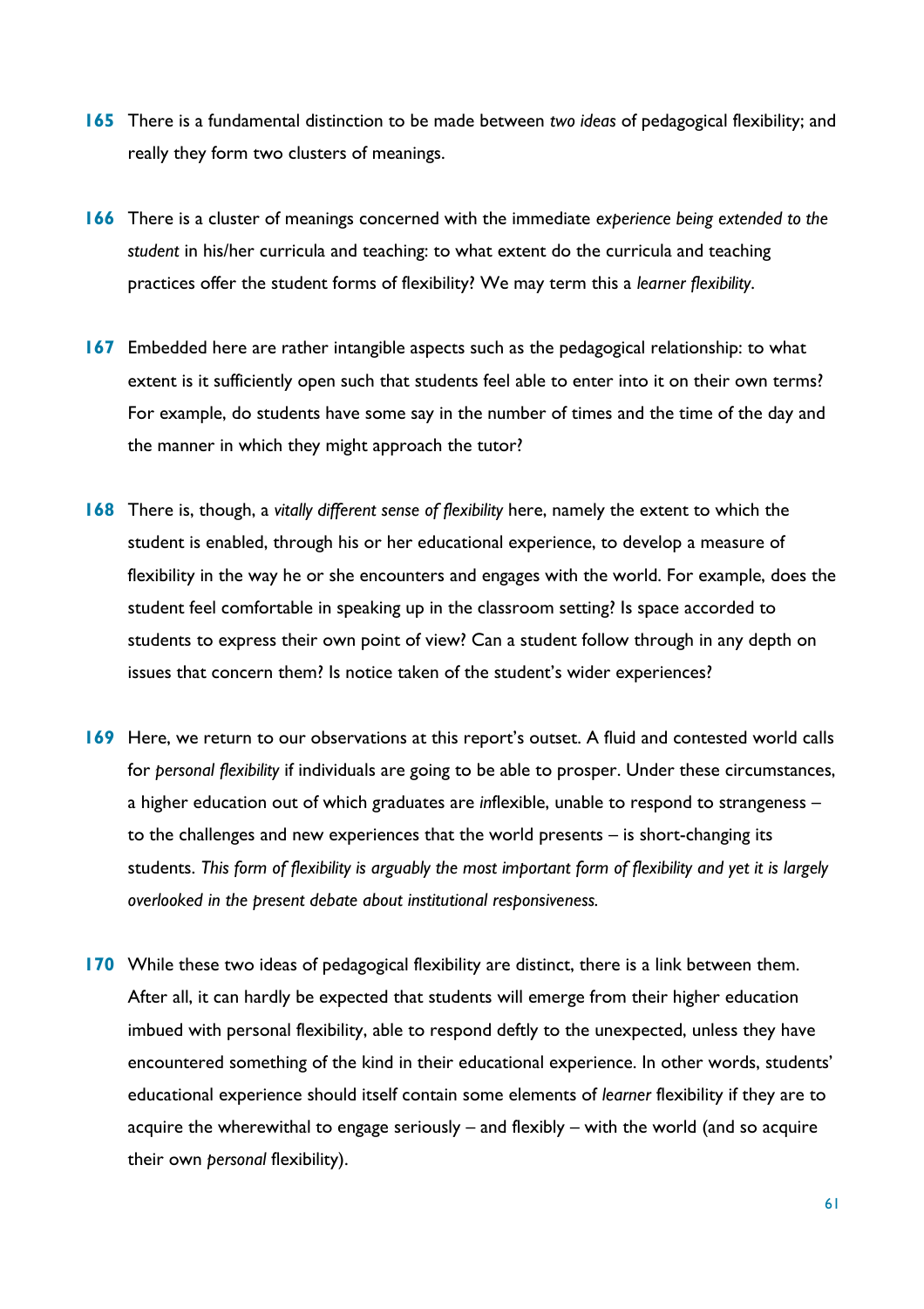**165** There is a fundamental distinction to be made between *two ideas* of pedagogical flexibility; and really they form two clusters of meanings.

**166** There is a cluster of meanings concerned with the immediate *experience being extended to the student* in his/her curricula and teaching: to what extent do the curricula and teaching practices offer the student forms of flexibility? We may term this a *learner flexibility*.

**167** Embedded here are rather intangible aspects such as the pedagogical relationship: to what extent is it sufficiently open such that students feel able to enter into it on their own terms? For example, do students have some say in the number of times and the time of the day and the manner in which they might approach the tutor?

**168** There is, though, a *vitally different sense of flexibility* here, namely the extent to which the student is enabled, through his or her educational experience, to develop a measure of flexibility in the way he or she encounters and engages with the world. For example, does the student feel comfortable in speaking up in the classroom setting? Is space accorded to students to express their own point of view? Can a student follow through in any depth on issues that concern them? Is notice taken of the student's wider experiences?

**169** Here, we return to our observations at this report's outset. A fluid and contested world calls for *personal flexibility* if individuals are going to be able to prosper. Under these circumstances, a higher education out of which graduates are *in*flexible, unable to respond to strangeness – to the challenges and new experiences that the world presents – is short-changing its students. *This form of flexibility is arguably the most important form of flexibility and yet it is largely overlooked in the present debate about institutional responsiveness.*

**170** While these two ideas of pedagogical flexibility are distinct, there is a link between them. After all, it can hardly be expected that students will emerge from their higher education imbued with personal flexibility, able to respond deftly to the unexpected, unless they have encountered something of the kind in their educational experience. In other words, students' educational experience should itself contain some elements of *learner* flexibility if they are to acquire the wherewithal to engage seriously – and flexibly – with the world (and so acquire their own *personal* flexibility).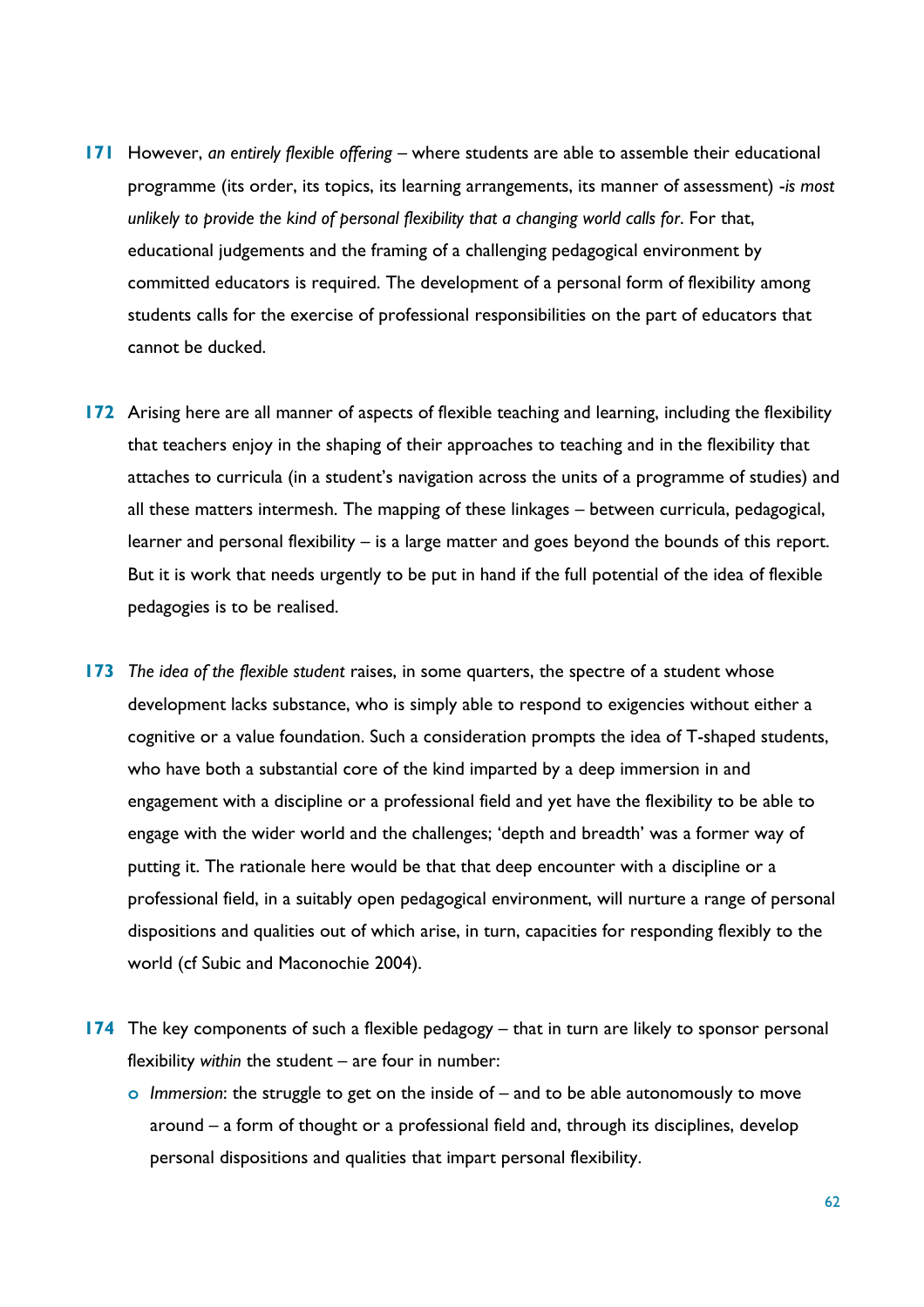**171** However, *an entirely flexible offering* – where students are able to assemble their educational programme (its order, its topics, its learning arrangements, its manner of assessment) -*is most unlikely to provide the kind of personal flexibility that a changing world calls for*. For that, educational judgements and the framing of a challenging pedagogical environment by committed educators is required. The development of a personal form of flexibility among students calls for the exercise of professional responsibilities on the part of educators that cannot be ducked.

**172** Arising here are all manner of aspects of flexible teaching and learning, including the flexibility that teachers enjoy in the shaping of their approaches to teaching and in the flexibility that attaches to curricula (in a student's navigation across the units of a programme of studies) and all these matters intermesh. The mapping of these linkages – between curricula, pedagogical, learner and personal flexibility – is a large matter and goes beyond the bounds of this report. But it is work that needs urgently to be put in hand if the full potential of the idea of flexible pedagogies is to be realised.

**173** *The idea of the flexible student* raises, in some quarters, the spectre of a student whose development lacks substance, who is simply able to respond to exigencies without either a cognitive or a value foundation. Such a consideration prompts the idea of T-shaped students, who have both a substantial core of the kind imparted by a deep immersion in and engagement with a discipline or a professional field and yet have the flexibility to be able to engage with the wider world and the challenges; 'depth and breadth' was a former way of putting it. The rationale here would be that that deep encounter with a discipline or a professional field, in a suitably open pedagogical environment, will nurture a range of personal dispositions and qualities out of which arise, in turn, capacities for responding flexibly to the world (cf Subic and Maconochie 2004).

**174** The key components of such a flexible pedagogy – that in turn are likely to sponsor personal flexibility *within* the student – are four in number:

- *Immersion*: the struggle to get on the inside of – and to be able autonomously to move around – a form of thought or a professional field and, through its disciplines, develop personal dispositions and qualities that impart personal flexibility.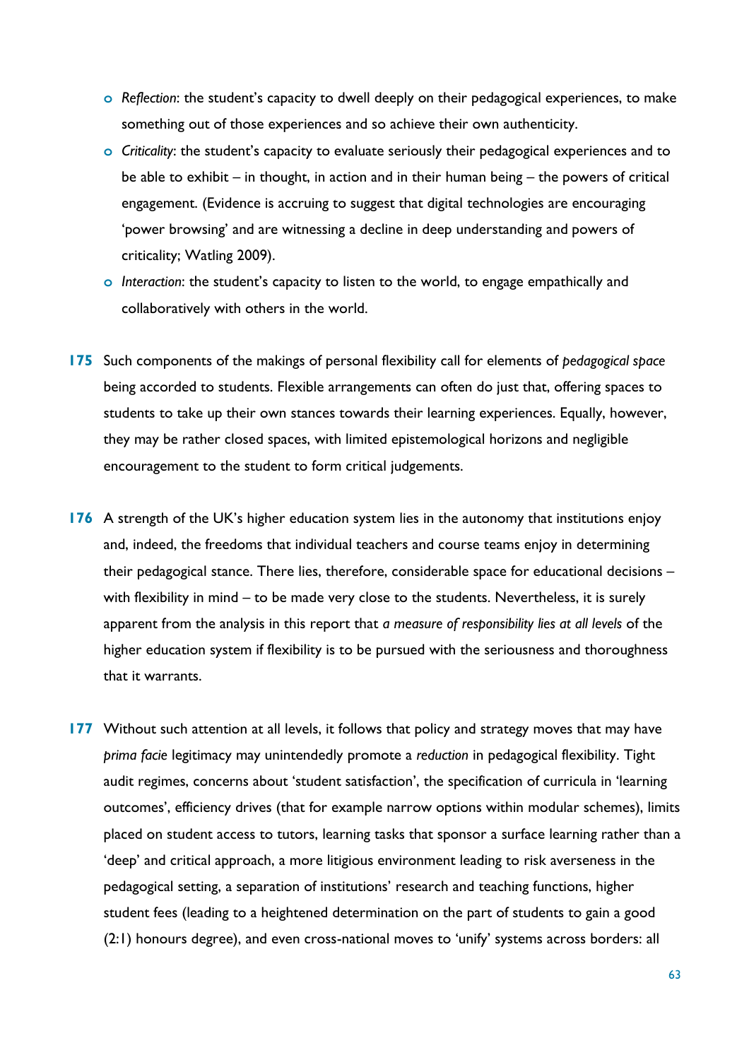- *Reflection*: the student's capacity to dwell deeply on their pedagogical experiences, to make something out of those experiences and so achieve their own authenticity.
- *Criticality*: the student's capacity to evaluate seriously their pedagogical experiences and to be able to exhibit – in thought, in action and in their human being – the powers of critical engagement. (Evidence is accruing to suggest that digital technologies are encouraging 'power browsing' and are witnessing a decline in deep understanding and powers of criticality; Watling 2009).
- *Interaction*: the student's capacity to listen to the world, to engage empathically and collaboratively with others in the world.

**175** Such components of the makings of personal flexibility call for elements of *pedagogical space* being accorded to students. Flexible arrangements can often do just that, offering spaces to students to take up their own stances towards their learning experiences. Equally, however, they may be rather closed spaces, with limited epistemological horizons and negligible encouragement to the student to form critical judgements.

**176** A strength of the UK's higher education system lies in the autonomy that institutions enjoy and, indeed, the freedoms that individual teachers and course teams enjoy in determining their pedagogical stance. There lies, therefore, considerable space for educational decisions – with flexibility in mind – to be made very close to the students. Nevertheless, it is surely apparent from the analysis in this report that *a measure of responsibility lies at all levels* of the higher education system if flexibility is to be pursued with the seriousness and thoroughness that it warrants.

**177** Without such attention at all levels, it follows that policy and strategy moves that may have *prima facie* legitimacy may unintendedly promote a *reduction* in pedagogical flexibility. Tight audit regimes, concerns about 'student satisfaction', the specification of curricula in 'learning outcomes', efficiency drives (that for example narrow options within modular schemes), limits placed on student access to tutors, learning tasks that sponsor a surface learning rather than a 'deep' and critical approach, a more litigious environment leading to risk averseness in the pedagogical setting, a separation of institutions' research and teaching functions, higher student fees (leading to a heightened determination on the part of students to gain a good (2:1) honours degree), and even cross-national moves to 'unify' systems across borders: all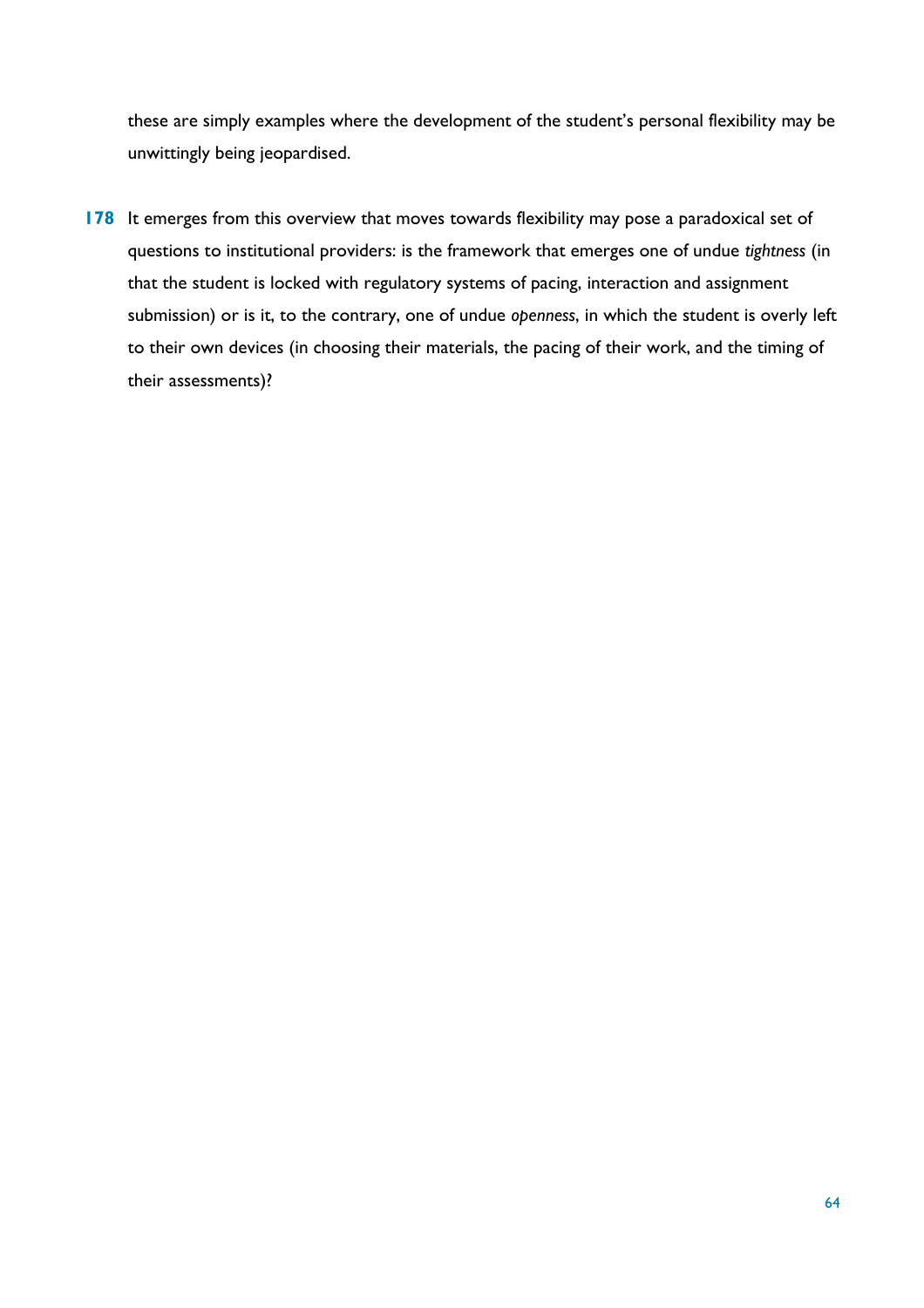these are simply examples where the development of the student's personal flexibility may be unwittingly being jeopardised.

**178** It emerges from this overview that moves towards flexibility may pose a paradoxical set of questions to institutional providers: is the framework that emerges one of undue *tightness* (in that the student is locked with regulatory systems of pacing, interaction and assignment submission) or is it, to the contrary, one of undue *openness*, in which the student is overly left to their own devices (in choosing their materials, the pacing of their work, and the timing of their assessments)?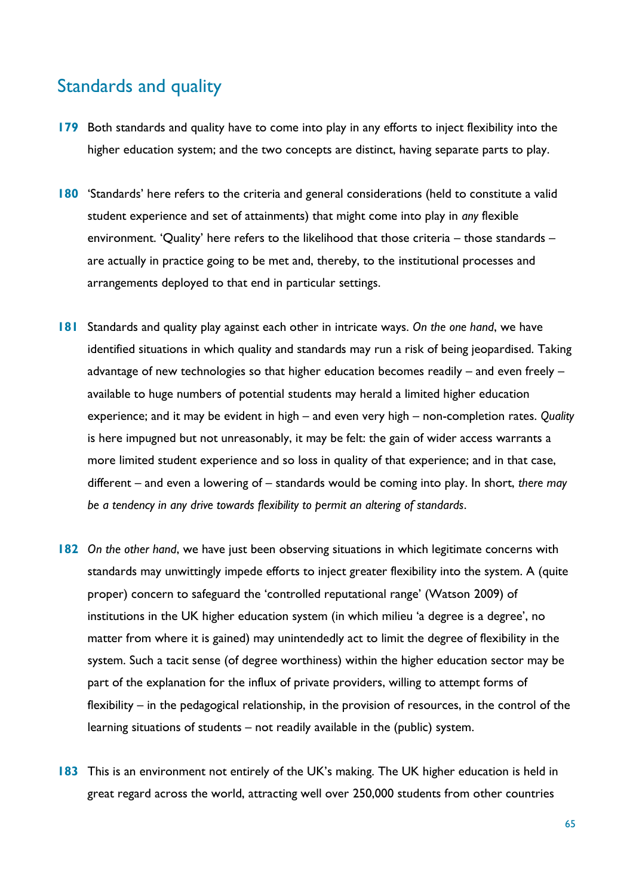## Standards and quality

**179** Both standards and quality have to come into play in any efforts to inject flexibility into the higher education system; and the two concepts are distinct, having separate parts to play.

**180** 'Standards' here refers to the criteria and general considerations (held to constitute a valid student experience and set of attainments) that might come into play in *any* flexible environment. 'Quality' here refers to the likelihood that those criteria – those standards – are actually in practice going to be met and, thereby, to the institutional processes and arrangements deployed to that end in particular settings.

**181** Standards and quality play against each other in intricate ways. *On the one hand*, we have identified situations in which quality and standards may run a risk of being jeopardised. Taking advantage of new technologies so that higher education becomes readily – and even freely – available to huge numbers of potential students may herald a limited higher education experience; and it may be evident in high – and even very high – non-completion rates. *Quality* is here impugned but not unreasonably, it may be felt: the gain of wider access warrants a more limited student experience and so loss in quality of that experience; and in that case, different – and even a lowering of – standards would be coming into play. In short, *there may be a tendency in any drive towards flexibility to permit an altering of standards*.

**182** *On the other hand*, we have just been observing situations in which legitimate concerns with standards may unwittingly impede efforts to inject greater flexibility into the system. A (quite proper) concern to safeguard the 'controlled reputational range' (Watson 2009) of institutions in the UK higher education system (in which milieu 'a degree is a degree', no matter from where it is gained) may unintendedly act to limit the degree of flexibility in the system. Such a tacit sense (of degree worthiness) within the higher education sector may be part of the explanation for the influx of private providers, willing to attempt forms of flexibility – in the pedagogical relationship, in the provision of resources, in the control of the learning situations of students – not readily available in the (public) system.

**183** This is an environment not entirely of the UK's making. The UK higher education is held in great regard across the world, attracting well over 250,000 students from other countries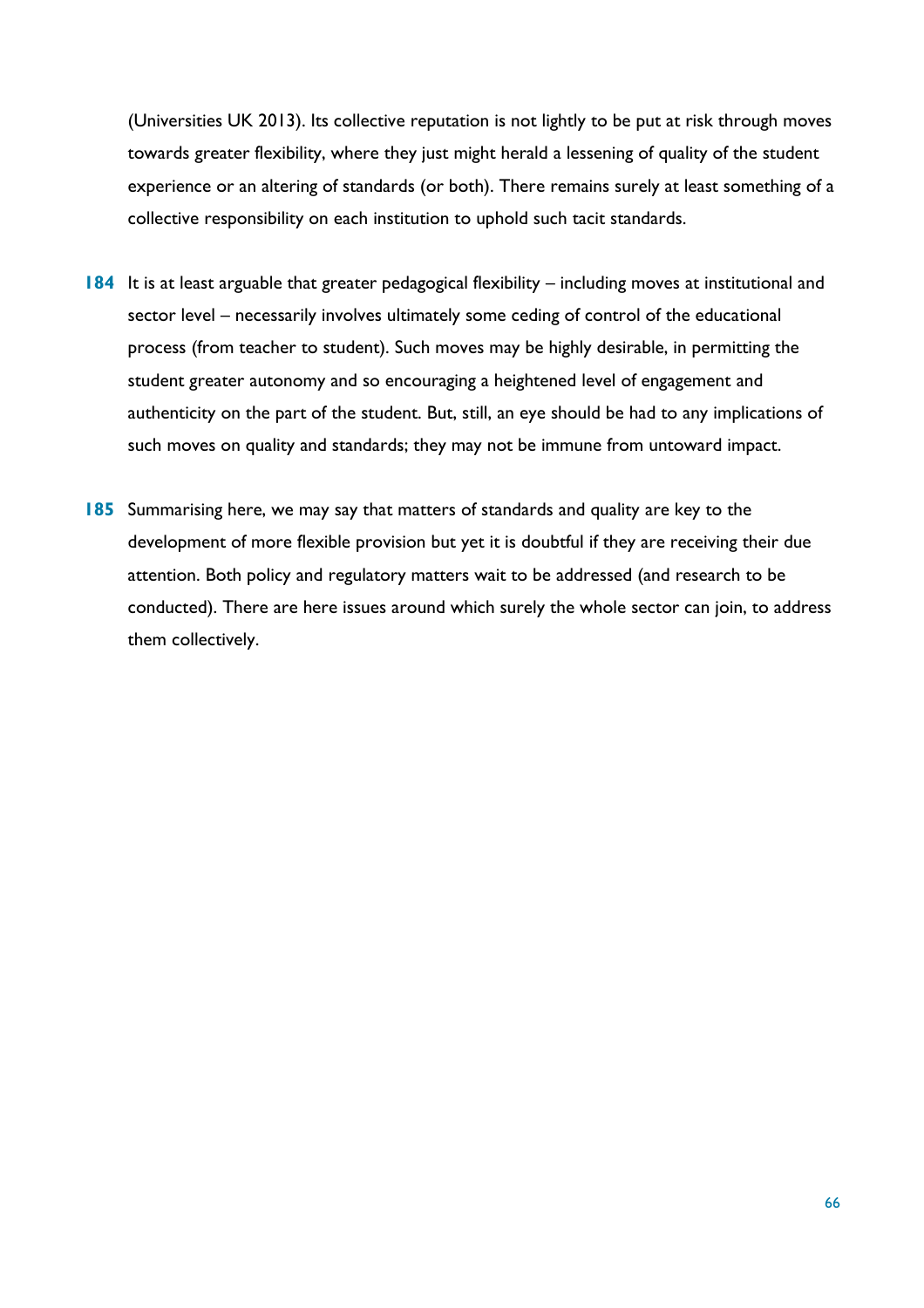(Universities UK 2013). Its collective reputation is not lightly to be put at risk through moves towards greater flexibility, where they just might herald a lessening of quality of the student experience or an altering of standards (or both). There remains surely at least something of a collective responsibility on each institution to uphold such tacit standards.

**184** It is at least arguable that greater pedagogical flexibility – including moves at institutional and sector level – necessarily involves ultimately some ceding of control of the educational process (from teacher to student). Such moves may be highly desirable, in permitting the student greater autonomy and so encouraging a heightened level of engagement and authenticity on the part of the student. But, still, an eye should be had to any implications of such moves on quality and standards; they may not be immune from untoward impact.

**185** Summarising here, we may say that matters of standards and quality are key to the development of more flexible provision but yet it is doubtful if they are receiving their due attention. Both policy and regulatory matters wait to be addressed (and research to be conducted). There are here issues around which surely the whole sector can join, to address them collectively.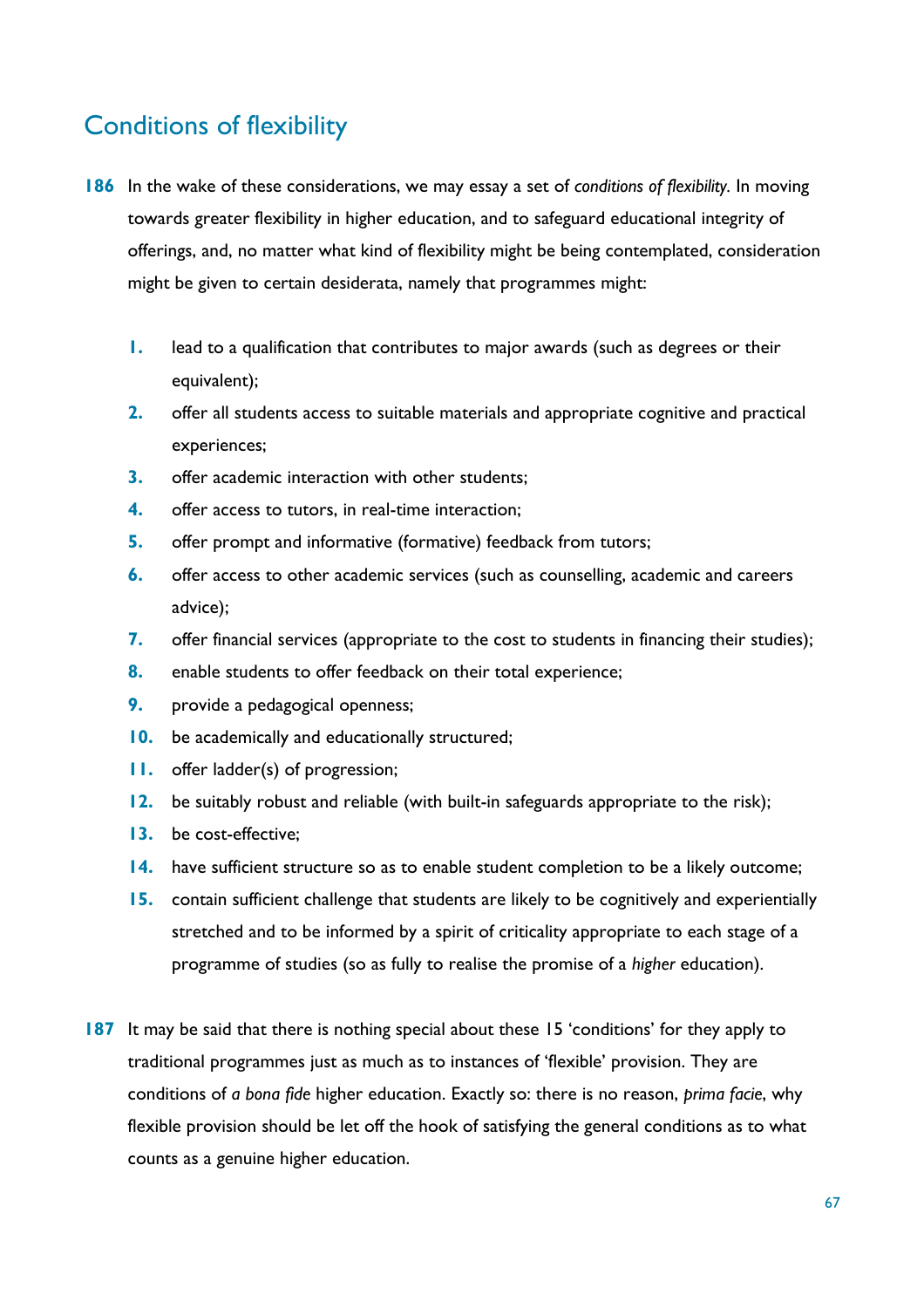## Conditions of flexibility

**186** In the wake of these considerations, we may essay a set of *conditions of flexibility*. In moving towards greater flexibility in higher education, and to safeguard educational integrity of offerings, and, no matter what kind of flexibility might be being contemplated, consideration might be given to certain desiderata, namely that programmes might:

1. lead to a qualification that contributes to major awards (such as degrees or their equivalent);
2. offer all students access to suitable materials and appropriate cognitive and practical experiences;
3. offer academic interaction with other students;
4. offer access to tutors, in real-time interaction;
5. offer prompt and informative (formative) feedback from tutors;
6. offer access to other academic services (such as counselling, academic and careers advice);
7. offer financial services (appropriate to the cost to students in financing their studies);
8. enable students to offer feedback on their total experience;
9. provide a pedagogical openness;
10. be academically and educationally structured;
11. offer ladder(s) of progression;
12. be suitably robust and reliable (with built-in safeguards appropriate to the risk);
13. be cost-effective;
14. have sufficient structure so as to enable student completion to be a likely outcome;
15. contain sufficient challenge that students are likely to be cognitively and experientially stretched and to be informed by a spirit of criticality appropriate to each stage of a programme of studies (so as fully to realise the promise of a *higher* education).

**187** It may be said that there is nothing special about these 15 'conditions' for they apply to traditional programmes just as much as to instances of 'flexible' provision. They are conditions of *a bona fide* higher education. Exactly so: there is no reason, *prima facie*, why flexible provision should be let off the hook of satisfying the general conditions as to what counts as a genuine higher education.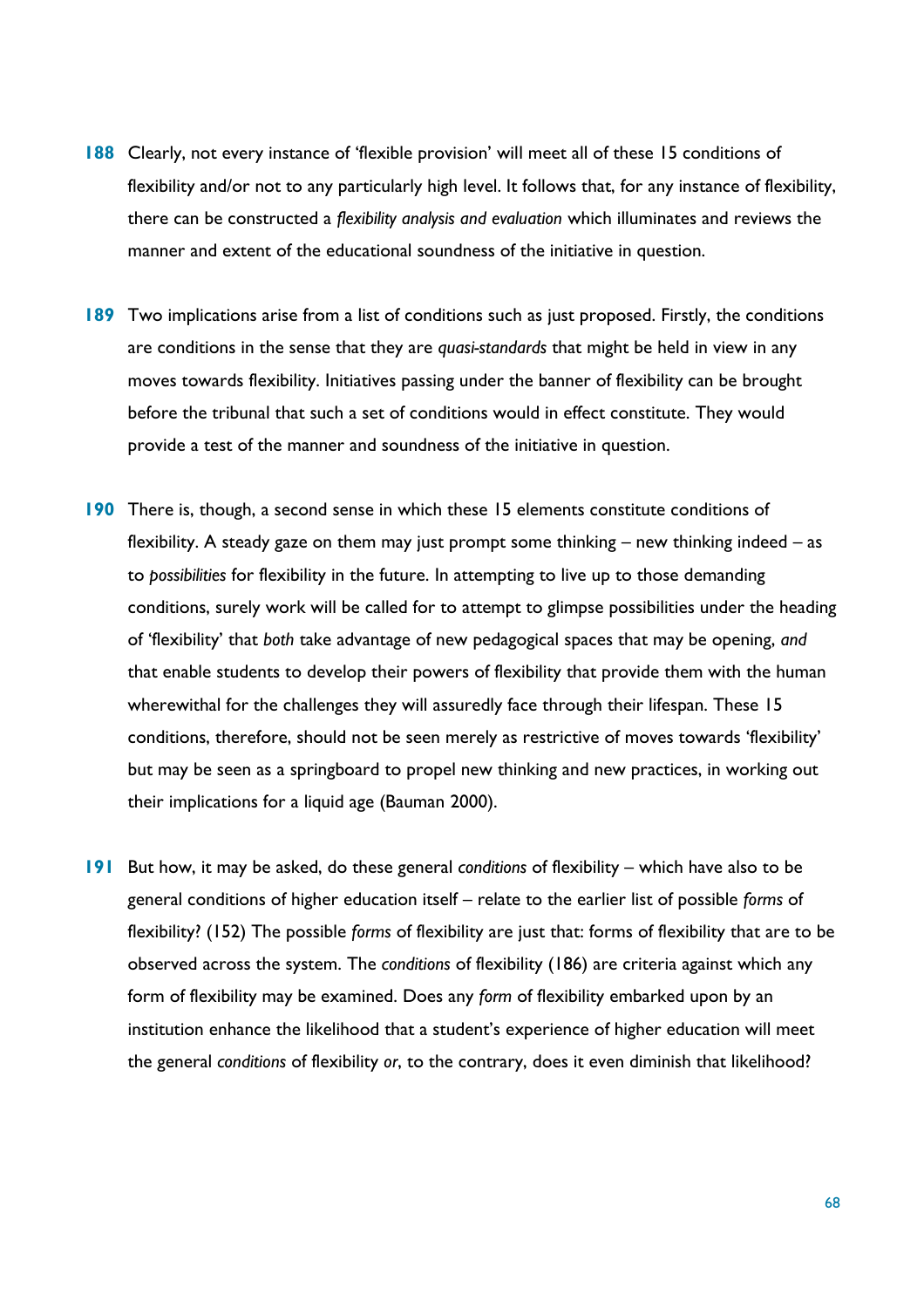**188** Clearly, not every instance of 'flexible provision' will meet all of these 15 conditions of flexibility and/or not to any particularly high level. It follows that, for any instance of flexibility, there can be constructed a *flexibility analysis and evaluation* which illuminates and reviews the manner and extent of the educational soundness of the initiative in question.

**189** Two implications arise from a list of conditions such as just proposed. Firstly, the conditions are conditions in the sense that they are *quasi-standards* that might be held in view in any moves towards flexibility. Initiatives passing under the banner of flexibility can be brought before the tribunal that such a set of conditions would in effect constitute. They would provide a test of the manner and soundness of the initiative in question.

**190** There is, though, a second sense in which these 15 elements constitute conditions of flexibility. A steady gaze on them may just prompt some thinking – new thinking indeed – as to *possibilities* for flexibility in the future. In attempting to live up to those demanding conditions, surely work will be called for to attempt to glimpse possibilities under the heading of 'flexibility' that *both* take advantage of new pedagogical spaces that may be opening, *and* that enable students to develop their powers of flexibility that provide them with the human wherewithal for the challenges they will assuredly face through their lifespan. These 15 conditions, therefore, should not be seen merely as restrictive of moves towards 'flexibility' but may be seen as a springboard to propel new thinking and new practices, in working out their implications for a liquid age (Bauman 2000).

**191** But how, it may be asked, do these general *conditions* of flexibility – which have also to be general conditions of higher education itself – relate to the earlier list of possible *forms* of flexibility? (152) The possible *forms* of flexibility are just that: forms of flexibility that are to be observed across the system. The *conditions* of flexibility (186) are criteria against which any form of flexibility may be examined. Does any *form* of flexibility embarked upon by an institution enhance the likelihood that a student's experience of higher education will meet the general *conditions* of flexibility *or*, to the contrary, does it even diminish that likelihood?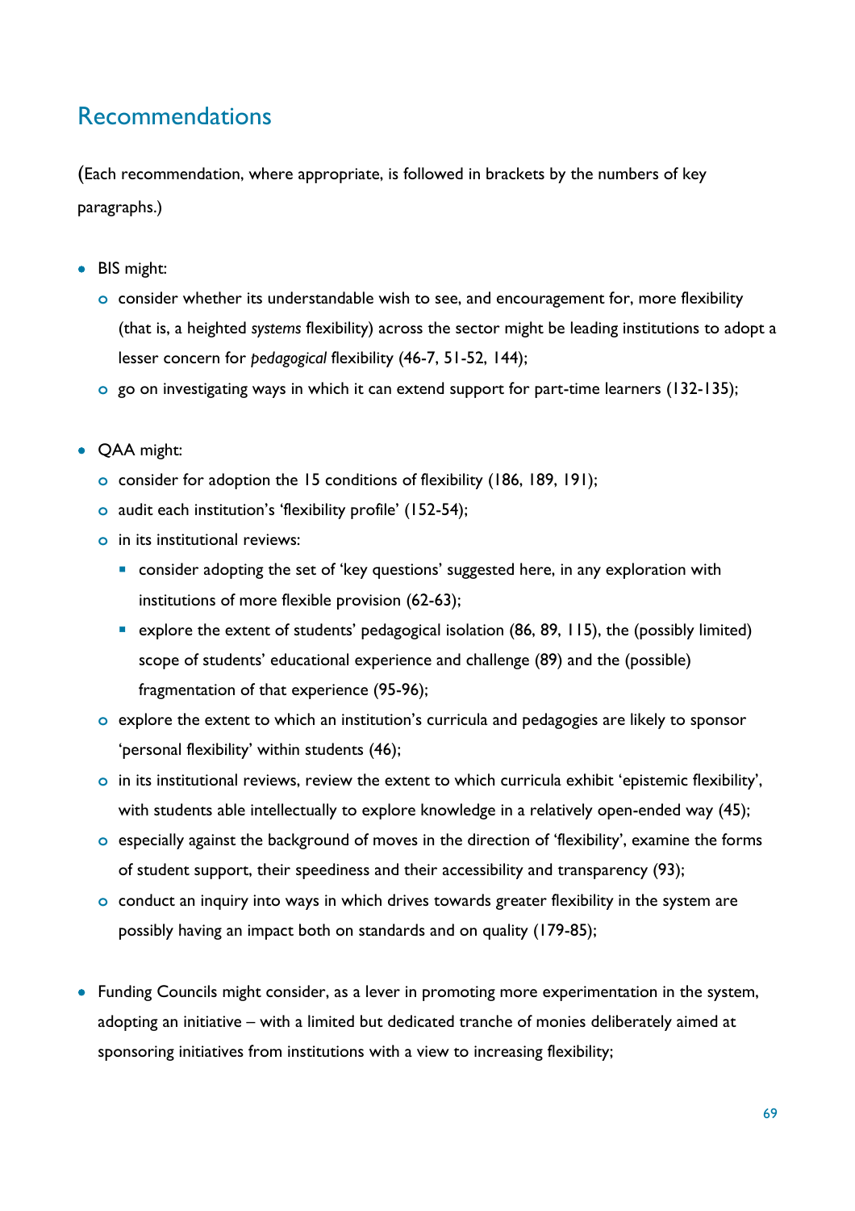## Recommendations

(Each recommendation, where appropriate, is followed in brackets by the numbers of key paragraphs.)

- BIS might:
  - consider whether its understandable wish to see, and encouragement for, more flexibility (that is, a heighted *systems* flexibility) across the sector might be leading institutions to adopt a lesser concern for *pedagogical* flexibility (46-7, 51-52, 144);
  - go on investigating ways in which it can extend support for part-time learners (132-135);

- QAA might:
  - consider for adoption the 15 conditions of flexibility (186, 189, 191);
  - audit each institution's 'flexibility profile' (152-54);
  - in its institutional reviews:
    - consider adopting the set of 'key questions' suggested here, in any exploration with institutions of more flexible provision (62-63);
    - explore the extent of students' pedagogical isolation (86, 89, 115), the (possibly limited) scope of students' educational experience and challenge (89) and the (possible) fragmentation of that experience (95-96);
  - explore the extent to which an institution's curricula and pedagogies are likely to sponsor 'personal flexibility' within students (46);
  - in its institutional reviews, review the extent to which curricula exhibit 'epistemic flexibility', with students able intellectually to explore knowledge in a relatively open-ended way (45);
  - especially against the background of moves in the direction of 'flexibility', examine the forms of student support, their speediness and their accessibility and transparency (93);
  - conduct an inquiry into ways in which drives towards greater flexibility in the system are possibly having an impact both on standards and on quality (179-85);

- Funding Councils might consider, as a lever in promoting more experimentation in the system, adopting an initiative – with a limited but dedicated tranche of monies deliberately aimed at sponsoring initiatives from institutions with a view to increasing flexibility;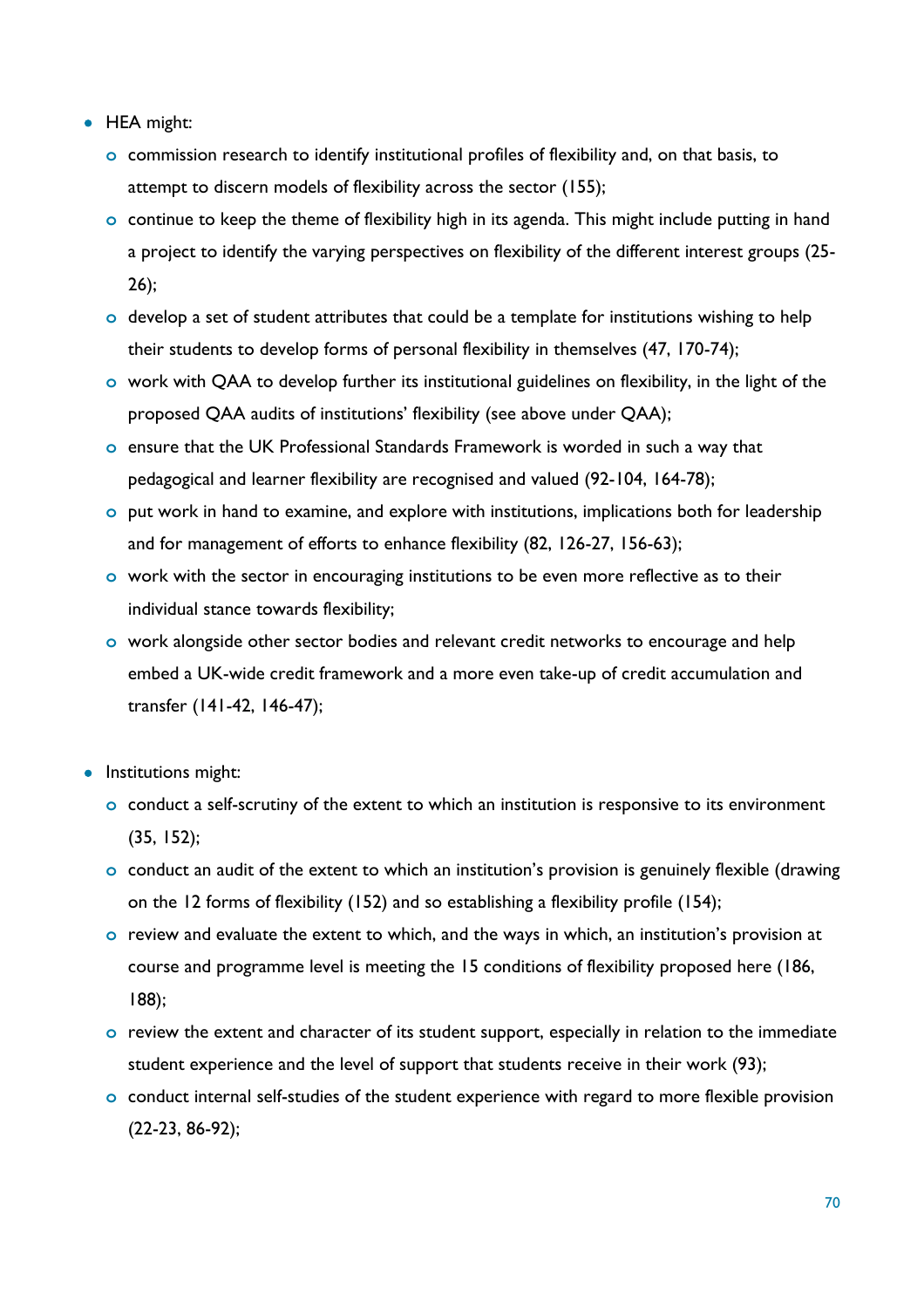- HEA might:
  - commission research to identify institutional profiles of flexibility and, on that basis, to attempt to discern models of flexibility across the sector (155);
  - continue to keep the theme of flexibility high in its agenda. This might include putting in hand a project to identify the varying perspectives on flexibility of the different interest groups (25-26);
  - develop a set of student attributes that could be a template for institutions wishing to help their students to develop forms of personal flexibility in themselves (47, 170-74);
  - work with QAA to develop further its institutional guidelines on flexibility, in the light of the proposed QAA audits of institutions' flexibility (see above under QAA);
  - ensure that the UK Professional Standards Framework is worded in such a way that pedagogical and learner flexibility are recognised and valued (92-104, 164-78);
  - put work in hand to examine, and explore with institutions, implications both for leadership and for management of efforts to enhance flexibility (82, 126-27, 156-63);
  - work with the sector in encouraging institutions to be even more reflective as to their individual stance towards flexibility;
  - work alongside other sector bodies and relevant credit networks to encourage and help embed a UK-wide credit framework and a more even take-up of credit accumulation and transfer (141-42, 146-47);

- Institutions might:
  - conduct a self-scrutiny of the extent to which an institution is responsive to its environment (35, 152);
  - conduct an audit of the extent to which an institution's provision is genuinely flexible (drawing on the 12 forms of flexibility (152) and so establishing a flexibility profile (154);
  - review and evaluate the extent to which, and the ways in which, an institution's provision at course and programme level is meeting the 15 conditions of flexibility proposed here (186, 188);
  - review the extent and character of its student support, especially in relation to the immediate student experience and the level of support that students receive in their work (93);
  - conduct internal self-studies of the student experience with regard to more flexible provision (22-23, 86-92);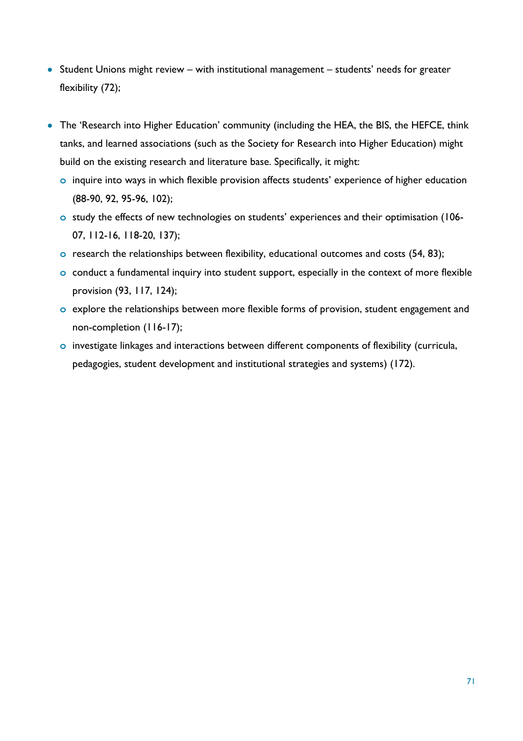- Student Unions might review – with institutional management – students' needs for greater flexibility (72);

- The 'Research into Higher Education' community (including the HEA, the BIS, the HEFCE, think tanks, and learned associations (such as the Society for Research into Higher Education) might build on the existing research and literature base. Specifically, it might:
  - inquire into ways in which flexible provision affects students' experience of higher education (88-90, 92, 95-96, 102);
  - study the effects of new technologies on students' experiences and their optimisation (106-07, 112-16, 118-20, 137);
  - research the relationships between flexibility, educational outcomes and costs (54, 83);
  - conduct a fundamental inquiry into student support, especially in the context of more flexible provision (93, 117, 124);
  - explore the relationships between more flexible forms of provision, student engagement and non-completion (116-17);
  - investigate linkages and interactions between different components of flexibility (curricula, pedagogies, student development and institutional strategies and systems) (172).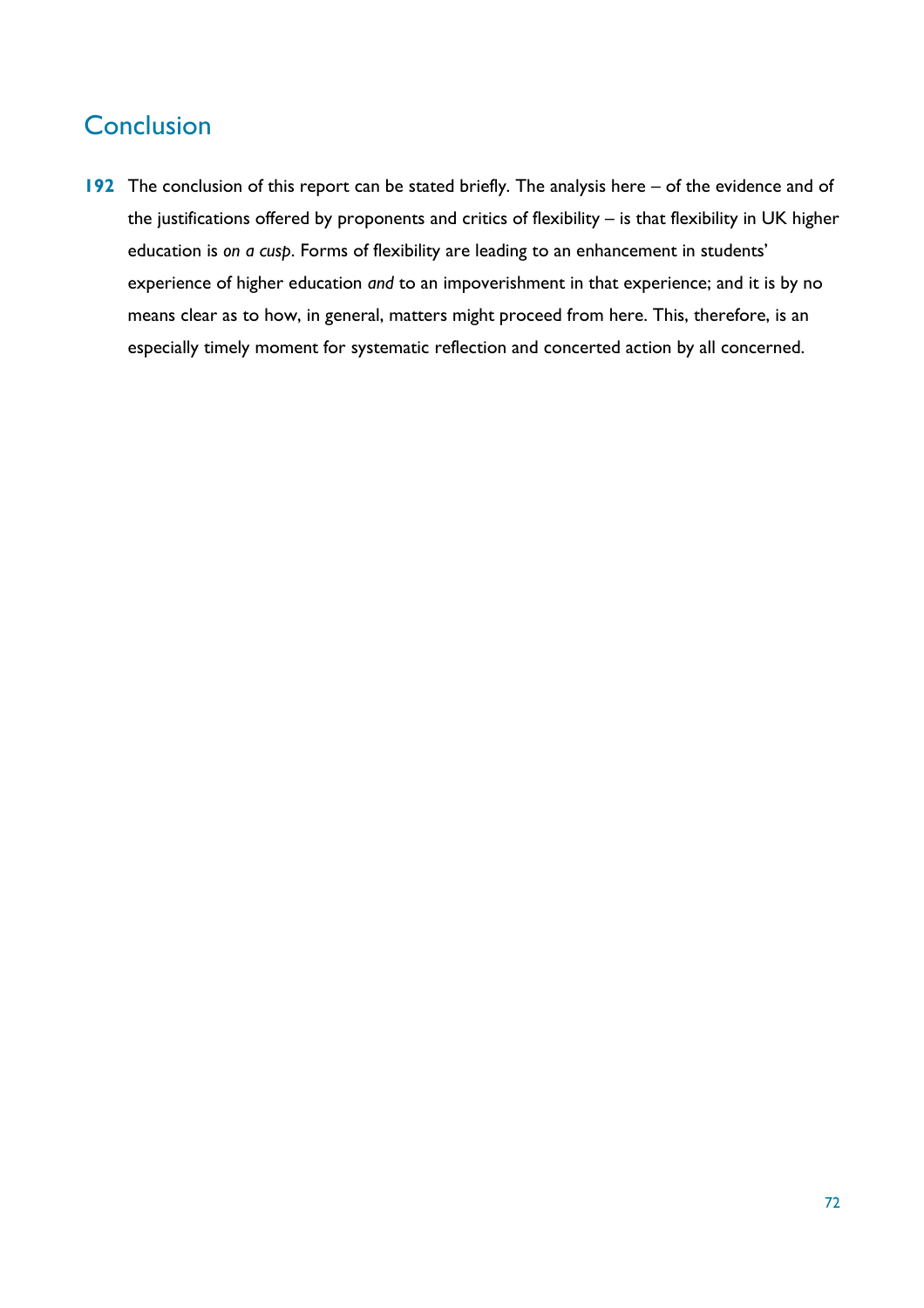## Conclusion

**192** The conclusion of this report can be stated briefly. The analysis here – of the evidence and of the justifications offered by proponents and critics of flexibility – is that flexibility in UK higher education is *on a cusp*. Forms of flexibility are leading to an enhancement in students' experience of higher education *and* to an impoverishment in that experience; and it is by no means clear as to how, in general, matters might proceed from here. This, therefore, is an especially timely moment for systematic reflection and concerted action by all concerned.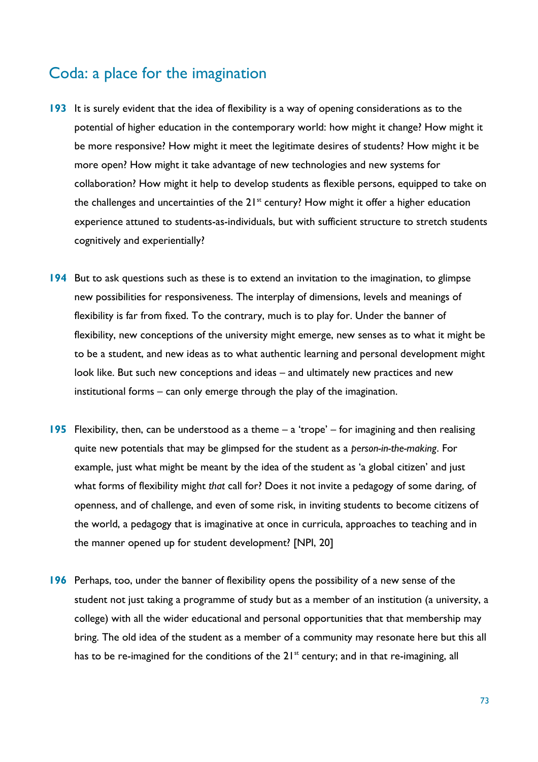## Coda: a place for the imagination

**193** It is surely evident that the idea of flexibility is a way of opening considerations as to the potential of higher education in the contemporary world: how might it change? How might it be more responsive? How might it meet the legitimate desires of students? How might it be more open? How might it take advantage of new technologies and new systems for collaboration? How might it help to develop students as flexible persons, equipped to take on the challenges and uncertainties of the 21st century? How might it offer a higher education experience attuned to students-as-individuals, but with sufficient structure to stretch students cognitively and experientially?

**194** But to ask questions such as these is to extend an invitation to the imagination, to glimpse new possibilities for responsiveness. The interplay of dimensions, levels and meanings of flexibility is far from fixed. To the contrary, much is to play for. Under the banner of flexibility, new conceptions of the university might emerge, new senses as to what it might be to be a student, and new ideas as to what authentic learning and personal development might look like. But such new conceptions and ideas – and ultimately new practices and new institutional forms – can only emerge through the play of the imagination.

**195** Flexibility, then, can be understood as a theme – a 'trope' – for imagining and then realising quite new potentials that may be glimpsed for the student as a *person-in-the-making*. For example, just what might be meant by the idea of the student as 'a global citizen' and just what forms of flexibility might *that* call for? Does it not invite a pedagogy of some daring, of openness, and of challenge, and even of some risk, in inviting students to become citizens of the world, a pedagogy that is imaginative at once in curricula, approaches to teaching and in the manner opened up for student development? [NPI, 20]

**196** Perhaps, too, under the banner of flexibility opens the possibility of a new sense of the student not just taking a programme of study but as a member of an institution (a university, a college) with all the wider educational and personal opportunities that that membership may bring. The old idea of the student as a member of a community may resonate here but this all has to be re-imagined for the conditions of the 21st century; and in that re-imagining, all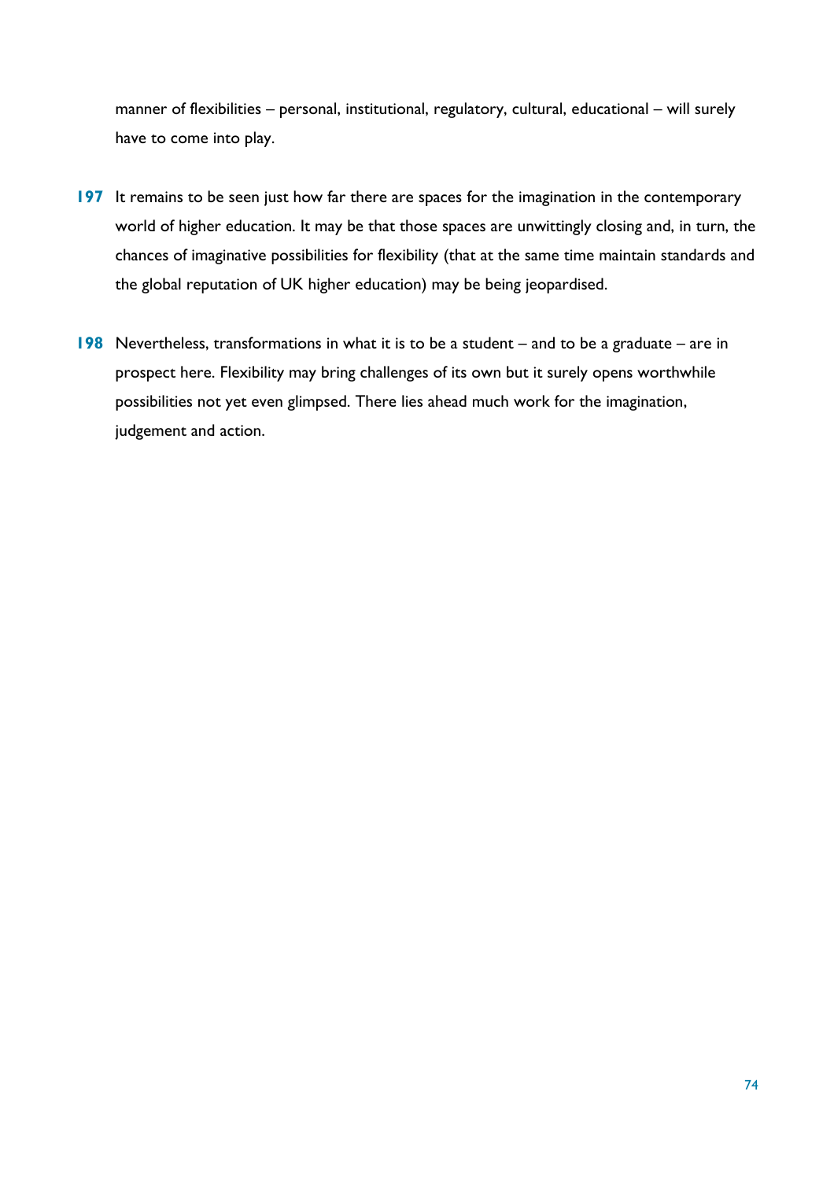manner of flexibilities – personal, institutional, regulatory, cultural, educational – will surely have to come into play.

**197** It remains to be seen just how far there are spaces for the imagination in the contemporary world of higher education. It may be that those spaces are unwittingly closing and, in turn, the chances of imaginative possibilities for flexibility (that at the same time maintain standards and the global reputation of UK higher education) may be being jeopardised.

**198** Nevertheless, transformations in what it is to be a student – and to be a graduate – are in prospect here. Flexibility may bring challenges of its own but it surely opens worthwhile possibilities not yet even glimpsed. There lies ahead much work for the imagination, judgement and action.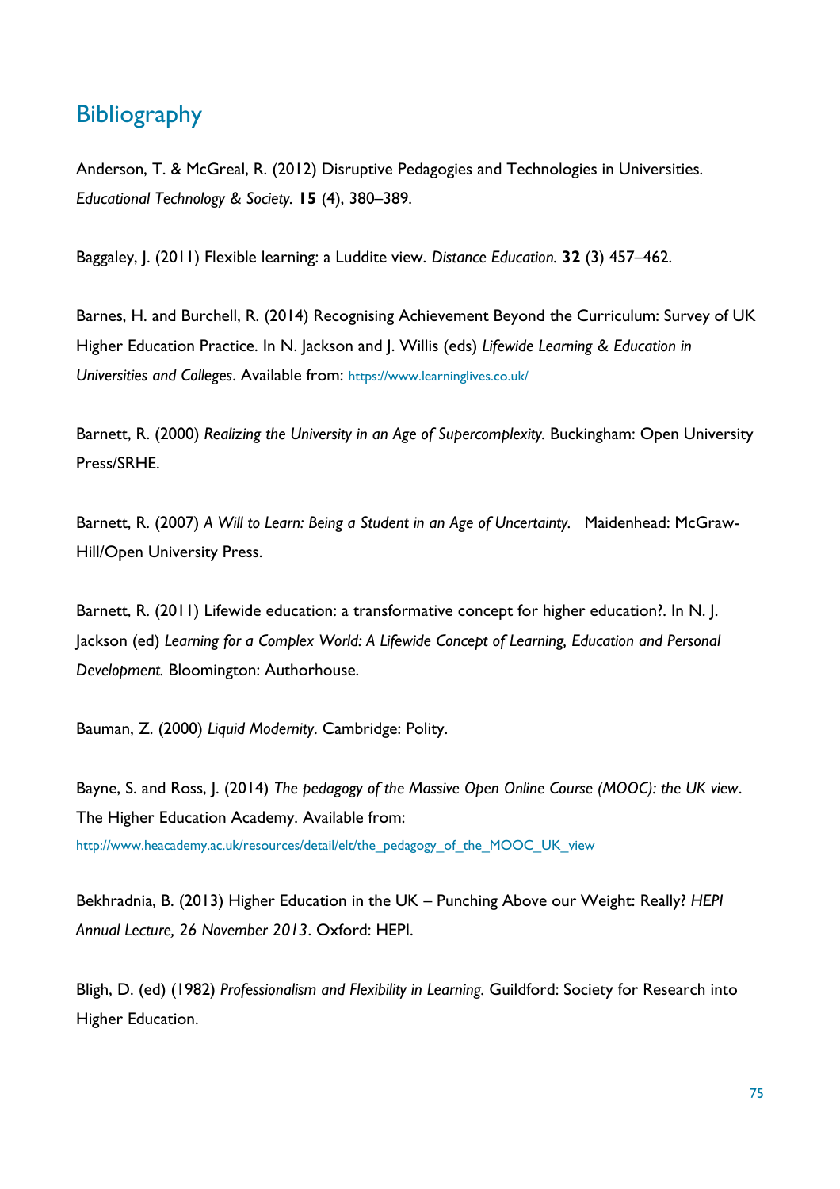## Bibliography

Anderson, T. & McGreal, R. (2012) Disruptive Pedagogies and Technologies in Universities. *Educational Technology & Society.* **15** (4), 380–389.

Baggaley, J. (2011) Flexible learning: a Luddite view. *Distance Education.* **32** (3) 457–462.

Barnes, H. and Burchell, R. (2014) Recognising Achievement Beyond the Curriculum: Survey of UK Higher Education Practice. In N. Jackson and J. Willis (eds) *Lifewide Learning & Education in Universities and Colleges*. Available from: https://www.learninglives.co.uk/

Barnett, R. (2000) *Realizing the University in an Age of Supercomplexity.* Buckingham: Open University Press/SRHE.

Barnett, R. (2007) *A Will to Learn: Being a Student in an Age of Uncertainty.* Maidenhead: McGraw-Hill/Open University Press.

Barnett, R. (2011) Lifewide education: a transformative concept for higher education?. In N. J. Jackson (ed) *Learning for a Complex World: A Lifewide Concept of Learning, Education and Personal Development.* Bloomington: Authorhouse.

Bauman, Z. (2000) *Liquid Modernity*. Cambridge: Polity.

Bayne, S. and Ross, J. (2014) *The pedagogy of the Massive Open Online Course (MOOC): the UK view*. The Higher Education Academy. Available from: http://www.heacademy.ac.uk/resources/detail/elt/the_pedagogy_of_the_MOOC_UK_view

Bekhradnia, B. (2013) Higher Education in the UK – Punching Above our Weight: Really? *HEPI Annual Lecture, 26 November 2013*. Oxford: HEPI.

Bligh, D. (ed) (1982) *Professionalism and Flexibility in Learning.* Guildford: Society for Research into Higher Education.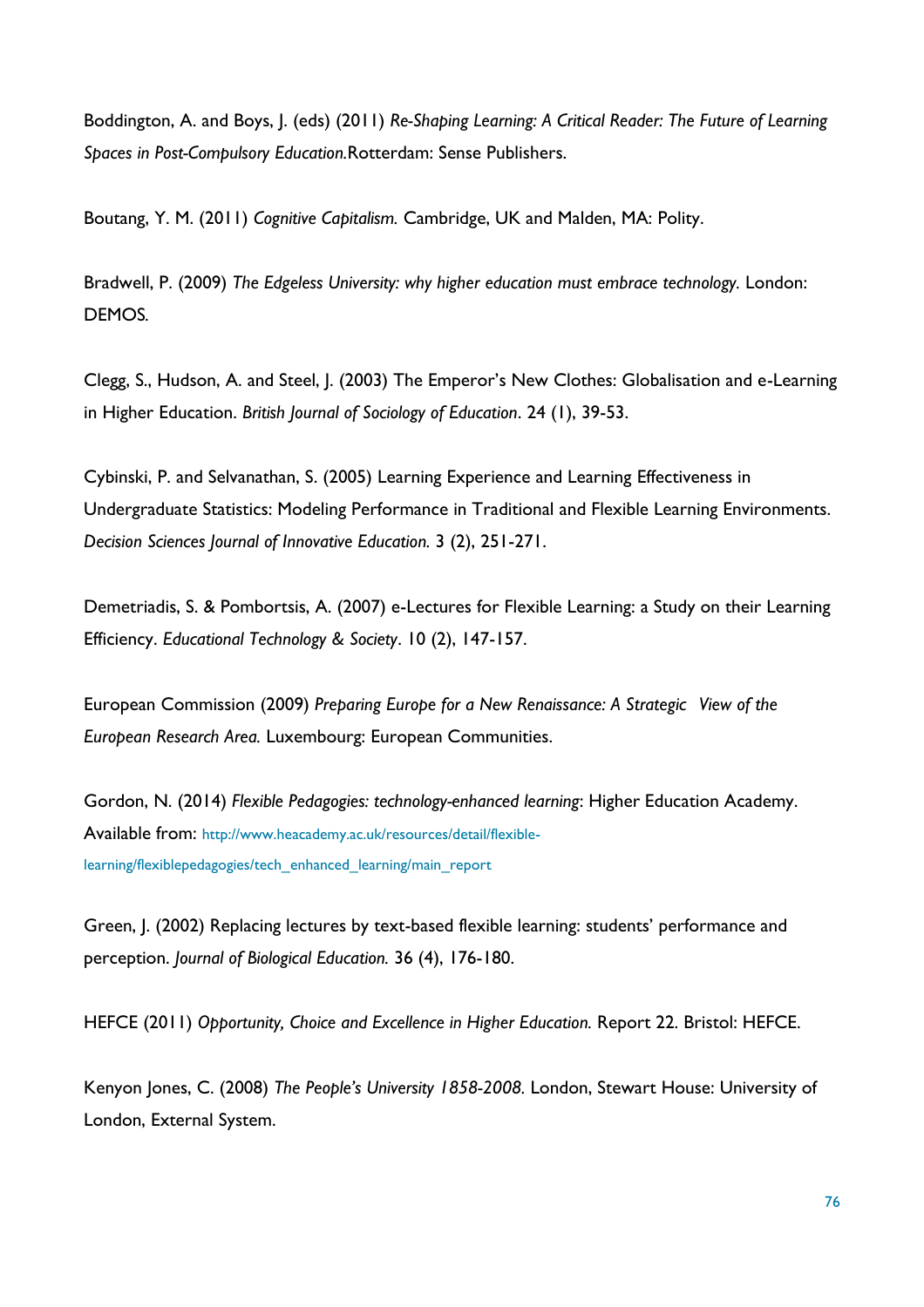Boddington, A. and Boys, J. (eds) (2011) *Re-Shaping Learning: A Critical Reader: The Future of Learning Spaces in Post-Compulsory Education.*Rotterdam: Sense Publishers.

Boutang, Y. M. (2011) *Cognitive Capitalism.* Cambridge, UK and Malden, MA: Polity.

Bradwell, P. (2009) *The Edgeless University: why higher education must embrace technology.* London: DEMOS.

Clegg, S., Hudson, A. and Steel, J. (2003) The Emperor's New Clothes: Globalisation and e-Learning in Higher Education. *British Journal of Sociology of Education*. 24 (1), 39-53.

Cybinski, P. and Selvanathan, S. (2005) Learning Experience and Learning Effectiveness in Undergraduate Statistics: Modeling Performance in Traditional and Flexible Learning Environments. *Decision Sciences Journal of Innovative Education.* 3 (2), 251-271.

Demetriadis, S. & Pombortsis, A. (2007) e-Lectures for Flexible Learning: a Study on their Learning Efficiency. *Educational Technology & Society*. 10 (2), 147-157.

European Commission (2009) *Preparing Europe for a New Renaissance: A Strategic View of the European Research Area.* Luxembourg: European Communities.

Gordon, N. (2014) *Flexible Pedagogies: technology-enhanced learning*: Higher Education Academy. Available from: http://www.heacademy.ac.uk/resources/detail/flexible-learning/flexiblepedagogies/tech_enhanced_learning/main_report

Green, J. (2002) Replacing lectures by text-based flexible learning: students' performance and perception. *Journal of Biological Education.* 36 (4), 176-180.

HEFCE (2011) *Opportunity, Choice and Excellence in Higher Education.* Report 22. Bristol: HEFCE.

Kenyon Jones, C. (2008) *The People's University 1858-2008.* London, Stewart House: University of London, External System.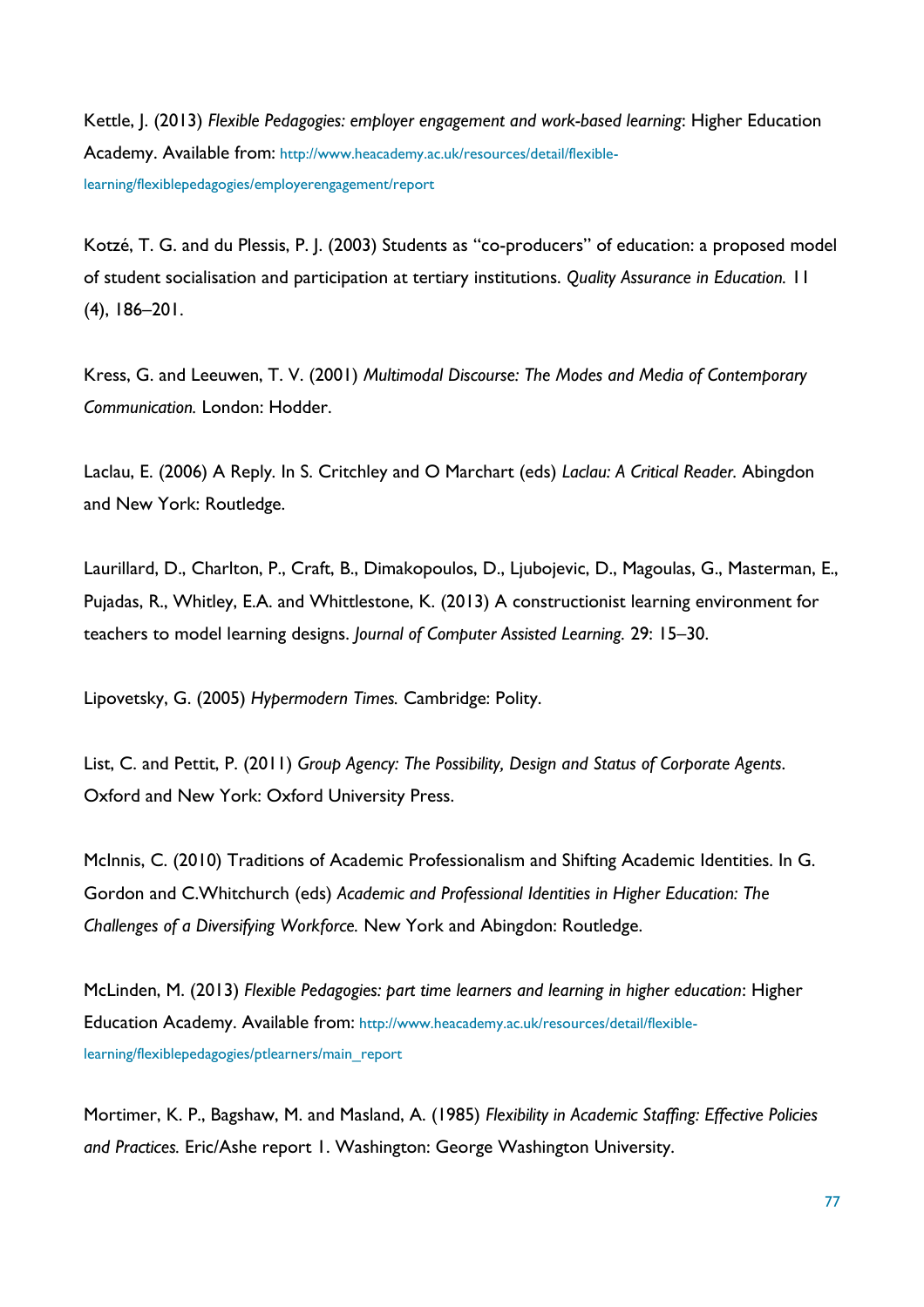Kettle, J. (2013) *Flexible Pedagogies: employer engagement and work-based learning*: Higher Education Academy. Available from: http://www.heacademy.ac.uk/resources/detail/flexible-learning/flexiblepedagogies/employerengagement/report

Kotzé, T. G. and du Plessis, P. J. (2003) Students as "co-producers" of education: a proposed model of student socialisation and participation at tertiary institutions. *Quality Assurance in Education.* 11 (4), 186–201.

Kress, G. and Leeuwen, T. V. (2001) *Multimodal Discourse: The Modes and Media of Contemporary Communication.* London: Hodder.

Laclau, E. (2006) A Reply. In S. Critchley and O Marchart (eds) *Laclau: A Critical Reader.* Abingdon and New York: Routledge.

Laurillard, D., Charlton, P., Craft, B., Dimakopoulos, D., Ljubojevic, D., Magoulas, G., Masterman, E., Pujadas, R., Whitley, E.A. and Whittlestone, K. (2013) A constructionist learning environment for teachers to model learning designs. *Journal of Computer Assisted Learning.* 29: 15–30.

Lipovetsky, G. (2005) *Hypermodern Times.* Cambridge: Polity.

List, C. and Pettit, P. (2011) *Group Agency: The Possibility, Design and Status of Corporate Agents*. Oxford and New York: Oxford University Press.

McInnis, C. (2010) Traditions of Academic Professionalism and Shifting Academic Identities. In G. Gordon and C.Whitchurch (eds) *Academic and Professional Identities in Higher Education: The Challenges of a Diversifying Workforce.* New York and Abingdon: Routledge.

McLinden, M. (2013) *Flexible Pedagogies: part time learners and learning in higher education*: Higher Education Academy. Available from: http://www.heacademy.ac.uk/resources/detail/flexible-learning/flexiblepedagogies/ptlearners/main_report

Mortimer, K. P., Bagshaw, M. and Masland, A. (1985) *Flexibility in Academic Staffing: Effective Policies and Practices.* Eric/Ashe report 1. Washington: George Washington University.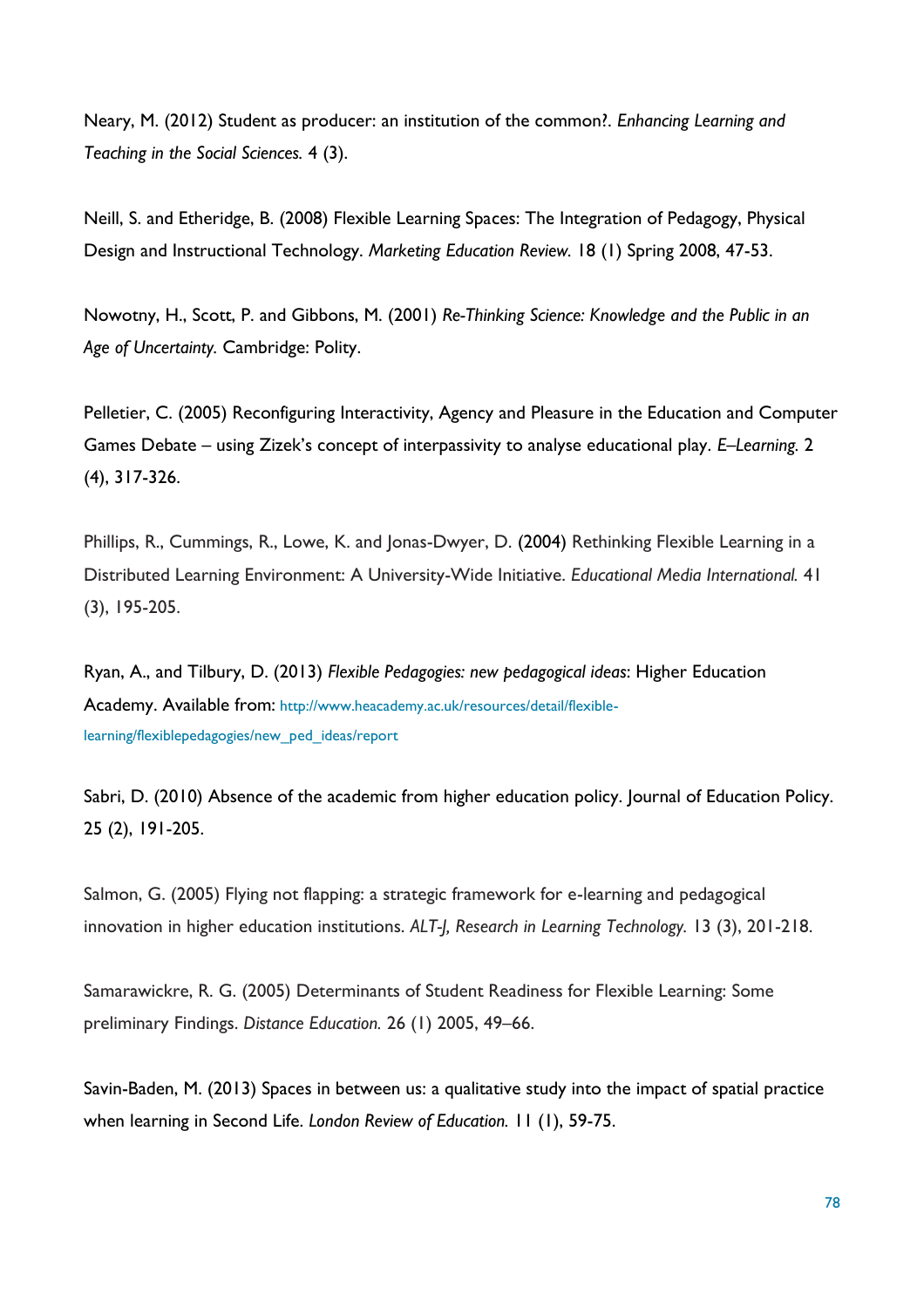Neary, M. (2012) Student as producer: an institution of the common?. *Enhancing Learning and Teaching in the Social Sciences.* 4 (3).

Neill, S. and Etheridge, B. (2008) Flexible Learning Spaces: The Integration of Pedagogy, Physical Design and Instructional Technology. *Marketing Education Review.* 18 (1) Spring 2008, 47-53.

Nowotny, H., Scott, P. and Gibbons, M. (2001) *Re-Thinking Science: Knowledge and the Public in an Age of Uncertainty.* Cambridge: Polity.

Pelletier, C. (2005) Reconfiguring Interactivity, Agency and Pleasure in the Education and Computer Games Debate – using Zizek's concept of interpassivity to analyse educational play. *E–Learning.* 2 (4), 317-326.

Phillips, R., Cummings, R., Lowe, K. and Jonas-Dwyer, D. (2004) Rethinking Flexible Learning in a Distributed Learning Environment: A University-Wide Initiative. *Educational Media International.* 41 (3), 195-205.

Ryan, A., and Tilbury, D. (2013) *Flexible Pedagogies: new pedagogical ideas*: Higher Education Academy. Available from: http://www.heacademy.ac.uk/resources/detail/flexible-learning/flexiblepedagogies/new_ped_ideas/report

Sabri, D. (2010) Absence of the academic from higher education policy. Journal of Education Policy. 25 (2), 191-205.

Salmon, G. (2005) Flying not flapping: a strategic framework for e-learning and pedagogical innovation in higher education institutions. *ALT-J, Research in Learning Technology.* 13 (3), 201-218.

Samarawickre, R. G. (2005) Determinants of Student Readiness for Flexible Learning: Some preliminary Findings. *Distance Education.* 26 (1) 2005, 49–66.

Savin-Baden, M. (2013) Spaces in between us: a qualitative study into the impact of spatial practice when learning in Second Life. *London Review of Education.* 11 (1), 59-75.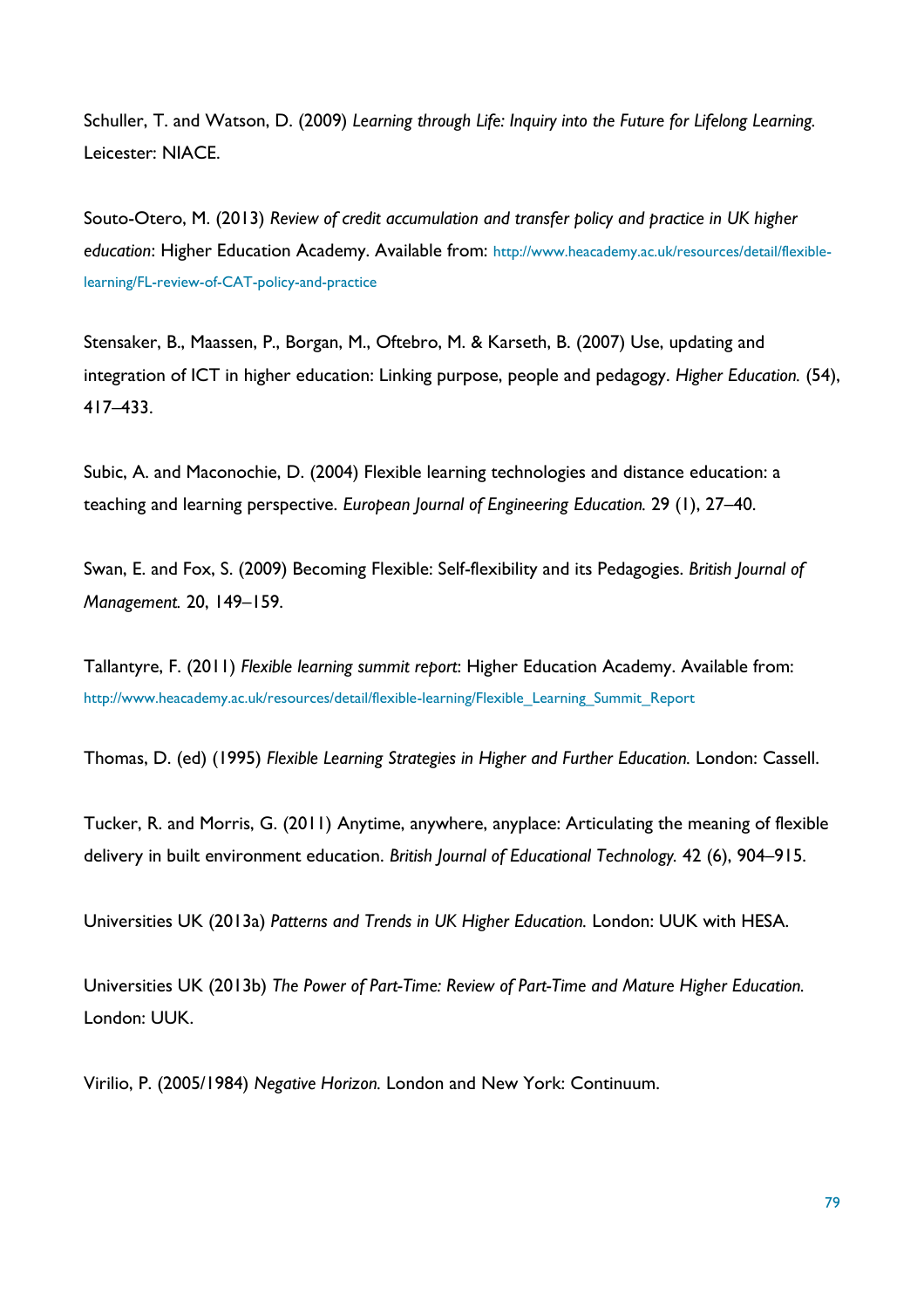Schuller, T. and Watson, D. (2009) *Learning through Life: Inquiry into the Future for Lifelong Learning.* Leicester: NIACE.

Souto-Otero, M. (2013) *Review of credit accumulation and transfer policy and practice in UK higher education*: Higher Education Academy. Available from: http://www.heacademy.ac.uk/resources/detail/flexible-learning/FL-review-of-CAT-policy-and-practice

Stensaker, B., Maassen, P., Borgan, M., Oftebro, M. & Karseth, B. (2007) Use, updating and integration of ICT in higher education: Linking purpose, people and pedagogy. *Higher Education.* (54), 417–433.

Subic, A. and Maconochie, D. (2004) Flexible learning technologies and distance education: a teaching and learning perspective. *European Journal of Engineering Education.* 29 (1), 27–40.

Swan, E. and Fox, S. (2009) Becoming Flexible: Self-flexibility and its Pedagogies. *British Journal of Management.* 20, 149–159.

Tallantyre, F. (2011) *Flexible learning summit report*: Higher Education Academy. Available from: http://www.heacademy.ac.uk/resources/detail/flexible-learning/Flexible_Learning_Summit_Report

Thomas, D. (ed) (1995) *Flexible Learning Strategies in Higher and Further Education.* London: Cassell.

Tucker, R. and Morris, G. (2011) Anytime, anywhere, anyplace: Articulating the meaning of flexible delivery in built environment education. *British Journal of Educational Technology.* 42 (6), 904–915.

Universities UK (2013a) *Patterns and Trends in UK Higher Education.* London: UUK with HESA.

Universities UK (2013b) *The Power of Part-Time: Review of Part-Time and Mature Higher Education.* London: UUK.

Virilio, P. (2005/1984) *Negative Horizon.* London and New York: Continuum.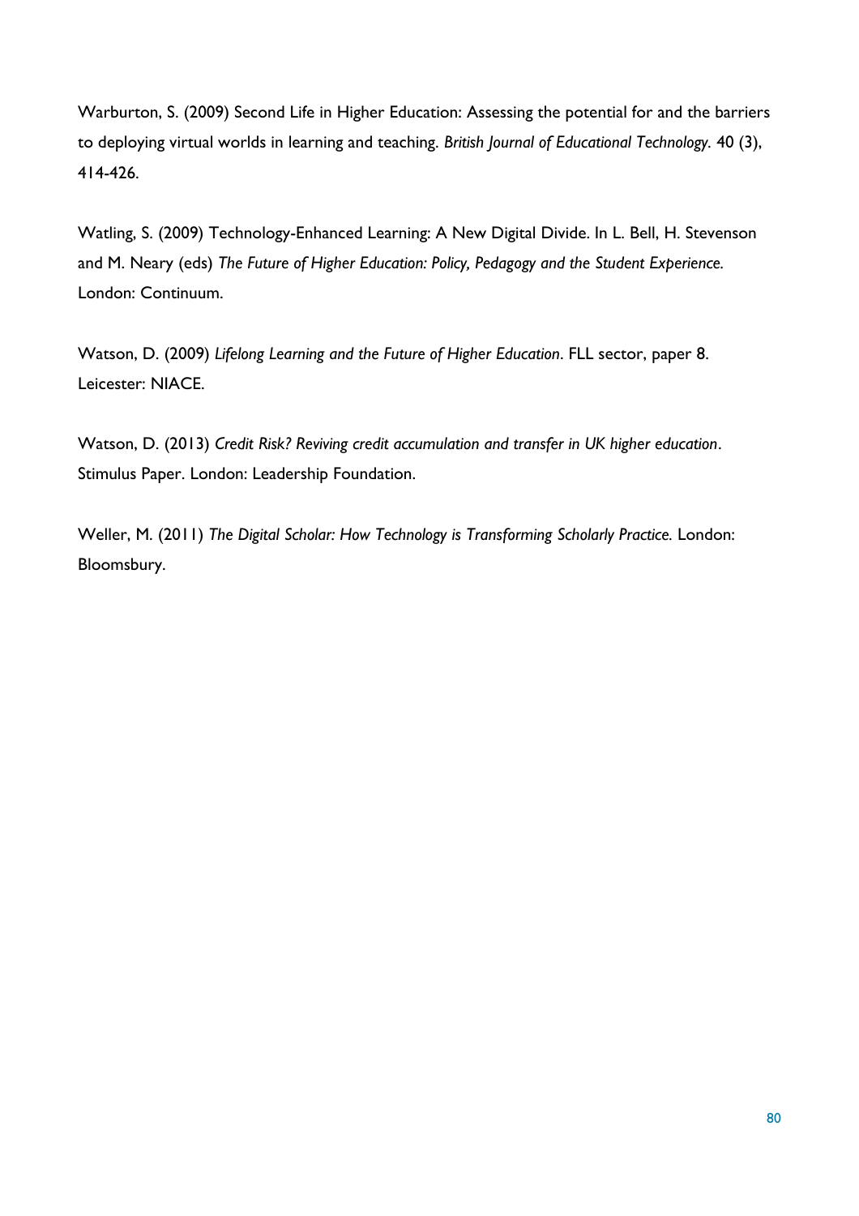Warburton, S. (2009) Second Life in Higher Education: Assessing the potential for and the barriers to deploying virtual worlds in learning and teaching. *British Journal of Educational Technology.* 40 (3), 414-426.

Watling, S. (2009) Technology-Enhanced Learning: A New Digital Divide. In L. Bell, H. Stevenson and M. Neary (eds) *The Future of Higher Education: Policy, Pedagogy and the Student Experience.* London: Continuum.

Watson, D. (2009) *Lifelong Learning and the Future of Higher Education*. FLL sector, paper 8. Leicester: NIACE.

Watson, D. (2013) *Credit Risk? Reviving credit accumulation and transfer in UK higher education*. Stimulus Paper. London: Leadership Foundation.

Weller, M. (2011) *The Digital Scholar: How Technology is Transforming Scholarly Practice.* London: Bloomsbury.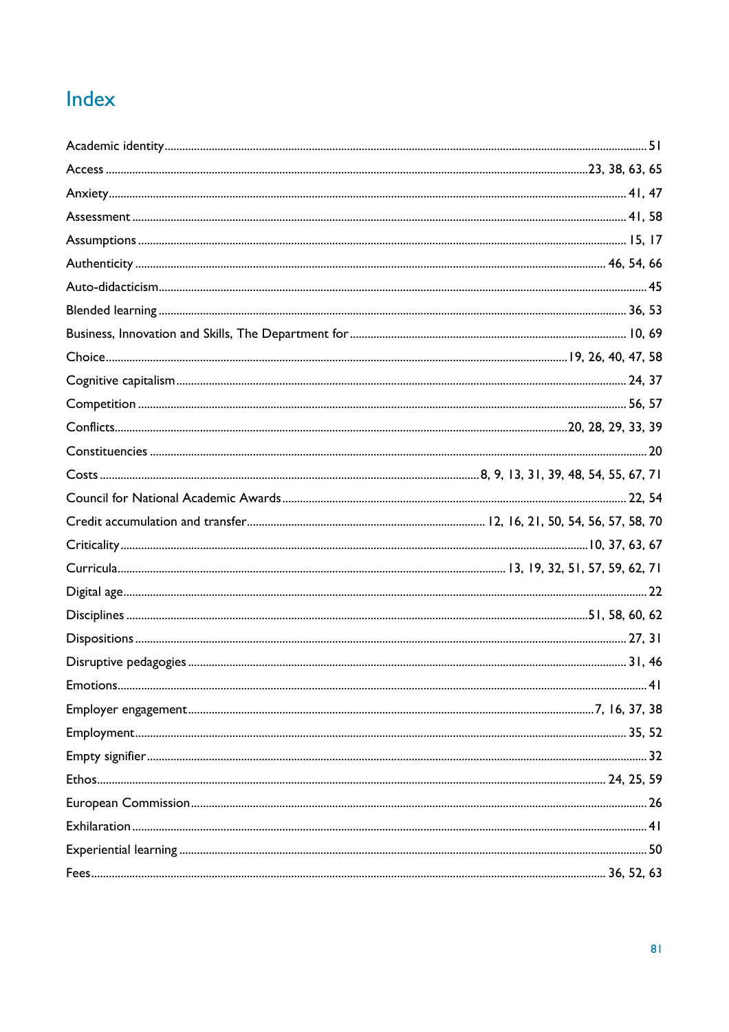# Index

Academic identity ........ 51

Access ........ 23, 38, 63, 65

Anxiety ........ 41, 47

Assessment ........ 41, 58

Assumptions ........ 15, 17

Authenticity ........ 46, 54, 66

Auto-didacticism ........ 45

Blended learning ........ 36, 53

Business, Innovation and Skills, The Department for ........ 10, 69

Choice ........ 19, 26, 40, 47, 58

Cognitive capitalism ........ 24, 37

Competition ........ 56, 57

Conflicts ........ 20, 28, 29, 33, 39

Constituencies ........ 20

Costs ........ 8, 9, 13, 31, 39, 48, 54, 55, 67, 71

Council for National Academic Awards ........ 22, 54

Credit accumulation and transfer ........ 12, 16, 21, 50, 54, 56, 57, 58, 70

Criticality ........ 10, 37, 63, 67

Curricula ........ 13, 19, 32, 51, 57, 59, 62, 71

Digital age ........ 22

Disciplines ........ 51, 58, 60, 62

Dispositions ........ 27, 31

Disruptive pedagogies ........ 31, 46

Emotions ........ 41

Employer engagement ........ 7, 16, 37, 38

Employment ........ 35, 52

Empty signifier ........ 32

Ethos ........ 24, 25, 59

European Commission ........ 26

Exhilaration ........ 41

Experiential learning ........ 50

Fees ........ 36, 52, 63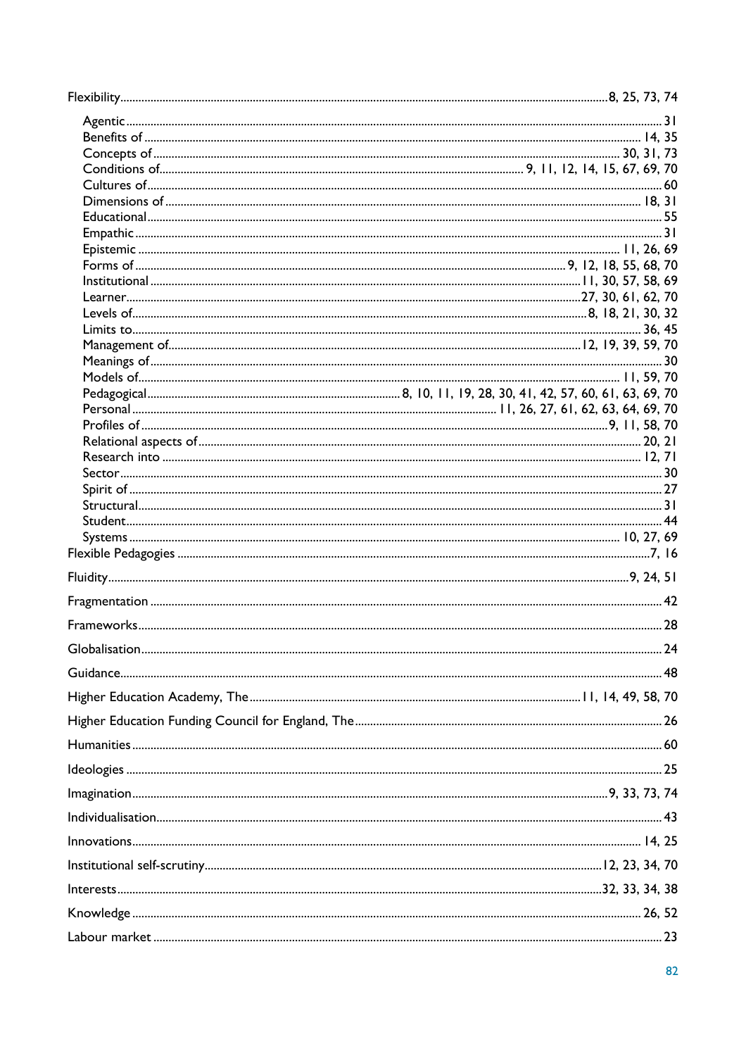Flexibility ........ 8, 25, 73, 74

- Agentic ........ 31
- Benefits of ........ 14, 35
- Concepts of ........ 30, 31, 73
- Conditions of ........ 9, 11, 12, 14, 15, 67, 69, 70
- Cultures of ........ 60
- Dimensions of ........ 18, 31
- Educational ........ 55
- Empathic ........ 31
- Epistemic ........ 11, 26, 69
- Forms of ........ 9, 12, 18, 55, 68, 70
- Institutional ........ 11, 30, 57, 58, 69
- Learner ........ 27, 30, 61, 62, 70
- Levels of ........ 8, 18, 21, 30, 32
- Limits to ........ 36, 45
- Management of ........ 12, 19, 39, 59, 70
- Meanings of ........ 30
- Models of ........ 11, 59, 70
- Pedagogical ........ 8, 10, 11, 19, 28, 30, 41, 42, 57, 60, 61, 63, 69, 70
- Personal ........ 11, 26, 27, 61, 62, 63, 64, 69, 70
- Profiles of ........ 9, 11, 58, 70
- Relational aspects of ........ 20, 21
- Research into ........ 12, 71
- Sector ........ 30
- Spirit of ........ 27
- Structural ........ 31
- Student ........ 44
- Systems ........ 10, 27, 69

Flexible Pedagogies ........ 7, 16

Fluidity ........ 9, 24, 51

Fragmentation ........ 42

Frameworks ........ 28

Globalisation ........ 24

Guidance ........ 48

Higher Education Academy, The ........ 11, 14, 49, 58, 70

Higher Education Funding Council for England, The ........ 26

Humanities ........ 60

Ideologies ........ 25

Imagination ........ 9, 33, 73, 74

Individualisation ........ 43

Innovations ........ 14, 25

Institutional self-scrutiny ........ 12, 23, 34, 70

Interests ........ 32, 33, 34, 38

Knowledge ........ 26, 52

Labour market ........ 23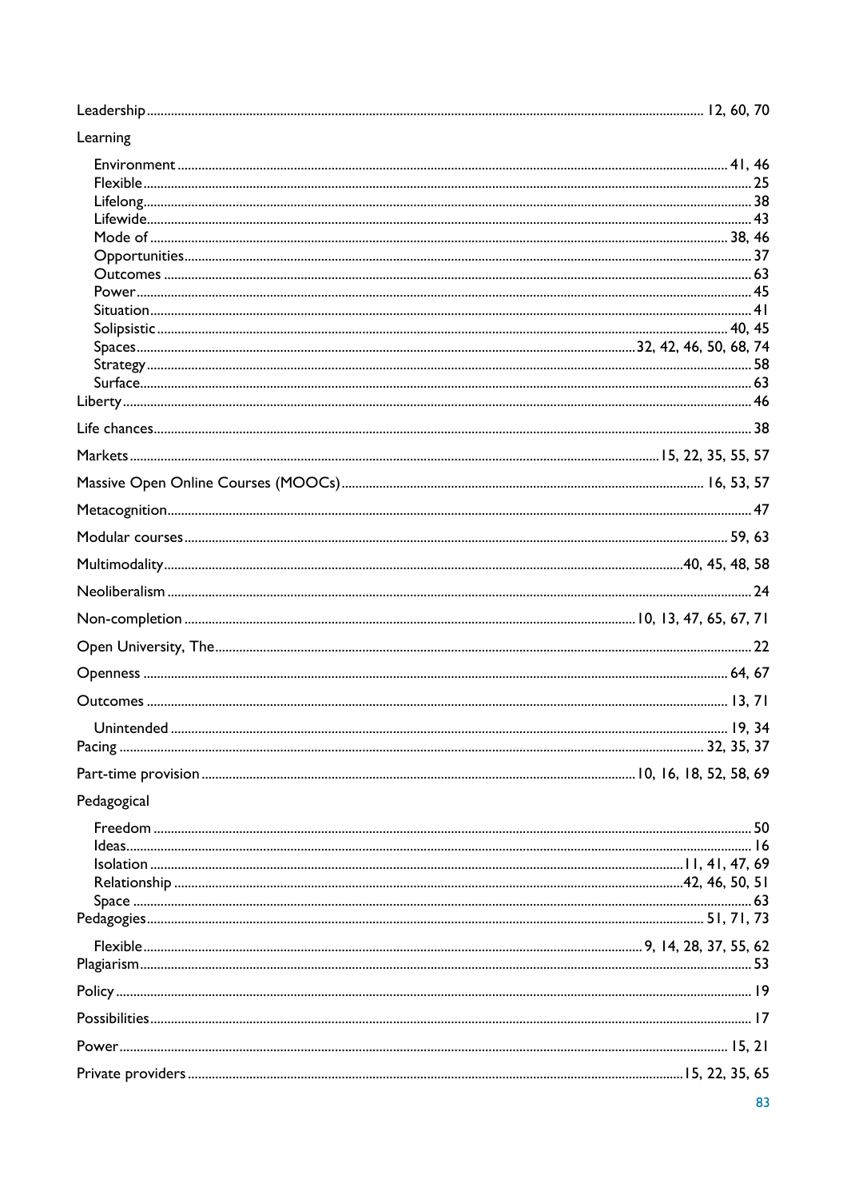Leadership ........ 12, 60, 70

Learning

- Environment ........ 41, 46
- Flexible ........ 25
- Lifelong ........ 38
- Lifewide ........ 43
- Mode of ........ 38, 46
- Opportunities ........ 37
- Outcomes ........ 63
- Power ........ 45
- Situation ........ 41
- Solipsistic ........ 40, 45
- Spaces ........ 32, 42, 46, 50, 68, 74
- Strategy ........ 58
- Surface ........ 63

Liberty ........ 46

Life chances ........ 38

Markets ........ 15, 22, 35, 55, 57

Massive Open Online Courses (MOOCs) ........ 16, 53, 57

Metacognition ........ 47

Modular courses ........ 59, 63

Multimodality ........ 40, 45, 48, 58

Neoliberalism ........ 24

Non-completion ........ 10, 13, 47, 65, 67, 71

Open University, The ........ 22

Openness ........ 64, 67

Outcomes ........ 13, 71

- Unintended ........ 19, 34

Pacing ........ 32, 35, 37

Part-time provision ........ 10, 16, 18, 52, 58, 69

Pedagogical

- Freedom ........ 50
- Ideas ........ 16
- Isolation ........ 11, 41, 47, 69
- Relationship ........ 42, 46, 50, 51
- Space ........ 63

Pedagogies ........ 51, 71, 73

- Flexible ........ 9, 14, 28, 37, 55, 62

Plagiarism ........ 53

Policy ........ 19

Possibilities ........ 17

Power ........ 15, 21

Private providers ........ 15, 22, 35, 65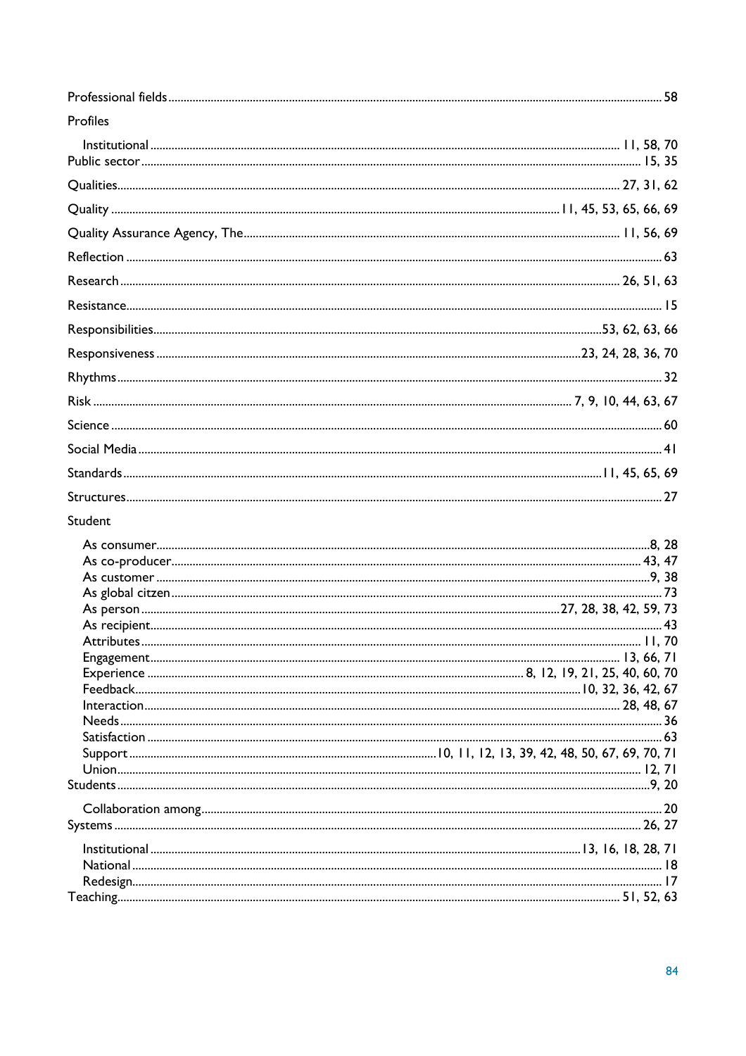Professional fields ........ 58

Profiles

- Institutional ........ 11, 58, 70

Public sector ........ 15, 35

Qualities ........ 27, 31, 62

Quality ........ 11, 45, 53, 65, 66, 69

Quality Assurance Agency, The ........ 11, 56, 69

Reflection ........ 63

Research ........ 26, 51, 63

Resistance ........ 15

Responsibilities ........ 53, 62, 63, 66

Responsiveness ........ 23, 24, 28, 36, 70

Rhythms ........ 32

Risk ........ 7, 9, 10, 44, 63, 67

Science ........ 60

Social Media ........ 41

Standards ........ 11, 45, 65, 69

Structures ........ 27

Student

- As consumer ........ 8, 28
- As co-producer ........ 43, 47
- As customer ........ 9, 38
- As global citzen ........ 73
- As person ........ 27, 28, 38, 42, 59, 73
- As recipient ........ 43
- Attributes ........ 11, 70
- Engagement ........ 13, 66, 71
- Experience ........ 8, 12, 19, 21, 25, 40, 60, 70
- Feedback ........ 10, 32, 36, 42, 67
- Interaction ........ 28, 48, 67
- Needs ........ 36
- Satisfaction ........ 63
- Support ........ 10, 11, 12, 13, 39, 42, 48, 50, 67, 69, 70, 71
- Union ........ 12, 71

Students ........ 9, 20

- Collaboration among ........ 20

Systems ........ 26, 27

- Institutional ........ 13, 16, 18, 28, 71
- National ........ 18
- Redesign ........ 17

Teaching ........ 51, 52, 63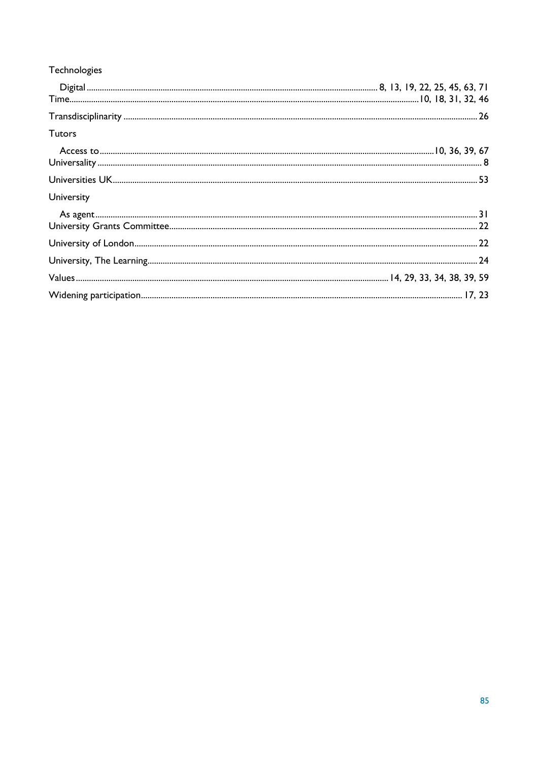Technologies

- Digital ........ 8, 13, 19, 22, 25, 45, 63, 71

Time........ 10, 18, 31, 32, 46

Transdisciplinarity ........ 26

Tutors

- Access to........ 10, 36, 39, 67

Universality ........ 8

Universities UK........ 53

University

- As agent........ 31

University Grants Committee........ 22

University of London........ 22

University, The Learning........ 24

Values........ 14, 29, 33, 34, 38, 39, 59

Widening participation........ 17, 23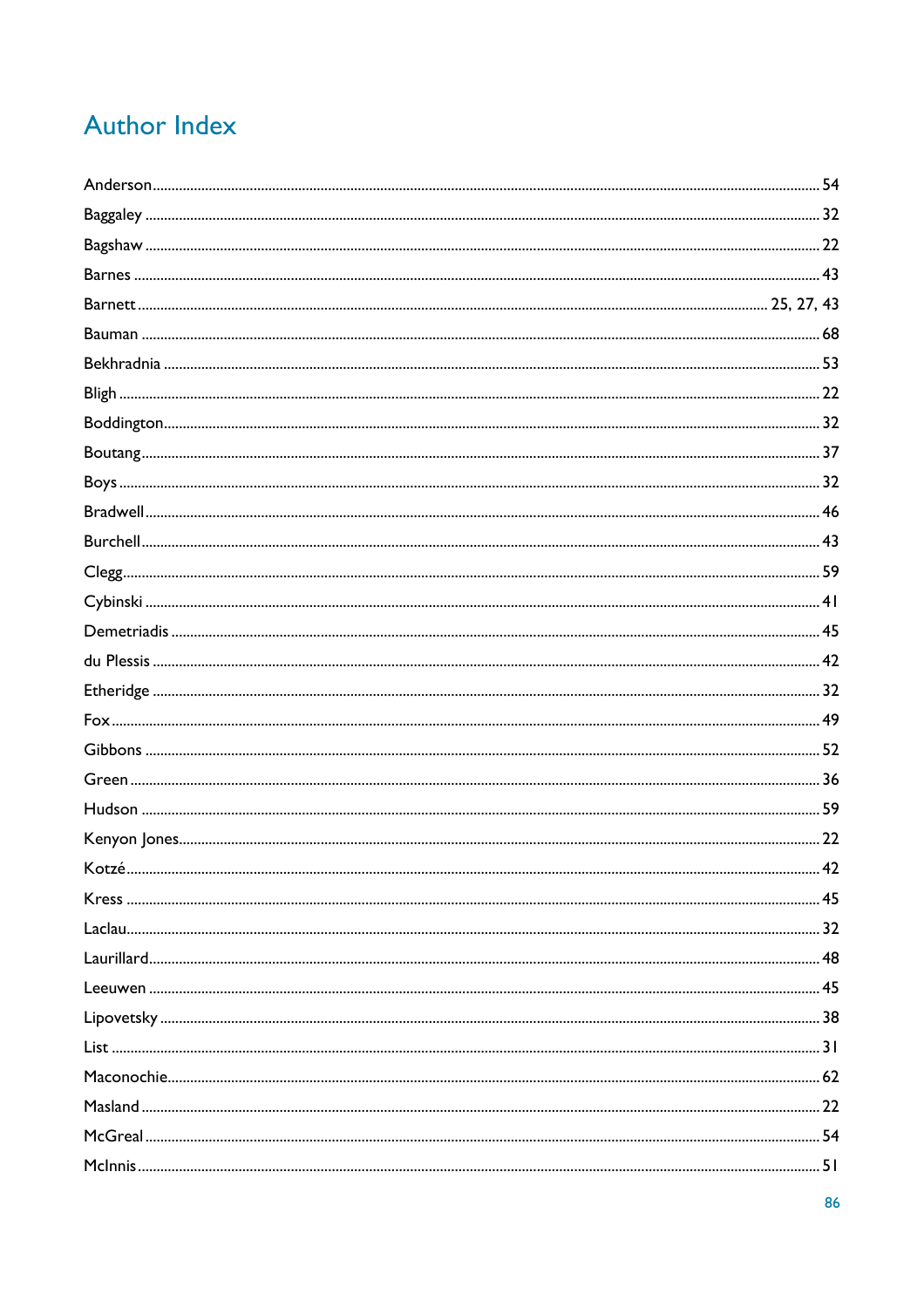# Author Index

Anderson ..... 54
Baggaley ..... 32
Bagshaw ..... 22
Barnes ..... 43
Barnett ..... 25, 27, 43
Bauman ..... 68
Bekhradnia ..... 53
Bligh ..... 22
Boddington ..... 32
Boutang ..... 37
Boys ..... 32
Bradwell ..... 46
Burchell ..... 43
Clegg ..... 59
Cybinski ..... 41
Demetriadis ..... 45
du Plessis ..... 42
Etheridge ..... 32
Fox ..... 49
Gibbons ..... 52
Green ..... 36
Hudson ..... 59
Kenyon Jones ..... 22
Kotzé ..... 42
Kress ..... 45
Laclau ..... 32
Laurillard ..... 48
Leeuwen ..... 45
Lipovetsky ..... 38
List ..... 31
Maconochie ..... 62
Masland ..... 22
McGreal ..... 54
McInnis ..... 51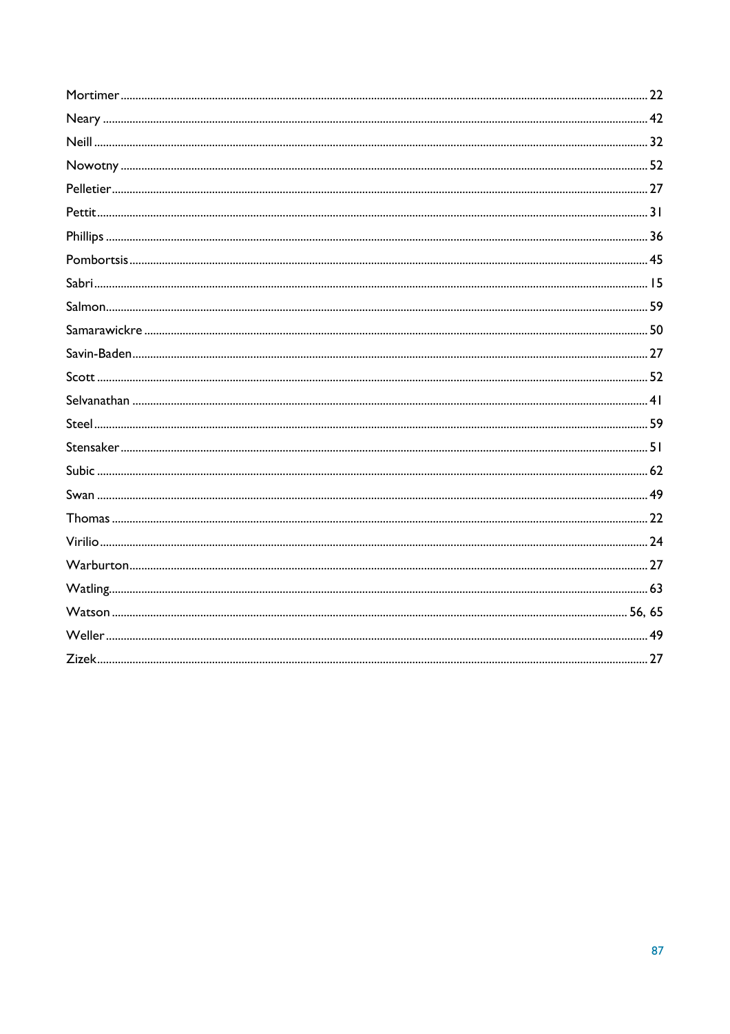Mortimer ........................................................................................................................................ 22

Neary ............................................................................................................................................ 42

Neill ............................................................................................................................................... 32

Nowotny ........................................................................................................................................ 52

Pelletier .......................................................................................................................................... 27

Pettit ............................................................................................................................................... 31

Phillips ........................................................................................................................................... 36

Pombortsis ..................................................................................................................................... 45

Sabri ............................................................................................................................................... 15

Salmon ........................................................................................................................................... 59

Samarawickre ................................................................................................................................ 50

Savin-Baden ................................................................................................................................... 27

Scott ............................................................................................................................................... 52

Selvanathan ................................................................................................................................... 41

Steel ............................................................................................................................................... 59

Stensaker ....................................................................................................................................... 51

Subic .............................................................................................................................................. 62

Swan .............................................................................................................................................. 49

Thomas .......................................................................................................................................... 22

Virilio .............................................................................................................................................. 24

Warburton ..................................................................................................................................... 27

Watling ........................................................................................................................................... 63

Watson .................................................................................................................................... 56, 65

Weller ............................................................................................................................................. 49

Zizek ............................................................................................................................................... 27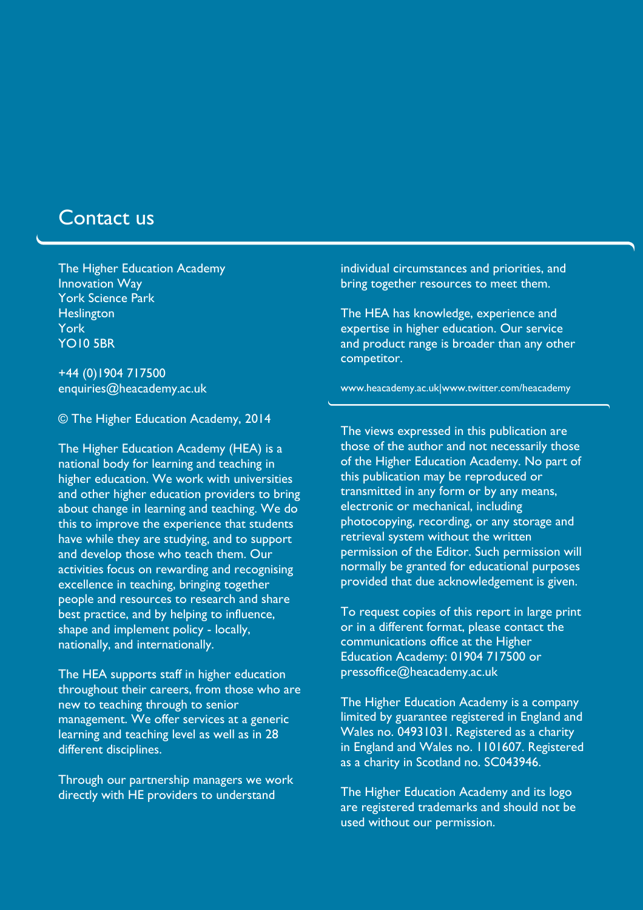# Contact us

The Higher Education Academy
Innovation Way
York Science Park
Heslington
York
YO10 5BR

+44 (0)1904 717500
enquiries@heacademy.ac.uk

© The Higher Education Academy, 2014

The Higher Education Academy (HEA) is a national body for learning and teaching in higher education. We work with universities and other higher education providers to bring about change in learning and teaching. We do this to improve the experience that students have while they are studying, and to support and develop those who teach them. Our activities focus on rewarding and recognising excellence in teaching, bringing together people and resources to research and share best practice, and by helping to influence, shape and implement policy - locally, nationally, and internationally.

The HEA supports staff in higher education throughout their careers, from those who are new to teaching through to senior management. We offer services at a generic learning and teaching level as well as in 28 different disciplines.

Through our partnership managers we work directly with HE providers to understand individual circumstances and priorities, and bring together resources to meet them.

The HEA has knowledge, experience and expertise in higher education. Our service and product range is broader than any other competitor.

www.heacademy.ac.uk|www.twitter.com/heacademy

The views expressed in this publication are those of the author and not necessarily those of the Higher Education Academy. No part of this publication may be reproduced or transmitted in any form or by any means, electronic or mechanical, including photocopying, recording, or any storage and retrieval system without the written permission of the Editor. Such permission will normally be granted for educational purposes provided that due acknowledgement is given.

To request copies of this report in large print or in a different format, please contact the communications office at the Higher Education Academy: 01904 717500 or pressoffice@heacademy.ac.uk

The Higher Education Academy is a company limited by guarantee registered in England and Wales no. 04931031. Registered as a charity in England and Wales no. 1101607. Registered as a charity in Scotland no. SC043946.

The Higher Education Academy and its logo are registered trademarks and should not be used without our permission.